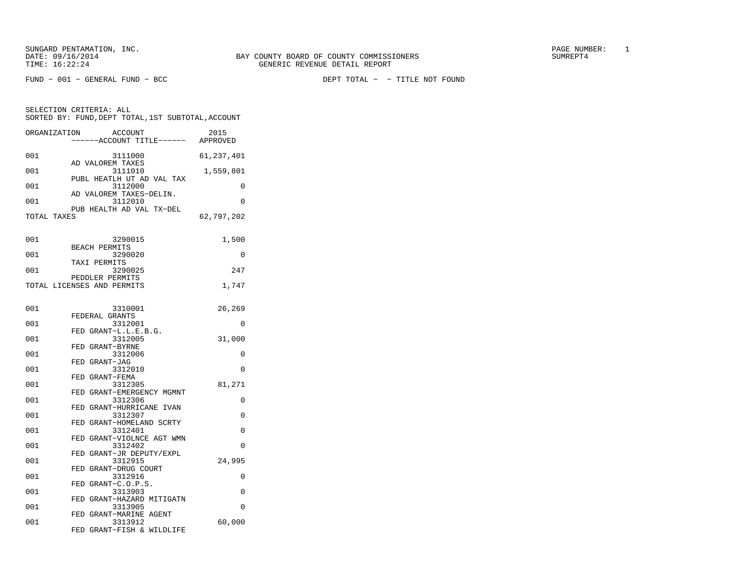SUNGARD PENTAMATION, INC.
DATE: 09/16/2014
TIME: 16:22:24

BAY COUNTY BOARD OF COUNTY COMMISSIONERS
GENERIC REVENUE DETAIL REPORT

SUMREPT4

FUND - 001 - GENERAL FUND - BCC

DEPT TOTAL - - TITLE NOT FOUND

SELECTION CRITERIA: ALL
SORTED BY: FUND,DEPT TOTAL,1ST SUBTOTAL,ACCOUNT

| ORGANIZATION | ACCOUNT / ACCOUNT TITLE | 2015 APPROVED |
|---|---|---|
| 001 | 3111000 AD VALOREM TAXES | 61,237,401 |
| 001 | 3111010 PUBL HEATLH UT AD VAL TAX | 1,559,801 |
| 001 | 3112000 AD VALOREM TAXES-DELIN. | 0 |
| 001 | 3112010 PUB HEALTH AD VAL TX-DEL | 0 |
| TOTAL TAXES | | 62,797,202 |
| 001 | 3290015 BEACH PERMITS | 1,500 |
| 001 | 3290020 TAXI PERMITS | 0 |
| 001 | 3290025 PEDDLER PERMITS | 247 |
| TOTAL LICENSES AND PERMITS | | 1,747 |
| 001 | 3310001 FEDERAL GRANTS | 26,269 |
| 001 | 3312001 FED GRANT-L.L.E.B.G. | 0 |
| 001 | 3312005 FED GRANT-BYRNE | 31,000 |
| 001 | 3312006 FED GRANT-JAG | 0 |
| 001 | 3312010 FED GRANT-FEMA | 0 |
| 001 | 3312305 FED GRANT-EMERGENCY MGMNT | 81,271 |
| 001 | 3312306 FED GRANT-HURRICANE IVAN | 0 |
| 001 | 3312307 FED GRANT-HOMELAND SCRTY | 0 |
| 001 | 3312401 FED GRANT-VIOLNCE AGT WMN | 0 |
| 001 | 3312402 FED GRANT-JR DEPUTY/EXPL | 0 |
| 001 | 3312915 FED GRANT-DRUG COURT | 24,995 |
| 001 | 3312916 FED GRANT-C.O.P.S. | 0 |
| 001 | 3313903 FED GRANT-HAZARD MITIGATN | 0 |
| 001 | 3313905 FED GRANT-MARINE AGENT | 0 |
| 001 | 3313912 FED GRANT-FISH & WILDLIFE | 60,000 |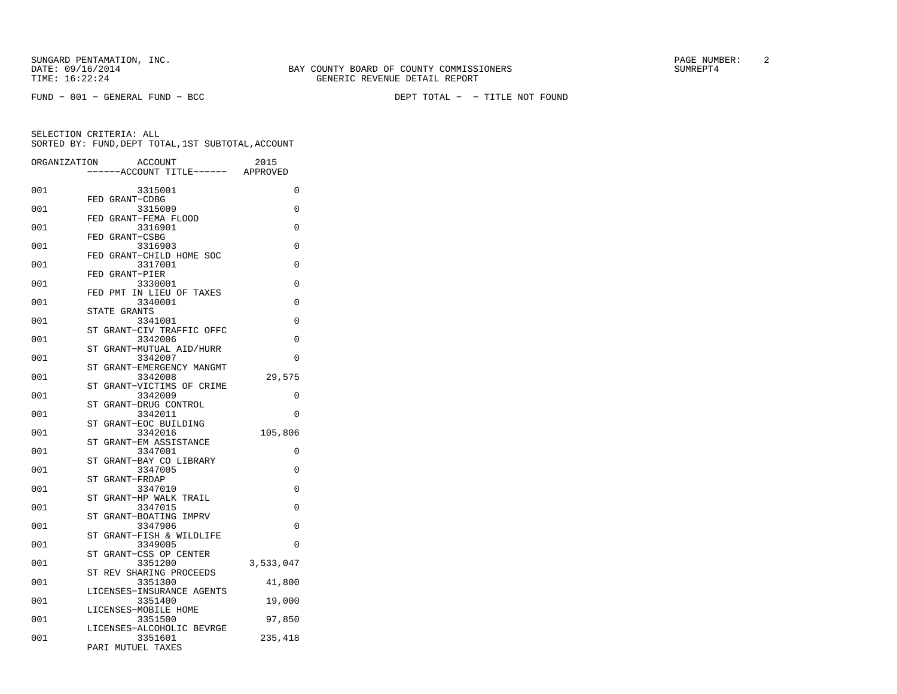SUNGARD PENTAMATION, INC.
DATE: 09/16/2014
TIME: 16:22:24

BAY COUNTY BOARD OF COUNTY COMMISSIONERS
GENERIC REVENUE DETAIL REPORT

SUMREPT4

FUND − 001 − GENERAL FUND − BCC

DEPT TOTAL − − TITLE NOT FOUND

SELECTION CRITERIA: ALL
SORTED BY: FUND,DEPT TOTAL,1ST SUBTOTAL,ACCOUNT

| ORGANIZATION | ACCOUNT / ------ACCOUNT TITLE------ | 2015 APPROVED |
|---|---|---|
| 001 | 3315001 FED GRANT−CDBG | 0 |
| 001 | 3315009 FED GRANT−FEMA FLOOD | 0 |
| 001 | 3316901 FED GRANT−CSBG | 0 |
| 001 | 3316903 FED GRANT−CHILD HOME SOC | 0 |
| 001 | 3317001 FED GRANT−PIER | 0 |
| 001 | 3330001 FED PMT IN LIEU OF TAXES | 0 |
| 001 | 3340001 STATE GRANTS | 0 |
| 001 | 3341001 ST GRANT−CIV TRAFFIC OFFC | 0 |
| 001 | 3342006 ST GRANT−MUTUAL AID/HURR | 0 |
| 001 | 3342007 ST GRANT−EMERGENCY MANGMT | 0 |
| 001 | 3342008 ST GRANT−VICTIMS OF CRIME | 29,575 |
| 001 | 3342009 ST GRANT−DRUG CONTROL | 0 |
| 001 | 3342011 ST GRANT−EOC BUILDING | 0 |
| 001 | 3342016 ST GRANT−EM ASSISTANCE | 105,806 |
| 001 | 3347001 ST GRANT−BAY CO LIBRARY | 0 |
| 001 | 3347005 ST GRANT−FRDAP | 0 |
| 001 | 3347010 ST GRANT−HP WALK TRAIL | 0 |
| 001 | 3347015 ST GRANT−BOATING IMPRV | 0 |
| 001 | 3347906 ST GRANT−FISH & WILDLIFE | 0 |
| 001 | 3349005 ST GRANT−CSS OP CENTER | 0 |
| 001 | 3351200 ST REV SHARING PROCEEDS | 3,533,047 |
| 001 | 3351300 LICENSES−INSURANCE AGENTS | 41,800 |
| 001 | 3351400 LICENSES−MOBILE HOME | 19,000 |
| 001 | 3351500 LICENSES−ALCOHOLIC BEVRGE | 97,850 |
| 001 | 3351601 PARI MUTUEL TAXES | 235,418 |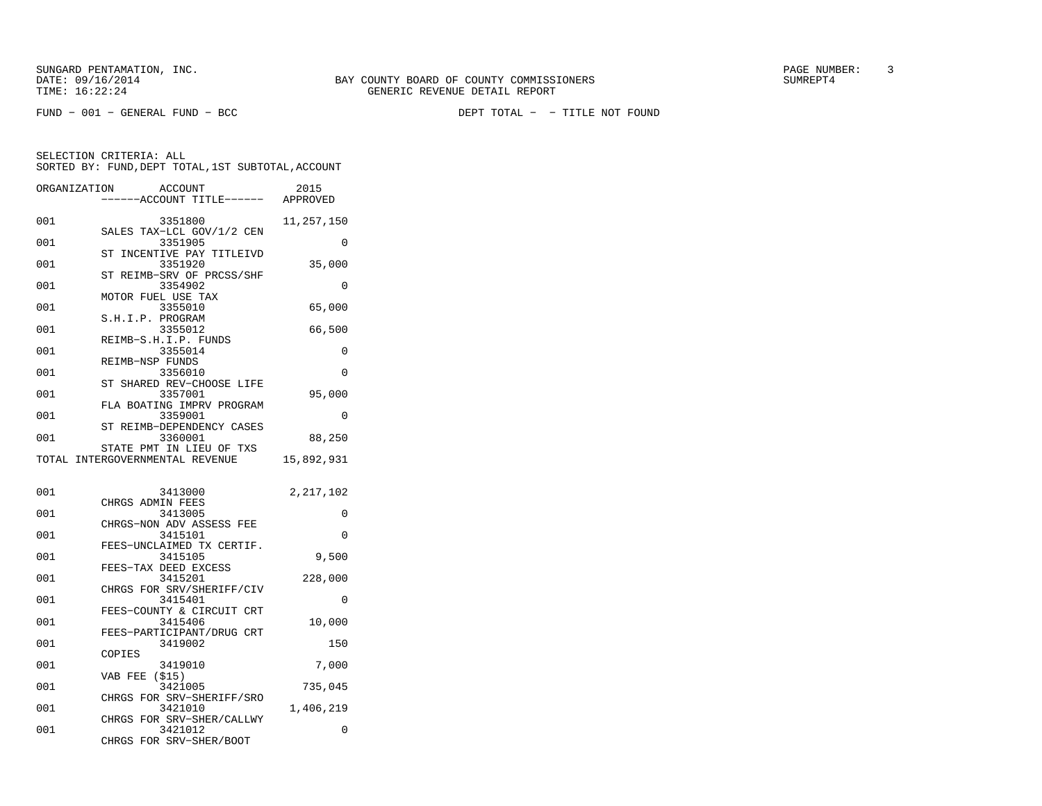BAY COUNTY BOARD OF COUNTY COMMISSIONERS
GENERIC REVENUE DETAIL REPORT

SUNGARD PENTAMATION, INC.
DATE: 09/16/2014
TIME: 16:22:24

SUMREPT4

FUND - 001 - GENERAL FUND - BCC

DEPT TOTAL - - TITLE NOT FOUND

SELECTION CRITERIA: ALL
SORTED BY: FUND,DEPT TOTAL,1ST SUBTOTAL,ACCOUNT

| ORGANIZATION | ACCOUNT / ------ACCOUNT TITLE------ | 2015 APPROVED |
|---|---|---|
| 001 | 3351800 SALES TAX-LCL GOV/1/2 CEN | 11,257,150 |
| 001 | 3351905 ST INCENTIVE PAY TITLEIVD | 0 |
| 001 | 3351920 ST REIMB-SRV OF PRCSS/SHF | 35,000 |
| 001 | 3354902 MOTOR FUEL USE TAX | 0 |
| 001 | 3355010 S.H.I.P. PROGRAM | 65,000 |
| 001 | 3355012 REIMB-S.H.I.P. FUNDS | 66,500 |
| 001 | 3355014 REIMB-NSP FUNDS | 0 |
| 001 | 3356010 ST SHARED REV-CHOOSE LIFE | 0 |
| 001 | 3357001 FLA BOATING IMPRV PROGRAM | 95,000 |
| 001 | 3359001 ST REIMB-DEPENDENCY CASES | 0 |
| 001 | 3360001 STATE PMT IN LIEU OF TXS | 88,250 |
| TOTAL INTERGOVERNMENTAL REVENUE | | 15,892,931 |
| 001 | 3413000 CHRGS ADMIN FEES | 2,217,102 |
| 001 | 3413005 CHRGS-NON ADV ASSESS FEE | 0 |
| 001 | 3415101 FEES-UNCLAIMED TX CERTIF. | 0 |
| 001 | 3415105 FEES-TAX DEED EXCESS | 9,500 |
| 001 | 3415201 CHRGS FOR SRV/SHERIFF/CIV | 228,000 |
| 001 | 3415401 FEES-COUNTY & CIRCUIT CRT | 0 |
| 001 | 3415406 FEES-PARTICIPANT/DRUG CRT | 10,000 |
| 001 | 3419002 COPIES | 150 |
| 001 | 3419010 VAB FEE ($15) | 7,000 |
| 001 | 3421005 CHRGS FOR SRV-SHERIFF/SRO | 735,045 |
| 001 | 3421010 CHRGS FOR SRV-SHER/CALLWY | 1,406,219 |
| 001 | 3421012 CHRGS FOR SRV-SHER/BOOT | 0 |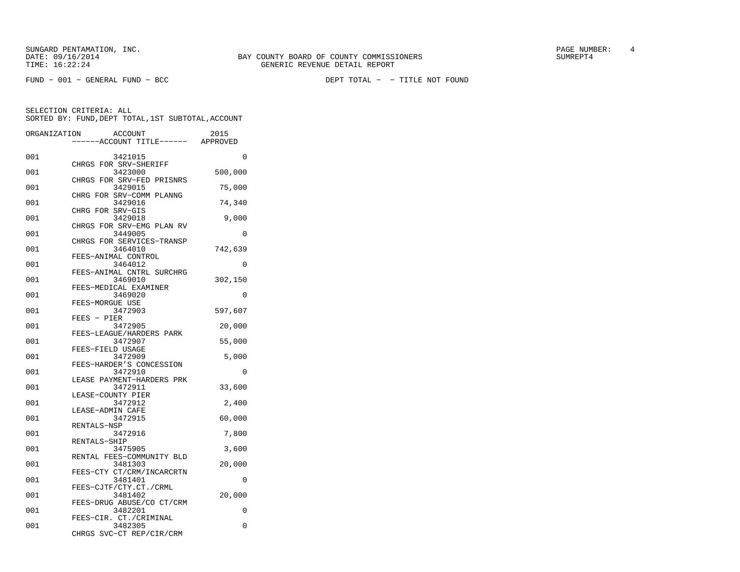FUND − 001 − GENERAL FUND − BCC DEPT TOTAL − − TITLE NOT FOUND

SELECTION CRITERIA: ALL
SORTED BY: FUND,DEPT TOTAL,1ST SUBTOTAL,ACCOUNT

| ORGANIZATION | ACCOUNT / ------ACCOUNT TITLE------ | 2015 APPROVED |
|---|---|---|
| 001 | 3421015 CHRGS FOR SRV−SHERIFF | 0 |
| 001 | 3423000 CHRGS FOR SRV−FED PRISNRS | 500,000 |
| 001 | 3429015 CHRG FOR SRV−COMM PLANNG | 75,000 |
| 001 | 3429016 CHRG FOR SRV−GIS | 74,340 |
| 001 | 3429018 CHRGS FOR SRV−EMG PLAN RV | 9,000 |
| 001 | 3449005 CHRGS FOR SERVICES−TRANSP | 0 |
| 001 | 3464010 FEES−ANIMAL CONTROL | 742,639 |
| 001 | 3464012 FEES−ANIMAL CNTRL SURCHRG | 0 |
| 001 | 3469010 FEES−MEDICAL EXAMINER | 302,150 |
| 001 | 3469020 FEES−MORGUE USE | 0 |
| 001 | 3472903 FEES − PIER | 597,607 |
| 001 | 3472905 FEES−LEAGUE/HARDERS PARK | 20,000 |
| 001 | 3472907 FEES−FIELD USAGE | 55,000 |
| 001 | 3472909 FEES−HARDER’S CONCESSION | 5,000 |
| 001 | 3472910 LEASE PAYMENT−HARDERS PRK | 0 |
| 001 | 3472911 LEASE−COUNTY PIER | 33,600 |
| 001 | 3472912 LEASE−ADMIN CAFE | 2,400 |
| 001 | 3472915 RENTALS−NSP | 60,000 |
| 001 | 3472916 RENTALS−SHIP | 7,800 |
| 001 | 3475905 RENTAL FEES−COMMUNITY BLD | 3,600 |
| 001 | 3481303 FEES−CTY CT/CRM/INCARCRTN | 20,000 |
| 001 | 3481401 FEES−CJTF/CTY.CT./CRML | 0 |
| 001 | 3481402 FEES−DRUG ABUSE/CO CT/CRM | 20,000 |
| 001 | 3482201 FEES−CIR. CT./CRIMINAL | 0 |
| 001 | 3482305 CHRGS SVC−CT REP/CIR/CRM | 0 |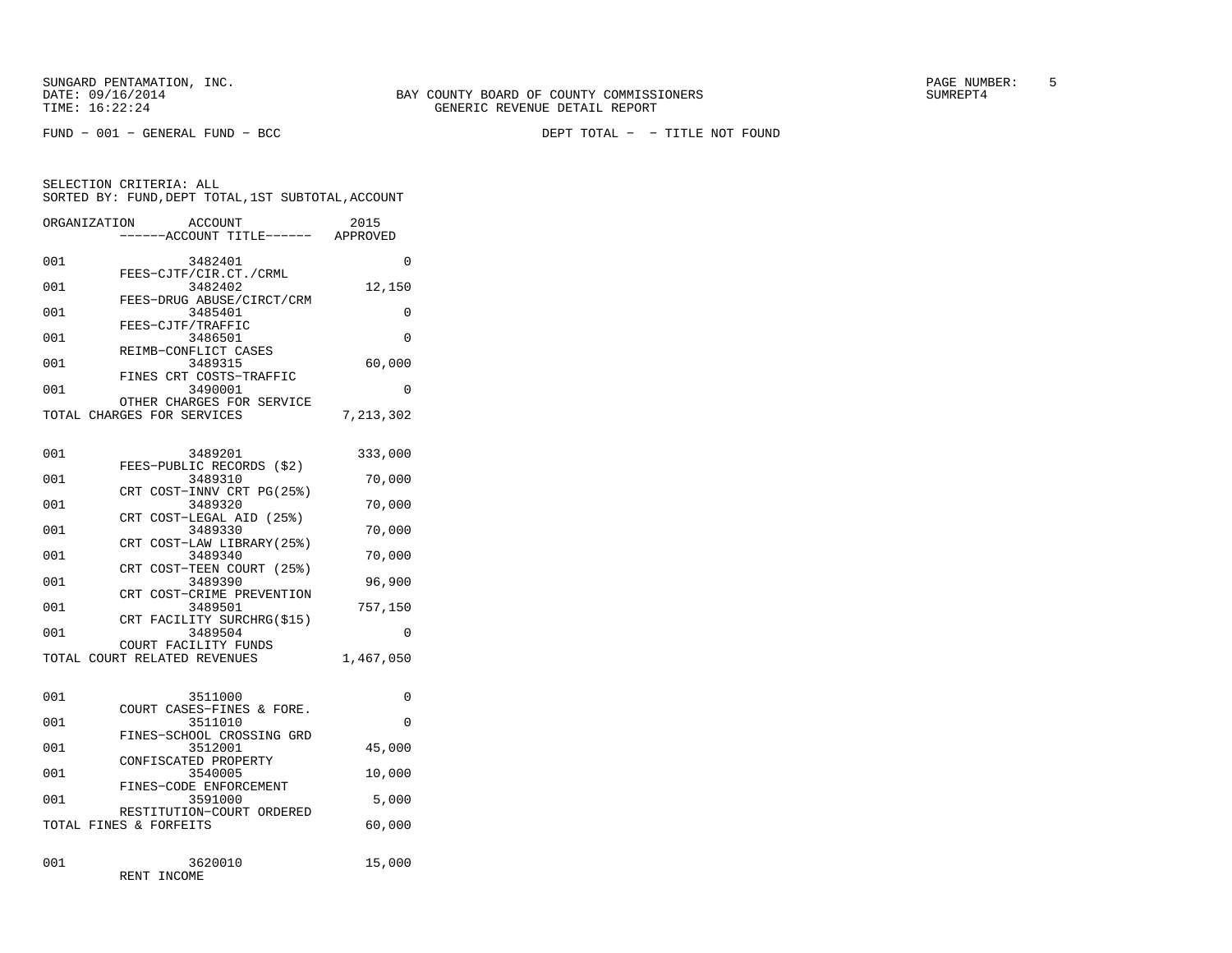SUNGARD PENTAMATION, INC.
DATE: 09/16/2014
TIME: 16:22:24

BAY COUNTY BOARD OF COUNTY COMMISSIONERS
GENERIC REVENUE DETAIL REPORT

PAGE NUMBER: 5
SUMREPT4

FUND - 001 - GENERAL FUND - BCC

DEPT TOTAL - - TITLE NOT FOUND

SELECTION CRITERIA: ALL
SORTED BY: FUND,DEPT TOTAL,1ST SUBTOTAL,ACCOUNT

| ORGANIZATION | ACCOUNT / ------ACCOUNT TITLE------ | 2015 APPROVED |
|---|---|---|
| 001 | 3482401 FEES-CJTF/CIR.CT./CRML | 0 |
| 001 | 3482402 FEES-DRUG ABUSE/CIRCT/CRM | 12,150 |
| 001 | 3485401 FEES-CJTF/TRAFFIC | 0 |
| 001 | 3486501 REIMB-CONFLICT CASES | 0 |
| 001 | 3489315 FINES CRT COSTS-TRAFFIC | 60,000 |
| 001 | 3490001 OTHER CHARGES FOR SERVICE | 0 |
| TOTAL CHARGES FOR SERVICES | | 7,213,302 |
| | | |
| 001 | 3489201 FEES-PUBLIC RECORDS ($2) | 333,000 |
| 001 | 3489310 CRT COST-INNV CRT PG(25%) | 70,000 |
| 001 | 3489320 CRT COST-LEGAL AID (25%) | 70,000 |
| 001 | 3489330 CRT COST-LAW LIBRARY(25%) | 70,000 |
| 001 | 3489340 CRT COST-TEEN COURT (25%) | 70,000 |
| 001 | 3489390 CRT COST-CRIME PREVENTION | 96,900 |
| 001 | 3489501 CRT FACILITY SURCHRG($15) | 757,150 |
| 001 | 3489504 COURT FACILITY FUNDS | 0 |
| TOTAL COURT RELATED REVENUES | | 1,467,050 |
| | | |
| 001 | 3511000 COURT CASES-FINES & FORE. | 0 |
| 001 | 3511010 FINES-SCHOOL CROSSING GRD | 0 |
| 001 | 3512001 CONFISCATED PROPERTY | 45,000 |
| 001 | 3540005 FINES-CODE ENFORCEMENT | 10,000 |
| 001 | 3591000 RESTITUTION-COURT ORDERED | 5,000 |
| TOTAL FINES & FORFEITS | | 60,000 |
| | | |
| 001 | 3620010 RENT INCOME | 15,000 |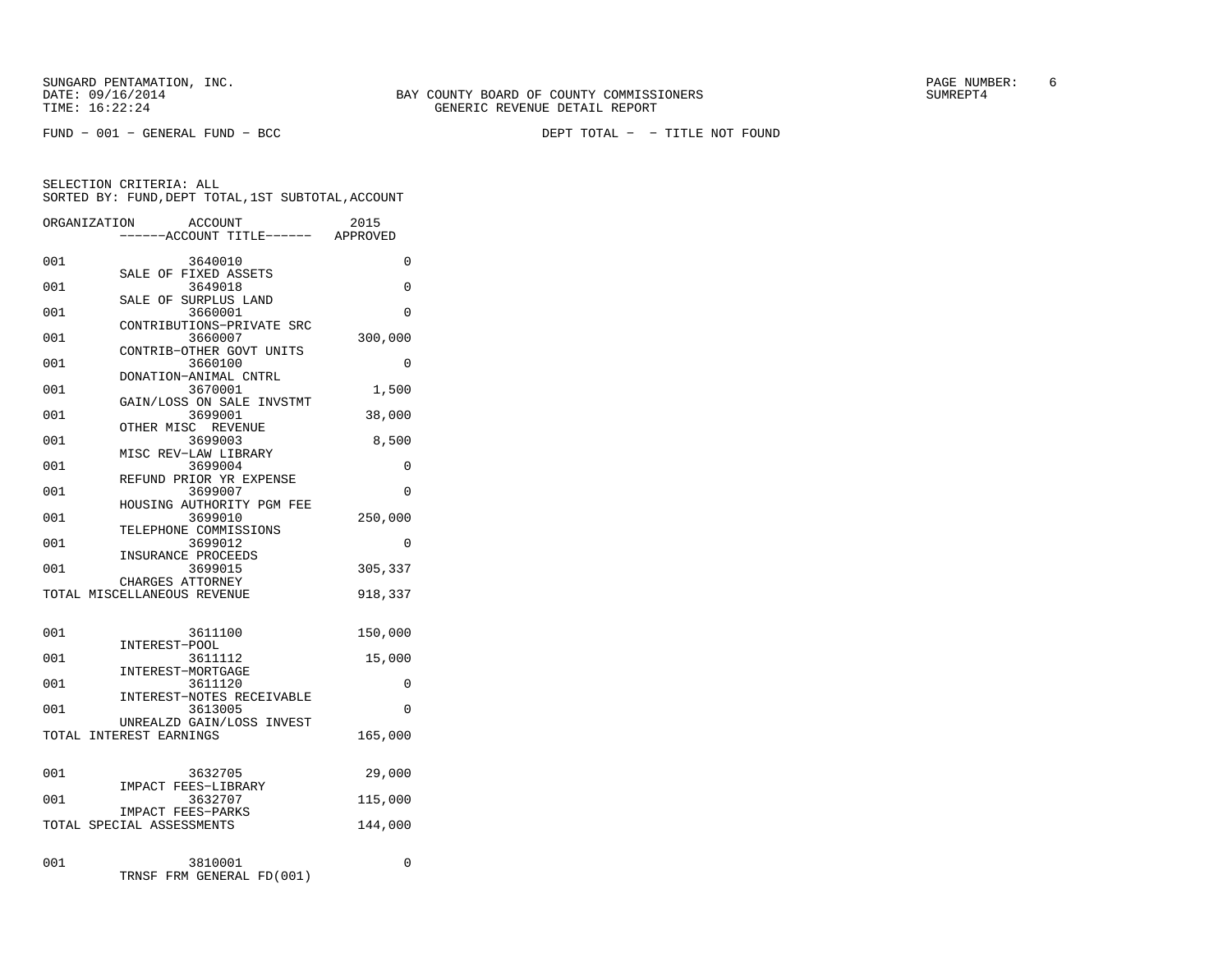SUNGARD PENTAMATION, INC.
DATE: 09/16/2014
TIME: 16:22:24

BAY COUNTY BOARD OF COUNTY COMMISSIONERS
GENERIC REVENUE DETAIL REPORT

SUMREPT4

FUND - 001 - GENERAL FUND - BCC

DEPT TOTAL - - TITLE NOT FOUND

SELECTION CRITERIA: ALL
SORTED BY: FUND,DEPT TOTAL,1ST SUBTOTAL,ACCOUNT

| ORGANIZATION | ACCOUNT / ------ACCOUNT TITLE------ | 2015 APPROVED |
|---|---|---|
| 001 | 3640010 SALE OF FIXED ASSETS | 0 |
| 001 | 3649018 SALE OF SURPLUS LAND | 0 |
| 001 | 3660001 CONTRIBUTIONS-PRIVATE SRC | 0 |
| 001 | 3660007 CONTRIB-OTHER GOVT UNITS | 300,000 |
| 001 | 3660100 DONATION-ANIMAL CNTRL | 0 |
| 001 | 3670001 GAIN/LOSS ON SALE INVSTMT | 1,500 |
| 001 | 3699001 OTHER MISC REVENUE | 38,000 |
| 001 | 3699003 MISC REV-LAW LIBRARY | 8,500 |
| 001 | 3699004 REFUND PRIOR YR EXPENSE | 0 |
| 001 | 3699007 HOUSING AUTHORITY PGM FEE | 0 |
| 001 | 3699010 TELEPHONE COMMISSIONS | 250,000 |
| 001 | 3699012 INSURANCE PROCEEDS | 0 |
| 001 | 3699015 CHARGES ATTORNEY | 305,337 |
| TOTAL MISCELLANEOUS REVENUE | | 918,337 |
| 001 | 3611100 INTEREST-POOL | 150,000 |
| 001 | 3611112 INTEREST-MORTGAGE | 15,000 |
| 001 | 3611120 INTEREST-NOTES RECEIVABLE | 0 |
| 001 | 3613005 UNREALZD GAIN/LOSS INVEST | 0 |
| TOTAL INTEREST EARNINGS | | 165,000 |
| 001 | 3632705 IMPACT FEES-LIBRARY | 29,000 |
| 001 | 3632707 IMPACT FEES-PARKS | 115,000 |
| TOTAL SPECIAL ASSESSMENTS | | 144,000 |
| 001 | 3810001 TRNSF FRM GENERAL FD(001) | 0 |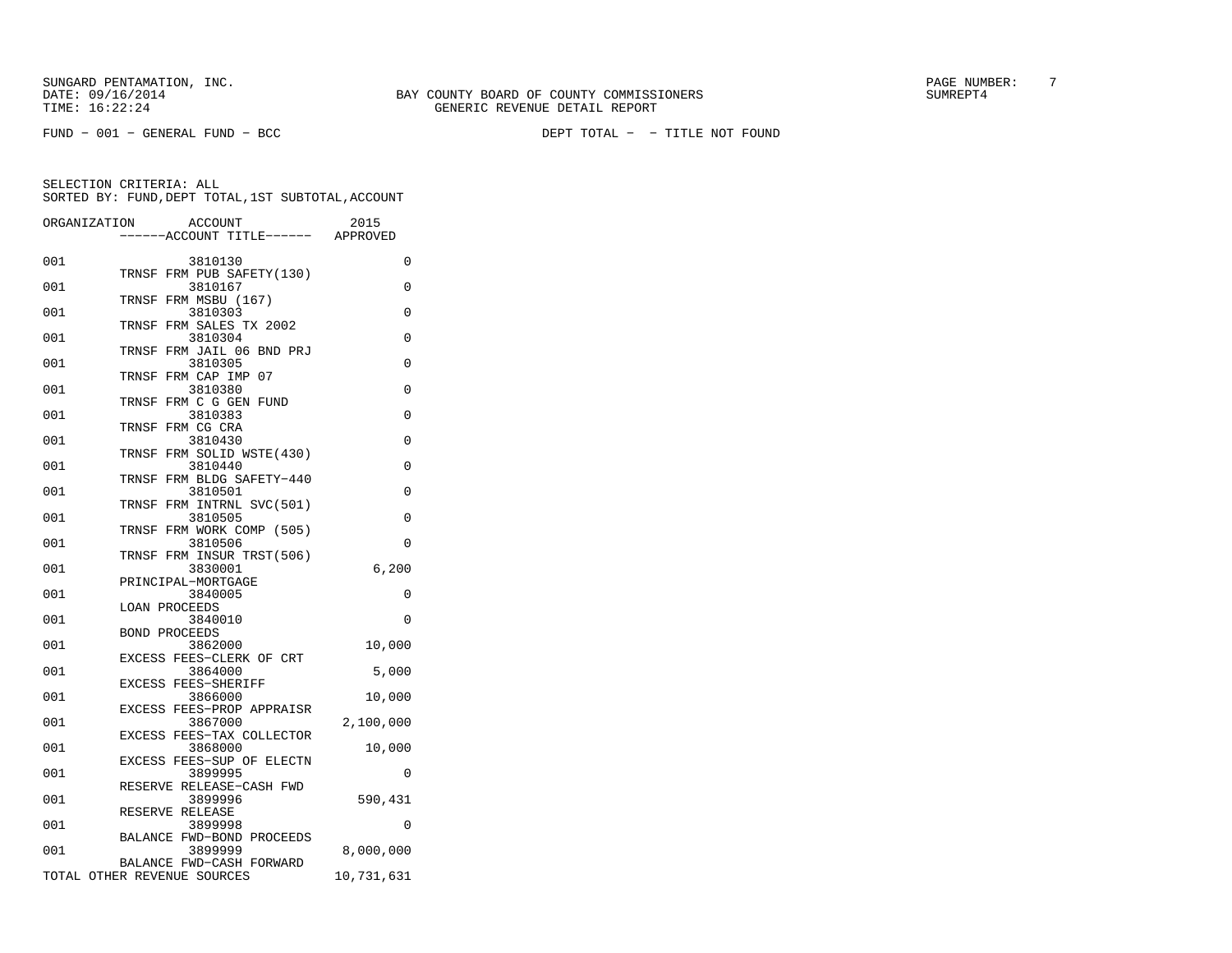SUNGARD PENTAMATION, INC.
DATE: 09/16/2014
TIME: 16:22:24

BAY COUNTY BOARD OF COUNTY COMMISSIONERS
GENERIC REVENUE DETAIL REPORT

SUMREPT4

FUND - 001 - GENERAL FUND - BCC

DEPT TOTAL - - TITLE NOT FOUND

SELECTION CRITERIA: ALL
SORTED BY: FUND,DEPT TOTAL,1ST SUBTOTAL,ACCOUNT

| ORGANIZATION | ACCOUNT / ------ACCOUNT TITLE------ | 2015 APPROVED |
|---|---|---|
| 001 | 3810130 TRNSF FRM PUB SAFETY(130) | 0 |
| 001 | 3810167 TRNSF FRM MSBU (167) | 0 |
| 001 | 3810303 TRNSF FRM SALES TX 2002 | 0 |
| 001 | 3810304 TRNSF FRM JAIL 06 BND PRJ | 0 |
| 001 | 3810305 TRNSF FRM CAP IMP 07 | 0 |
| 001 | 3810380 TRNSF FRM C G GEN FUND | 0 |
| 001 | 3810383 TRNSF FRM CG CRA | 0 |
| 001 | 3810430 TRNSF FRM SOLID WSTE(430) | 0 |
| 001 | 3810440 TRNSF FRM BLDG SAFETY-440 | 0 |
| 001 | 3810501 TRNSF FRM INTRNL SVC(501) | 0 |
| 001 | 3810505 TRNSF FRM WORK COMP (505) | 0 |
| 001 | 3810506 TRNSF FRM INSUR TRST(506) | 0 |
| 001 | 3830001 PRINCIPAL-MORTGAGE | 6,200 |
| 001 | 3840005 LOAN PROCEEDS | 0 |
| 001 | 3840010 BOND PROCEEDS | 0 |
| 001 | 3862000 EXCESS FEES-CLERK OF CRT | 10,000 |
| 001 | 3864000 EXCESS FEES-SHERIFF | 5,000 |
| 001 | 3866000 EXCESS FEES-PROP APPRAISR | 10,000 |
| 001 | 3867000 EXCESS FEES-TAX COLLECTOR | 2,100,000 |
| 001 | 3868000 EXCESS FEES-SUP OF ELECTN | 10,000 |
| 001 | 3899995 RESERVE RELEASE-CASH FWD | 0 |
| 001 | 3899996 RESERVE RELEASE | 590,431 |
| 001 | 3899998 BALANCE FWD-BOND PROCEEDS | 0 |
| 001 | 3899999 BALANCE FWD-CASH FORWARD | 8,000,000 |
| TOTAL OTHER REVENUE SOURCES | | 10,731,631 |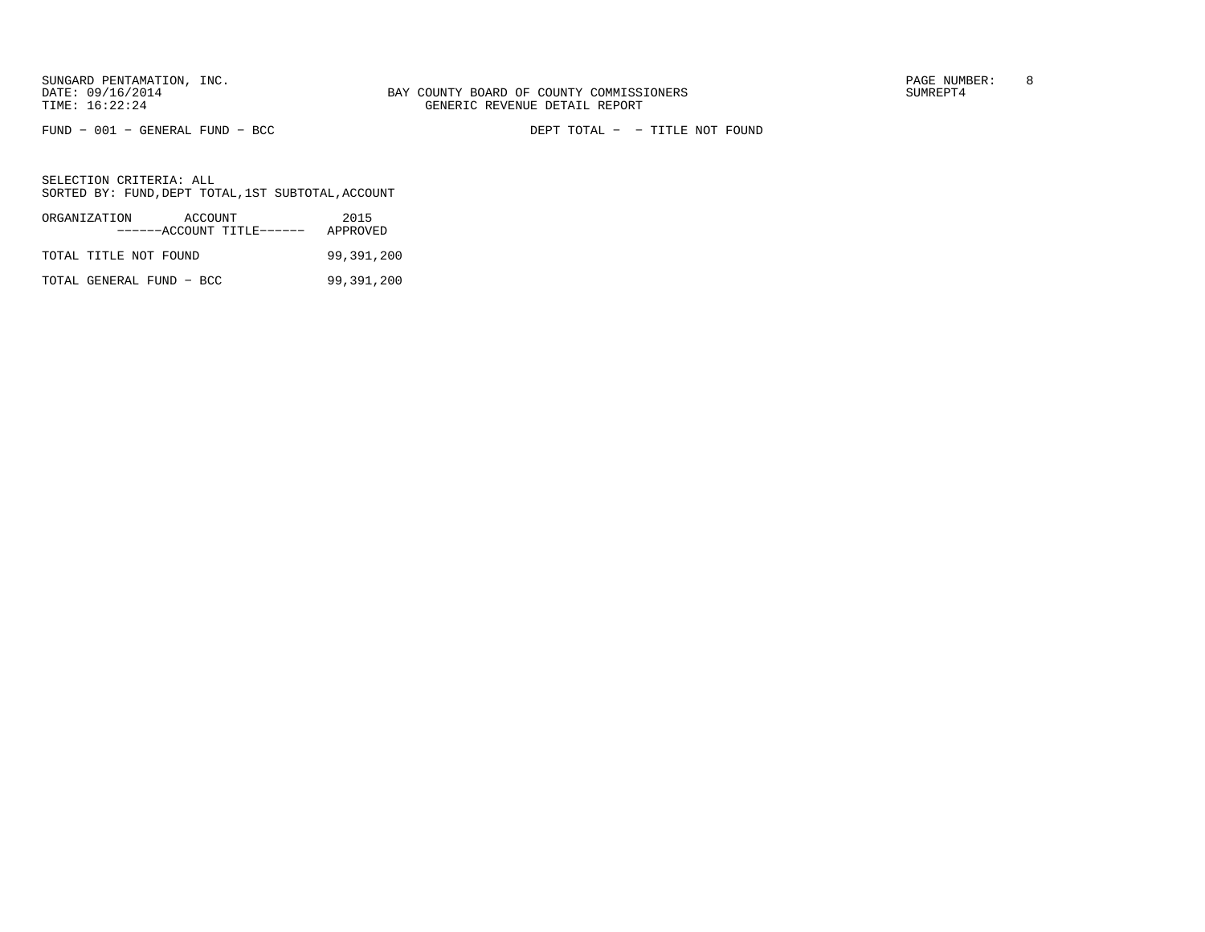FUND − 001 − GENERAL FUND − BCC

DEPT TOTAL − − TITLE NOT FOUND

SELECTION CRITERIA: ALL
SORTED BY: FUND,DEPT TOTAL,1ST SUBTOTAL,ACCOUNT

| ORGANIZATION ACCOUNT ------ACCOUNT TITLE------ | 2015 APPROVED |
|---|---|
| TOTAL TITLE NOT FOUND | 99,391,200 |
| TOTAL GENERAL FUND − BCC | 99,391,200 |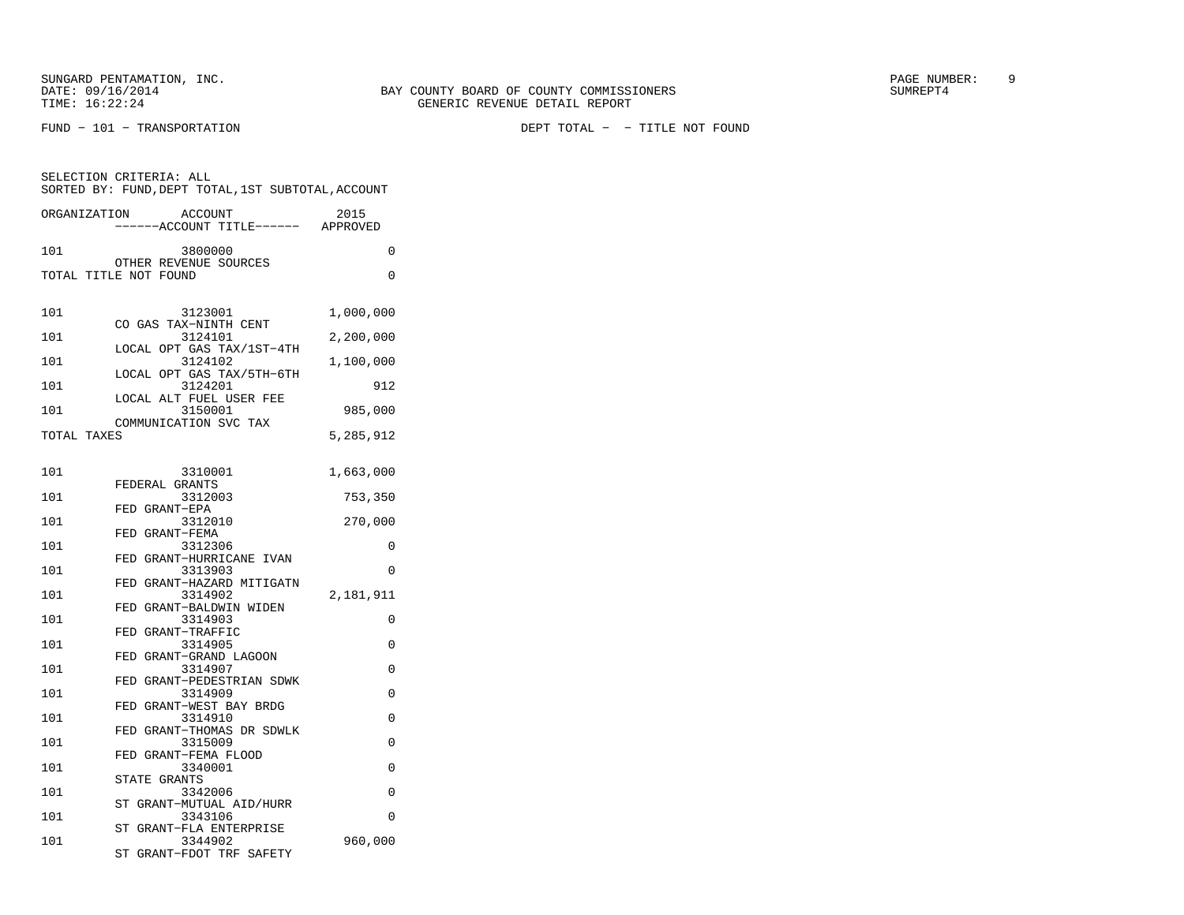SUNGARD PENTAMATION, INC.
DATE: 09/16/2014
TIME: 16:22:24

BAY COUNTY BOARD OF COUNTY COMMISSIONERS
GENERIC REVENUE DETAIL REPORT

SUMREPT4

FUND - 101 - TRANSPORTATION

DEPT TOTAL - - TITLE NOT FOUND

SELECTION CRITERIA: ALL
SORTED BY: FUND,DEPT TOTAL,1ST SUBTOTAL,ACCOUNT

| ORGANIZATION | ACCOUNT / ------ACCOUNT TITLE------ | 2015 APPROVED |
|---|---|---|
| 101 | 3800000 OTHER REVENUE SOURCES | 0 |
| TOTAL TITLE NOT FOUND | | 0 |
| 101 | 3123001 CO GAS TAX-NINTH CENT | 1,000,000 |
| 101 | 3124101 LOCAL OPT GAS TAX/1ST-4TH | 2,200,000 |
| 101 | 3124102 LOCAL OPT GAS TAX/5TH-6TH | 1,100,000 |
| 101 | 3124201 LOCAL ALT FUEL USER FEE | 912 |
| 101 | 3150001 COMMUNICATION SVC TAX | 985,000 |
| TOTAL TAXES | | 5,285,912 |
| 101 | 3310001 FEDERAL GRANTS | 1,663,000 |
| 101 | 3312003 FED GRANT-EPA | 753,350 |
| 101 | 3312010 FED GRANT-FEMA | 270,000 |
| 101 | 3312306 FED GRANT-HURRICANE IVAN | 0 |
| 101 | 3313903 FED GRANT-HAZARD MITIGATN | 0 |
| 101 | 3314902 FED GRANT-BALDWIN WIDEN | 2,181,911 |
| 101 | 3314903 FED GRANT-TRAFFIC | 0 |
| 101 | 3314905 FED GRANT-GRAND LAGOON | 0 |
| 101 | 3314907 FED GRANT-PEDESTRIAN SDWK | 0 |
| 101 | 3314909 FED GRANT-WEST BAY BRDG | 0 |
| 101 | 3314910 FED GRANT-THOMAS DR SDWLK | 0 |
| 101 | 3315009 FED GRANT-FEMA FLOOD | 0 |
| 101 | 3340001 STATE GRANTS | 0 |
| 101 | 3342006 ST GRANT-MUTUAL AID/HURR | 0 |
| 101 | 3343106 ST GRANT-FLA ENTERPRISE | 0 |
| 101 | 3344902 ST GRANT-FDOT TRF SAFETY | 960,000 |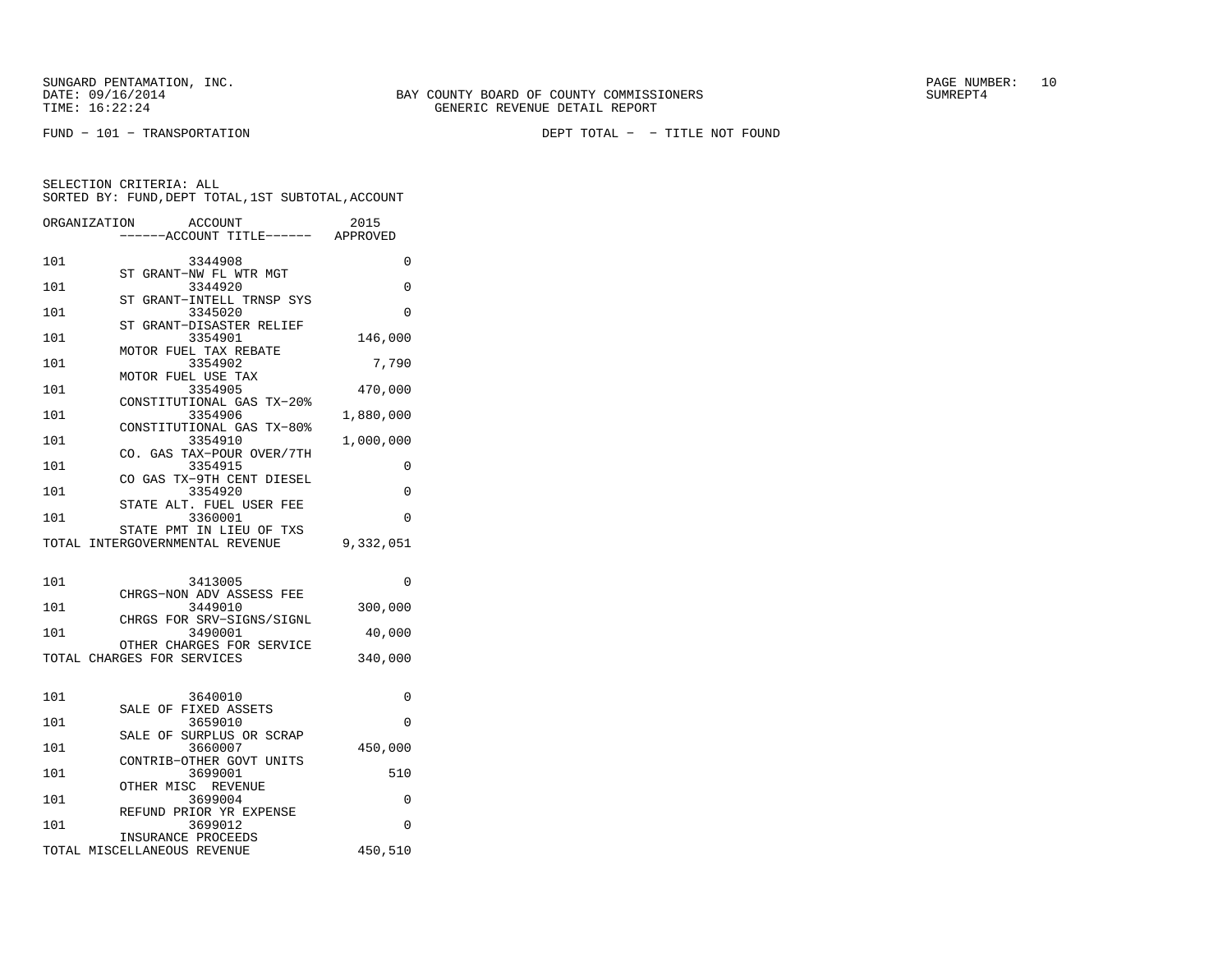SUNGARD PENTAMATION, INC.
DATE: 09/16/2014
TIME: 16:22:24

BAY COUNTY BOARD OF COUNTY COMMISSIONERS
GENERIC REVENUE DETAIL REPORT

SUMREPT4

FUND − 101 − TRANSPORTATION

DEPT TOTAL − − TITLE NOT FOUND

SELECTION CRITERIA: ALL
SORTED BY: FUND,DEPT TOTAL,1ST SUBTOTAL,ACCOUNT

| ORGANIZATION | ACCOUNT / ------ACCOUNT TITLE------ | 2015 APPROVED |
|---|---|---|
| 101 | 3344908 ST GRANT−NW FL WTR MGT | 0 |
| 101 | 3344920 ST GRANT−INTELL TRNSP SYS | 0 |
| 101 | 3345020 ST GRANT−DISASTER RELIEF | 0 |
| 101 | 3354901 MOTOR FUEL TAX REBATE | 146,000 |
| 101 | 3354902 MOTOR FUEL USE TAX | 7,790 |
| 101 | 3354905 CONSTITUTIONAL GAS TX−20% | 470,000 |
| 101 | 3354906 CONSTITUTIONAL GAS TX−80% | 1,880,000 |
| 101 | 3354910 CO. GAS TAX−POUR OVER/7TH | 1,000,000 |
| 101 | 3354915 CO GAS TX−9TH CENT DIESEL | 0 |
| 101 | 3354920 STATE ALT. FUEL USER FEE | 0 |
| 101 | 3360001 STATE PMT IN LIEU OF TXS | 0 |
| TOTAL INTERGOVERNMENTAL REVENUE | | 9,332,051 |
| 101 | 3413005 CHRGS−NON ADV ASSESS FEE | 0 |
| 101 | 3449010 CHRGS FOR SRV−SIGNS/SIGNL | 300,000 |
| 101 | 3490001 OTHER CHARGES FOR SERVICE | 40,000 |
| TOTAL CHARGES FOR SERVICES | | 340,000 |
| 101 | 3640010 SALE OF FIXED ASSETS | 0 |
| 101 | 3659010 SALE OF SURPLUS OR SCRAP | 0 |
| 101 | 3660007 CONTRIB−OTHER GOVT UNITS | 450,000 |
| 101 | 3699001 OTHER MISC REVENUE | 510 |
| 101 | 3699004 REFUND PRIOR YR EXPENSE | 0 |
| 101 | 3699012 INSURANCE PROCEEDS | 0 |
| TOTAL MISCELLANEOUS REVENUE | | 450,510 |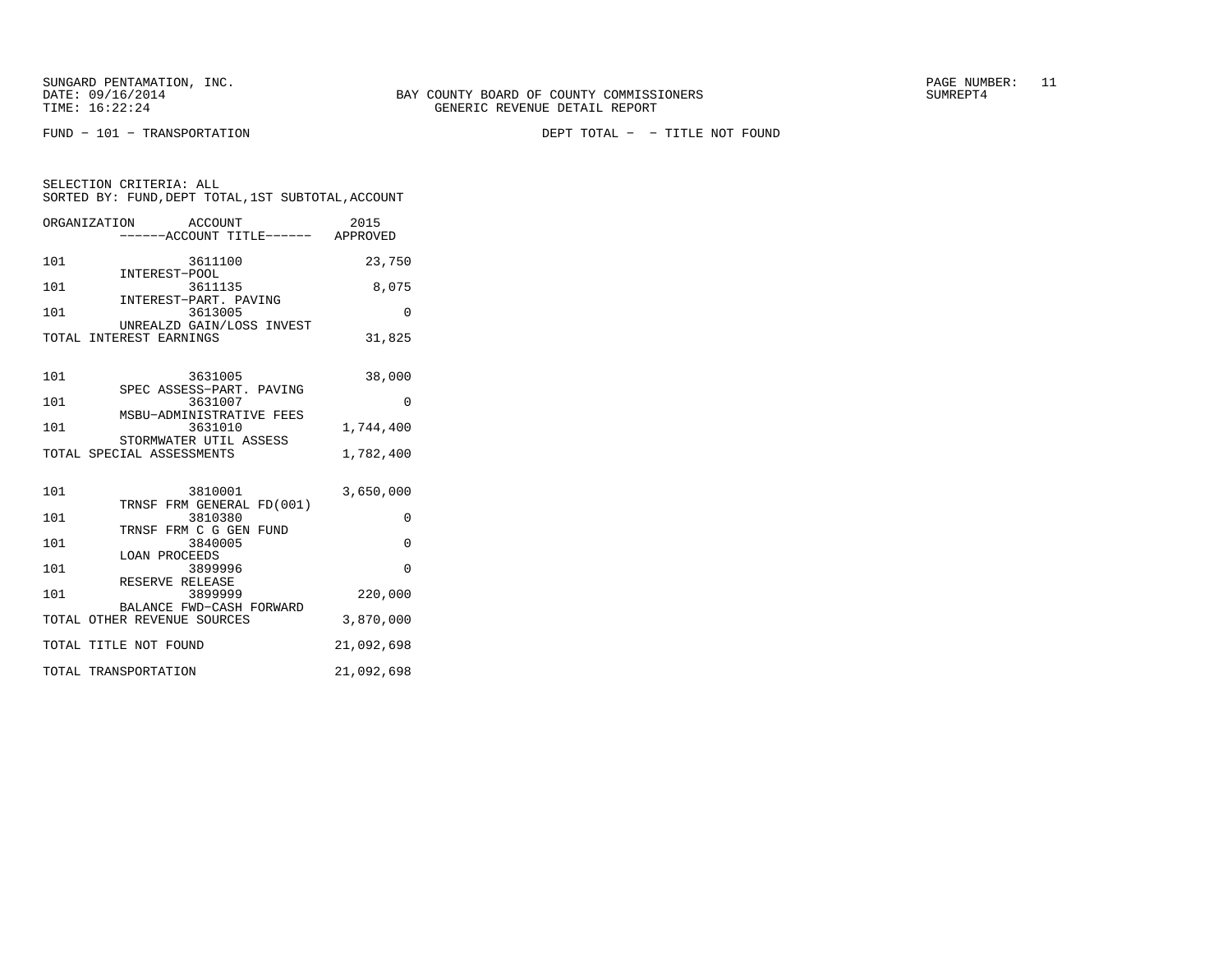SUNGARD PENTAMATION, INC.
DATE: 09/16/2014
TIME: 16:22:24

BAY COUNTY BOARD OF COUNTY COMMISSIONERS
GENERIC REVENUE DETAIL REPORT

SUMREPT4

FUND - 101 - TRANSPORTATION

DEPT TOTAL - - TITLE NOT FOUND

SELECTION CRITERIA: ALL
SORTED BY: FUND,DEPT TOTAL,1ST SUBTOTAL,ACCOUNT

| ORGANIZATION | ACCOUNT / ------ACCOUNT TITLE------ | 2015 APPROVED |
|---|---|---|
| 101 | 3611100 INTEREST-POOL | 23,750 |
| 101 | 3611135 INTEREST-PART. PAVING | 8,075 |
| 101 | 3613005 UNREALZD GAIN/LOSS INVEST | 0 |
| TOTAL INTEREST EARNINGS | | 31,825 |
| 101 | 3631005 SPEC ASSESS-PART. PAVING | 38,000 |
| 101 | 3631007 MSBU-ADMINISTRATIVE FEES | 0 |
| 101 | 3631010 STORMWATER UTIL ASSESS | 1,744,400 |
| TOTAL SPECIAL ASSESSMENTS | | 1,782,400 |
| 101 | 3810001 TRNSF FRM GENERAL FD(001) | 3,650,000 |
| 101 | 3810380 TRNSF FRM C G GEN FUND | 0 |
| 101 | 3840005 LOAN PROCEEDS | 0 |
| 101 | 3899996 RESERVE RELEASE | 0 |
| 101 | 3899999 BALANCE FWD-CASH FORWARD | 220,000 |
| TOTAL OTHER REVENUE SOURCES | | 3,870,000 |
| TOTAL TITLE NOT FOUND | | 21,092,698 |
| TOTAL TRANSPORTATION | | 21,092,698 |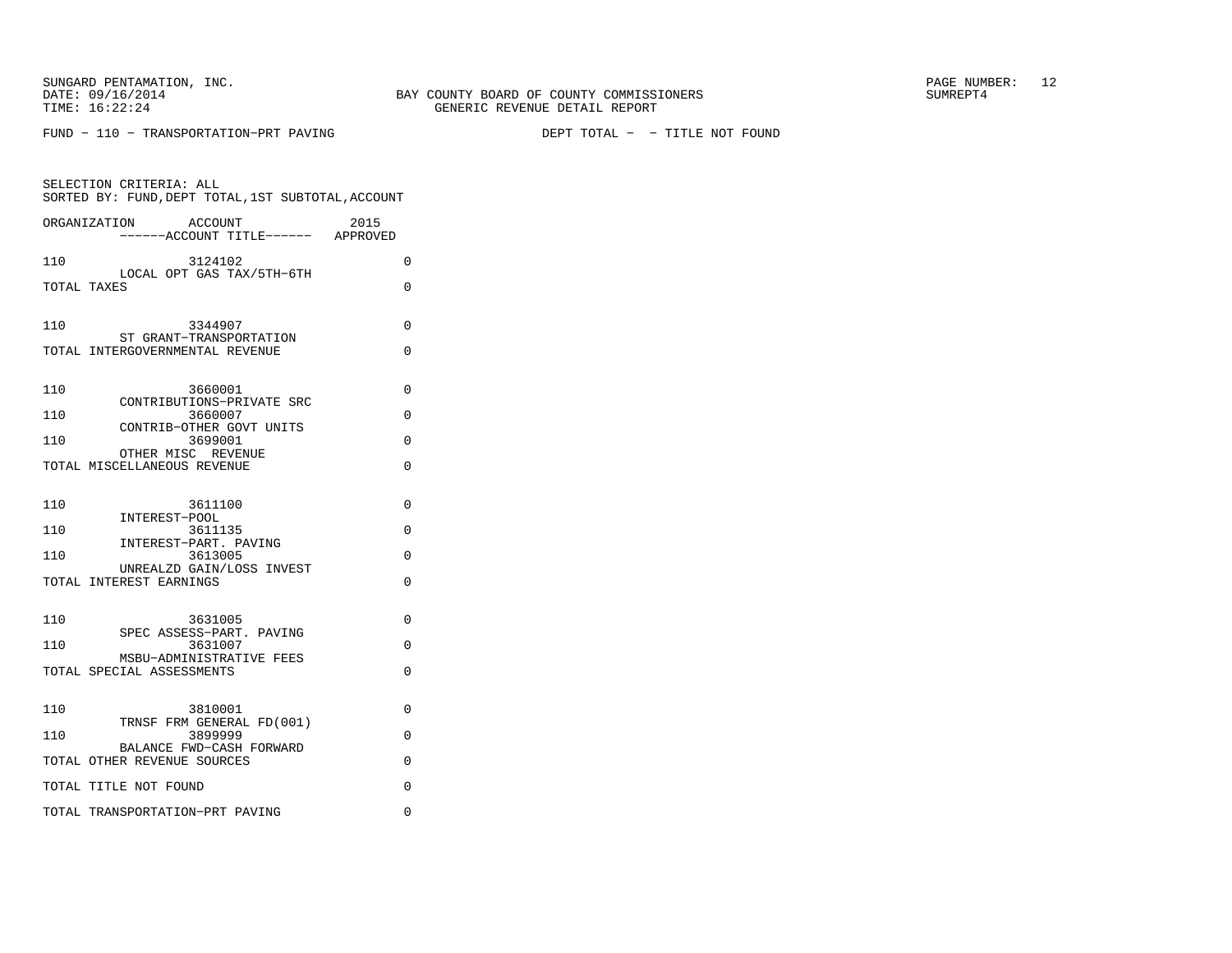SUNGARD PENTAMATION, INC.
DATE: 09/16/2014
TIME: 16:22:24

BAY COUNTY BOARD OF COUNTY COMMISSIONERS
GENERIC REVENUE DETAIL REPORT

SUMREPT4

FUND - 110 - TRANSPORTATION-PRT PAVING　　　　DEPT TOTAL - - TITLE NOT FOUND

SELECTION CRITERIA: ALL
SORTED BY: FUND,DEPT TOTAL,1ST SUBTOTAL,ACCOUNT

| ORGANIZATION | ACCOUNT / ------ACCOUNT TITLE------ | 2015 APPROVED |
|---|---|---|
| 110 | 3124102 LOCAL OPT GAS TAX/5TH-6TH | 0 |
| TOTAL TAXES | | 0 |
| 110 | 3344907 ST GRANT-TRANSPORTATION | 0 |
| TOTAL INTERGOVERNMENTAL REVENUE | | 0 |
| 110 | 3660001 CONTRIBUTIONS-PRIVATE SRC | 0 |
| 110 | 3660007 CONTRIB-OTHER GOVT UNITS | 0 |
| 110 | 3699001 OTHER MISC REVENUE | 0 |
| TOTAL MISCELLANEOUS REVENUE | | 0 |
| 110 | 3611100 INTEREST-POOL | 0 |
| 110 | 3611135 INTEREST-PART. PAVING | 0 |
| 110 | 3613005 UNREALZD GAIN/LOSS INVEST | 0 |
| TOTAL INTEREST EARNINGS | | 0 |
| 110 | 3631005 SPEC ASSESS-PART. PAVING | 0 |
| 110 | 3631007 MSBU-ADMINISTRATIVE FEES | 0 |
| TOTAL SPECIAL ASSESSMENTS | | 0 |
| 110 | 3810001 TRNSF FRM GENERAL FD(001) | 0 |
| 110 | 3899999 BALANCE FWD-CASH FORWARD | 0 |
| TOTAL OTHER REVENUE SOURCES | | 0 |
| TOTAL TITLE NOT FOUND | | 0 |
| TOTAL TRANSPORTATION-PRT PAVING | | 0 |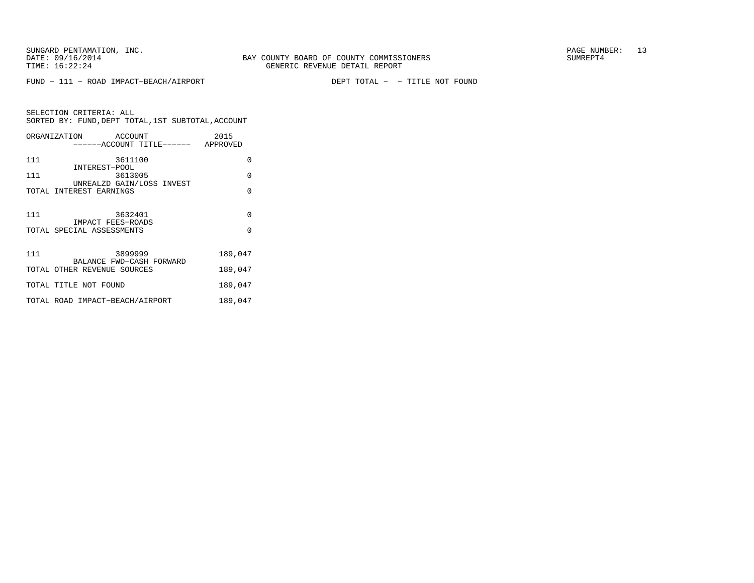SUNGARD PENTAMATION, INC.
DATE: 09/16/2014
TIME: 16:22:24

BAY COUNTY BOARD OF COUNTY COMMISSIONERS
GENERIC REVENUE DETAIL REPORT

SUMREPT4

FUND - 111 - ROAD IMPACT-BEACH/AIRPORT

DEPT TOTAL - - TITLE NOT FOUND

SELECTION CRITERIA: ALL
SORTED BY: FUND,DEPT TOTAL,1ST SUBTOTAL,ACCOUNT

| ORGANIZATION | ACCOUNT / ------ACCOUNT TITLE------ | 2015 APPROVED |
|---|---|---|
| 111 | 3611100 INTEREST-POOL | 0 |
| 111 | 3613005 UNREALZD GAIN/LOSS INVEST | 0 |
| TOTAL INTEREST EARNINGS | | 0 |
| 111 | 3632401 IMPACT FEES-ROADS | 0 |
| TOTAL SPECIAL ASSESSMENTS | | 0 |
| 111 | 3899999 BALANCE FWD-CASH FORWARD | 189,047 |
| TOTAL OTHER REVENUE SOURCES | | 189,047 |
| TOTAL TITLE NOT FOUND | | 189,047 |
| TOTAL ROAD IMPACT-BEACH/AIRPORT | | 189,047 |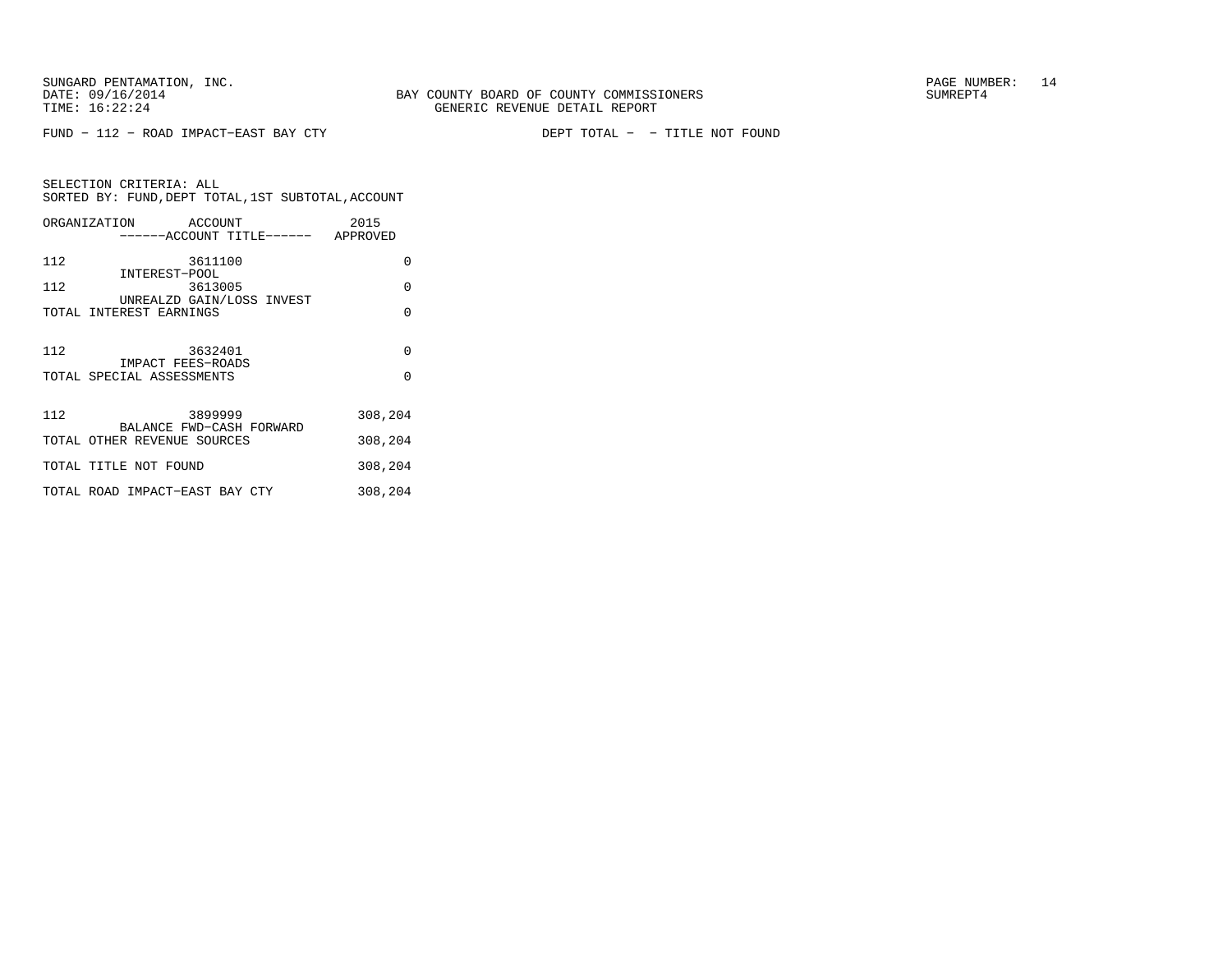FUND − 112 − ROAD IMPACT−EAST BAY CTY　　　　DEPT TOTAL − − TITLE NOT FOUND

SELECTION CRITERIA: ALL
SORTED BY: FUND,DEPT TOTAL,1ST SUBTOTAL,ACCOUNT

| ORGANIZATION | ACCOUNT / ------ACCOUNT TITLE------ | 2015 APPROVED |
|---|---|---|
| 112 | 3611100 INTEREST−POOL | 0 |
| 112 | 3613005 UNREALZD GAIN/LOSS INVEST | 0 |
| TOTAL INTEREST EARNINGS | | 0 |
| 112 | 3632401 IMPACT FEES−ROADS | 0 |
| TOTAL SPECIAL ASSESSMENTS | | 0 |
| 112 | 3899999 BALANCE FWD−CASH FORWARD | 308,204 |
| TOTAL OTHER REVENUE SOURCES | | 308,204 |
| TOTAL TITLE NOT FOUND | | 308,204 |
| TOTAL ROAD IMPACT−EAST BAY CTY | | 308,204 |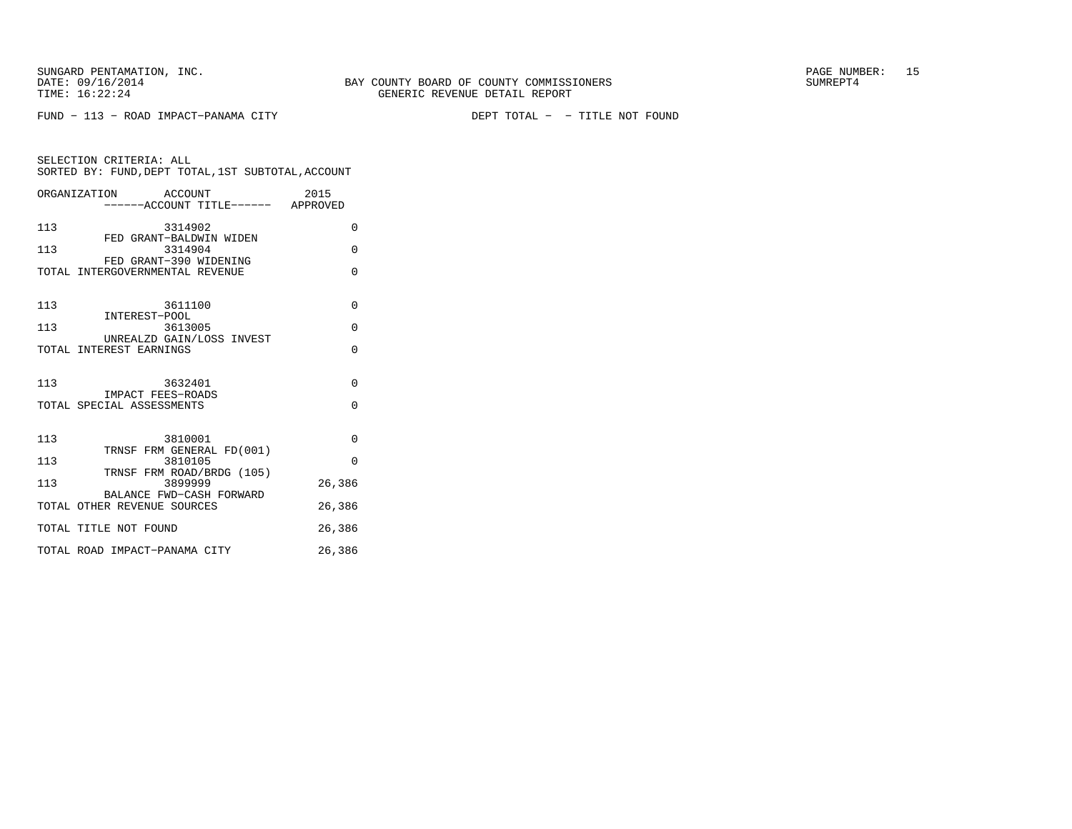SUNGARD PENTAMATION, INC.
DATE: 09/16/2014
TIME: 16:22:24

BAY COUNTY BOARD OF COUNTY COMMISSIONERS
GENERIC REVENUE DETAIL REPORT

SUMREPT4

FUND - 113 - ROAD IMPACT-PANAMA CITY

DEPT TOTAL - - TITLE NOT FOUND

SELECTION CRITERIA: ALL
SORTED BY: FUND,DEPT TOTAL,1ST SUBTOTAL,ACCOUNT

| ORGANIZATION | ACCOUNT / ------ACCOUNT TITLE------ | 2015 APPROVED |
|---|---|---|
| 113 | 3314902 FED GRANT-BALDWIN WIDEN | 0 |
| 113 | 3314904 FED GRANT-390 WIDENING | 0 |
| TOTAL INTERGOVERNMENTAL REVENUE | | 0 |
| 113 | 3611100 INTEREST-POOL | 0 |
| 113 | 3613005 UNREALZD GAIN/LOSS INVEST | 0 |
| TOTAL INTEREST EARNINGS | | 0 |
| 113 | 3632401 IMPACT FEES-ROADS | 0 |
| TOTAL SPECIAL ASSESSMENTS | | 0 |
| 113 | 3810001 TRNSF FRM GENERAL FD(001) | 0 |
| 113 | 3810105 TRNSF FRM ROAD/BRDG (105) | 0 |
| 113 | 3899999 BALANCE FWD-CASH FORWARD | 26,386 |
| TOTAL OTHER REVENUE SOURCES | | 26,386 |
| TOTAL TITLE NOT FOUND | | 26,386 |
| TOTAL ROAD IMPACT-PANAMA CITY | | 26,386 |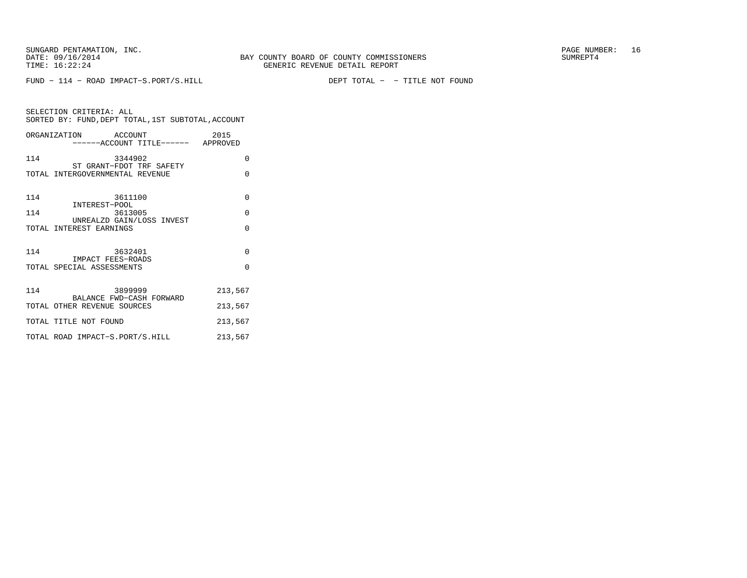SUNGARD PENTAMATION, INC.
DATE: 09/16/2014
TIME: 16:22:24

BAY COUNTY BOARD OF COUNTY COMMISSIONERS
GENERIC REVENUE DETAIL REPORT

SUMREPT4

FUND – 114 – ROAD IMPACT–S.PORT/S.HILL                DEPT TOTAL – – TITLE NOT FOUND

SELECTION CRITERIA: ALL
SORTED BY: FUND,DEPT TOTAL,1ST SUBTOTAL,ACCOUNT

| ORGANIZATION | ACCOUNT / ------ACCOUNT TITLE------ | 2015 APPROVED |
|---|---|---|
| 114 | 3344902 ST GRANT–FDOT TRF SAFETY | 0 |
| TOTAL INTERGOVERNMENTAL REVENUE | | 0 |
| 114 | 3611100 INTEREST–POOL | 0 |
| 114 | 3613005 UNREALZD GAIN/LOSS INVEST | 0 |
| TOTAL INTEREST EARNINGS | | 0 |
| 114 | 3632401 IMPACT FEES–ROADS | 0 |
| TOTAL SPECIAL ASSESSMENTS | | 0 |
| 114 | 3899999 BALANCE FWD–CASH FORWARD | 213,567 |
| TOTAL OTHER REVENUE SOURCES | | 213,567 |
| TOTAL TITLE NOT FOUND | | 213,567 |
| TOTAL ROAD IMPACT–S.PORT/S.HILL | | 213,567 |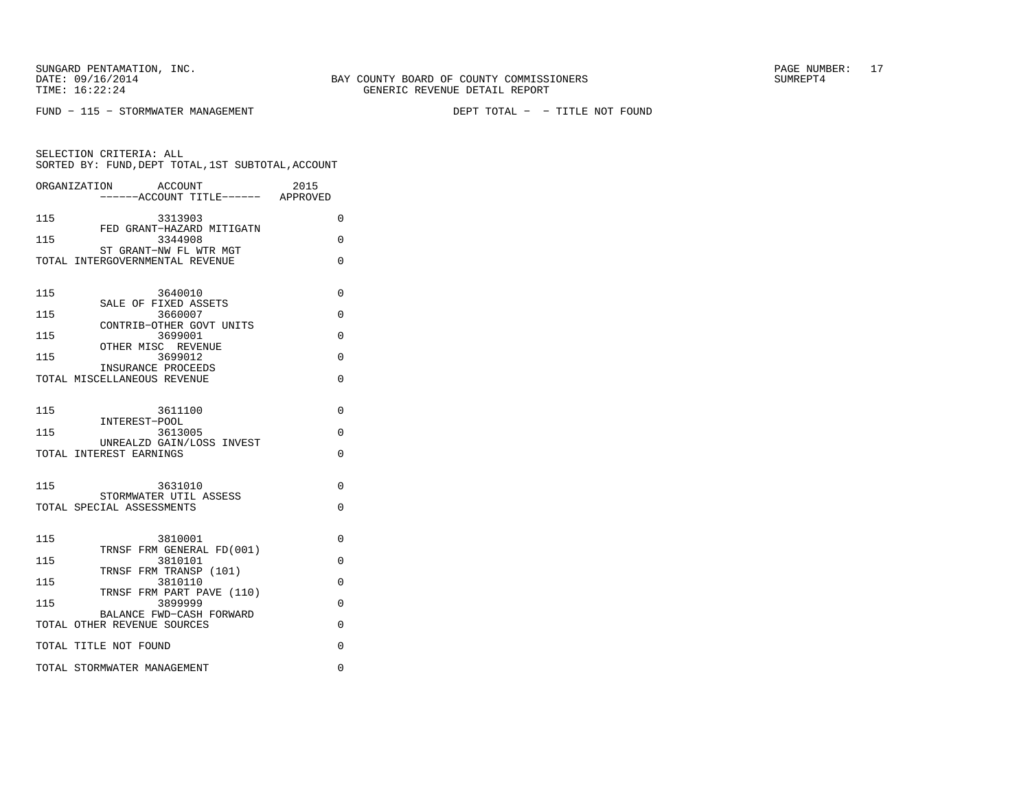BAY COUNTY BOARD OF COUNTY COMMISSIONERS
GENERIC REVENUE DETAIL REPORT

SUNGARD PENTAMATION, INC.
DATE: 09/16/2014
TIME: 16:22:24

SUMREPT4

FUND - 115 - STORMWATER MANAGEMENT

DEPT TOTAL - - TITLE NOT FOUND

SELECTION CRITERIA: ALL
SORTED BY: FUND,DEPT TOTAL,1ST SUBTOTAL,ACCOUNT

| ORGANIZATION | ACCOUNT / ------ACCOUNT TITLE------ | 2015 APPROVED |
|---|---|---|
| 115 | 3313903 FED GRANT-HAZARD MITIGATN | 0 |
| 115 | 3344908 ST GRANT-NW FL WTR MGT | 0 |
| TOTAL INTERGOVERNMENTAL REVENUE | | 0 |
| 115 | 3640010 SALE OF FIXED ASSETS | 0 |
| 115 | 3660007 CONTRIB-OTHER GOVT UNITS | 0 |
| 115 | 3699001 OTHER MISC REVENUE | 0 |
| 115 | 3699012 INSURANCE PROCEEDS | 0 |
| TOTAL MISCELLANEOUS REVENUE | | 0 |
| 115 | 3611100 INTEREST-POOL | 0 |
| 115 | 3613005 UNREALZD GAIN/LOSS INVEST | 0 |
| TOTAL INTEREST EARNINGS | | 0 |
| 115 | 3631010 STORMWATER UTIL ASSESS | 0 |
| TOTAL SPECIAL ASSESSMENTS | | 0 |
| 115 | 3810001 TRNSF FRM GENERAL FD(001) | 0 |
| 115 | 3810101 TRNSF FRM TRANSP (101) | 0 |
| 115 | 3810110 TRNSF FRM PART PAVE (110) | 0 |
| 115 | 3899999 BALANCE FWD-CASH FORWARD | 0 |
| TOTAL OTHER REVENUE SOURCES | | 0 |
| TOTAL TITLE NOT FOUND | | 0 |
| TOTAL STORMWATER MANAGEMENT | | 0 |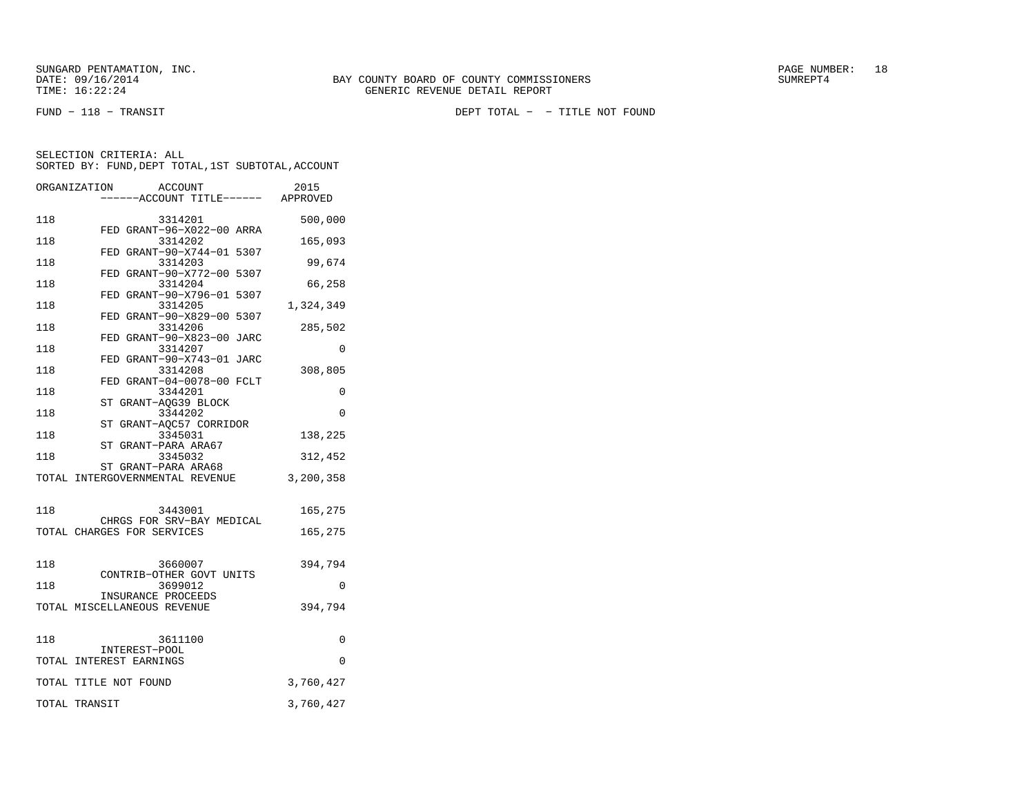SUNGARD PENTAMATION, INC.
DATE: 09/16/2014
TIME: 16:22:24

BAY COUNTY BOARD OF COUNTY COMMISSIONERS
GENERIC REVENUE DETAIL REPORT

SUMREPT4

FUND − 118 − TRANSIT

DEPT TOTAL − − TITLE NOT FOUND

SELECTION CRITERIA: ALL
SORTED BY: FUND,DEPT TOTAL,1ST SUBTOTAL,ACCOUNT

| ORGANIZATION | ACCOUNT / ------ACCOUNT TITLE------ | 2015 APPROVED |
|---|---|---|
| 118 | 3314201 FED GRANT−96−X022−00 ARRA | 500,000 |
| 118 | 3314202 FED GRANT−90−X744−01 5307 | 165,093 |
| 118 | 3314203 FED GRANT−90−X772−00 5307 | 99,674 |
| 118 | 3314204 FED GRANT−90−X796−01 5307 | 66,258 |
| 118 | 3314205 FED GRANT−90−X829−00 5307 | 1,324,349 |
| 118 | 3314206 FED GRANT−90−X823−00 JARC | 285,502 |
| 118 | 3314207 FED GRANT−90−X743−01 JARC | 0 |
| 118 | 3314208 FED GRANT−04−0078−00 FCLT | 308,805 |
| 118 | 3344201 ST GRANT−AQG39 BLOCK | 0 |
| 118 | 3344202 ST GRANT−AQC57 CORRIDOR | 0 |
| 118 | 3345031 ST GRANT−PARA ARA67 | 138,225 |
| 118 | 3345032 ST GRANT−PARA ARA68 | 312,452 |
| TOTAL INTERGOVERNMENTAL REVENUE | | 3,200,358 |
| 118 | 3443001 CHRGS FOR SRV−BAY MEDICAL | 165,275 |
| TOTAL CHARGES FOR SERVICES | | 165,275 |
| 118 | 3660007 CONTRIB−OTHER GOVT UNITS | 394,794 |
| 118 | 3699012 INSURANCE PROCEEDS | 0 |
| TOTAL MISCELLANEOUS REVENUE | | 394,794 |
| 118 | 3611100 INTEREST−POOL | 0 |
| TOTAL INTEREST EARNINGS | | 0 |
| TOTAL TITLE NOT FOUND | | 3,760,427 |
| TOTAL TRANSIT | | 3,760,427 |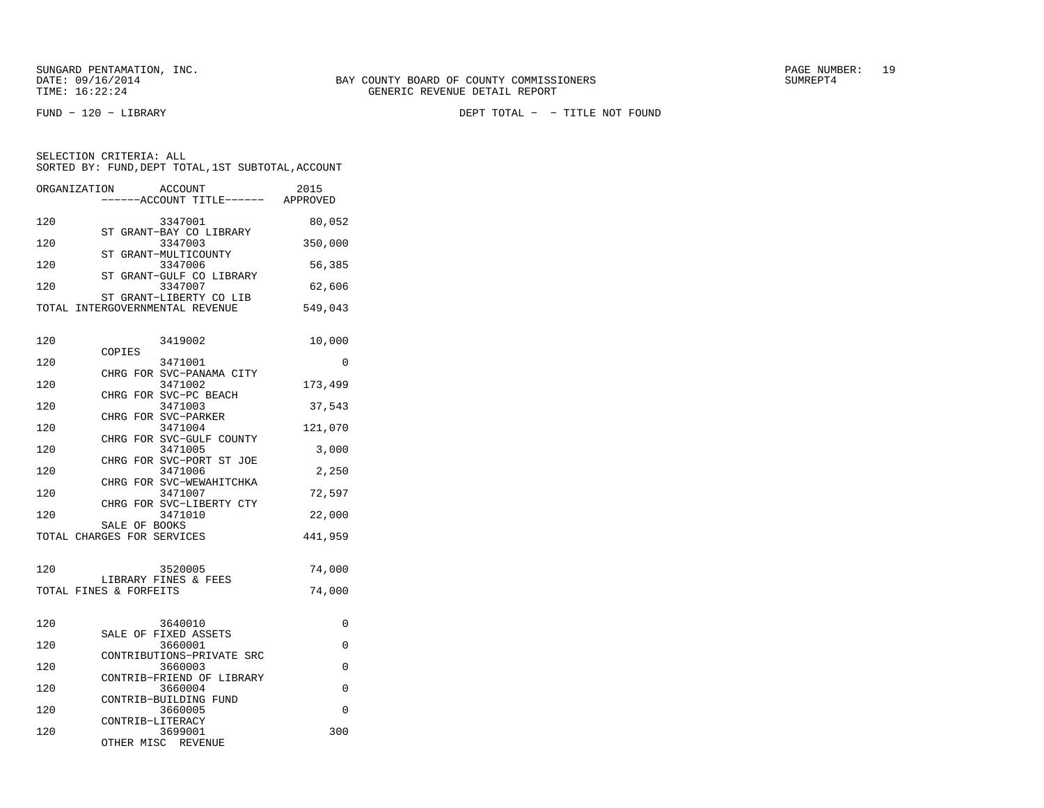SUNGARD PENTAMATION, INC.
DATE: 09/16/2014
TIME: 16:22:24

BAY COUNTY BOARD OF COUNTY COMMISSIONERS
GENERIC REVENUE DETAIL REPORT

SUMREPT4

FUND − 120 − LIBRARY

DEPT TOTAL − − TITLE NOT FOUND

SELECTION CRITERIA: ALL
SORTED BY: FUND,DEPT TOTAL,1ST SUBTOTAL,ACCOUNT

| ORGANIZATION | ACCOUNT ------ACCOUNT TITLE------ | 2015 APPROVED |
|---|---|---|
| 120 | 3347001 ST GRANT−BAY CO LIBRARY | 80,052 |
| 120 | 3347003 ST GRANT−MULTICOUNTY | 350,000 |
| 120 | 3347006 ST GRANT−GULF CO LIBRARY | 56,385 |
| 120 | 3347007 ST GRANT−LIBERTY CO LIB | 62,606 |
| TOTAL INTERGOVERNMENTAL REVENUE | | 549,043 |
| 120 | 3419002 COPIES | 10,000 |
| 120 | 3471001 CHRG FOR SVC−PANAMA CITY | 0 |
| 120 | 3471002 CHRG FOR SVC−PC BEACH | 173,499 |
| 120 | 3471003 CHRG FOR SVC−PARKER | 37,543 |
| 120 | 3471004 CHRG FOR SVC−GULF COUNTY | 121,070 |
| 120 | 3471005 CHRG FOR SVC−PORT ST JOE | 3,000 |
| 120 | 3471006 CHRG FOR SVC−WEWAHITCHKA | 2,250 |
| 120 | 3471007 CHRG FOR SVC−LIBERTY CTY | 72,597 |
| 120 | 3471010 SALE OF BOOKS | 22,000 |
| TOTAL CHARGES FOR SERVICES | | 441,959 |
| 120 | 3520005 LIBRARY FINES & FEES | 74,000 |
| TOTAL FINES & FORFEITS | | 74,000 |
| 120 | 3640010 SALE OF FIXED ASSETS | 0 |
| 120 | 3660001 CONTRIBUTIONS−PRIVATE SRC | 0 |
| 120 | 3660003 CONTRIB−FRIEND OF LIBRARY | 0 |
| 120 | 3660004 CONTRIB−BUILDING FUND | 0 |
| 120 | 3660005 CONTRIB−LITERACY | 0 |
| 120 | 3699001 OTHER MISC REVENUE | 300 |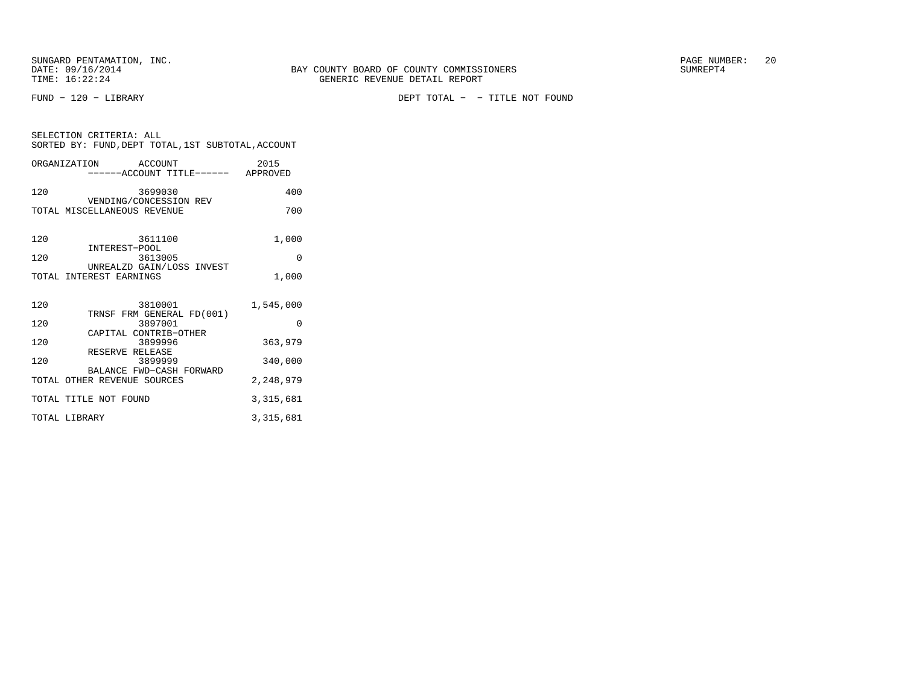SUNGARD PENTAMATION, INC.
DATE: 09/16/2014
TIME: 16:22:24

BAY COUNTY BOARD OF COUNTY COMMISSIONERS
GENERIC REVENUE DETAIL REPORT

PAGE NUMBER: 20
SUMREPT4

FUND − 120 − LIBRARY

DEPT TOTAL − − TITLE NOT FOUND

SELECTION CRITERIA: ALL
SORTED BY: FUND,DEPT TOTAL,1ST SUBTOTAL,ACCOUNT

| ORGANIZATION | ACCOUNT / ------ACCOUNT TITLE------ | 2015 APPROVED |
|---|---|---|
| 120 | 3699030 VENDING/CONCESSION REV | 400 |
| TOTAL MISCELLANEOUS REVENUE | | 700 |
| 120 | 3611100 INTEREST−POOL | 1,000 |
| 120 | 3613005 UNREALZD GAIN/LOSS INVEST | 0 |
| TOTAL INTEREST EARNINGS | | 1,000 |
| 120 | 3810001 TRNSF FRM GENERAL FD(001) | 1,545,000 |
| 120 | 3897001 CAPITAL CONTRIB−OTHER | 0 |
| 120 | 3899996 RESERVE RELEASE | 363,979 |
| 120 | 3899999 BALANCE FWD−CASH FORWARD | 340,000 |
| TOTAL OTHER REVENUE SOURCES | | 2,248,979 |
| TOTAL TITLE NOT FOUND | | 3,315,681 |
| TOTAL LIBRARY | | 3,315,681 |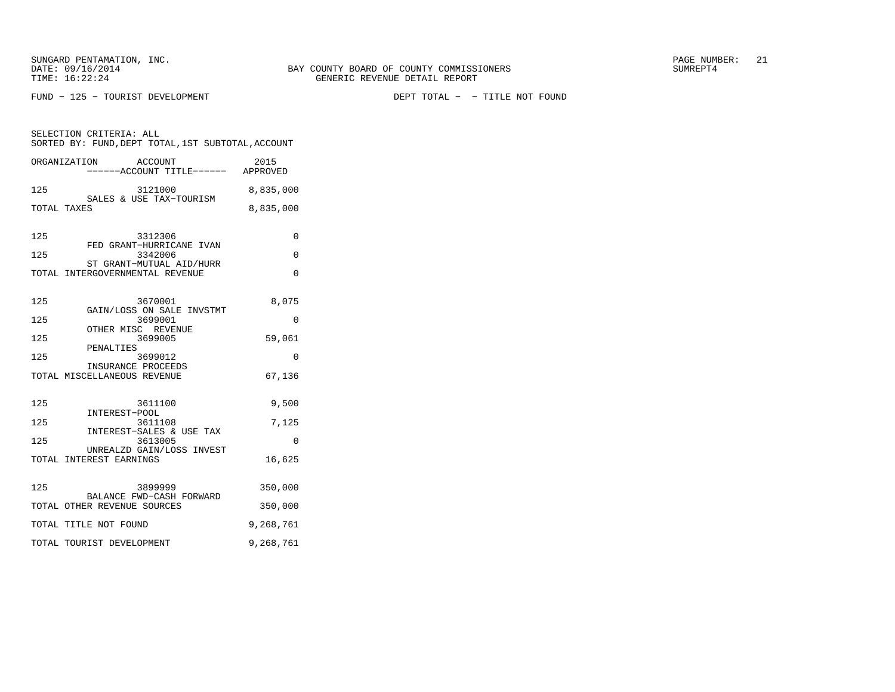SUNGARD PENTAMATION, INC.
DATE: 09/16/2014
TIME: 16:22:24

BAY COUNTY BOARD OF COUNTY COMMISSIONERS
GENERIC REVENUE DETAIL REPORT

SUMREPT4

FUND − 125 − TOURIST DEVELOPMENT

DEPT TOTAL − − TITLE NOT FOUND

SELECTION CRITERIA: ALL
SORTED BY: FUND,DEPT TOTAL,1ST SUBTOTAL,ACCOUNT

| ORGANIZATION | ACCOUNT / ------ACCOUNT TITLE------ | 2015 APPROVED |
|---|---|---|
| 125 | 3121000 SALES & USE TAX−TOURISM | 8,835,000 |
| TOTAL TAXES | | 8,835,000 |
| 125 | 3312306 FED GRANT−HURRICANE IVAN | 0 |
| 125 | 3342006 ST GRANT−MUTUAL AID/HURR | 0 |
| TOTAL INTERGOVERNMENTAL REVENUE | | 0 |
| 125 | 3670001 GAIN/LOSS ON SALE INVSTMT | 8,075 |
| 125 | 3699001 OTHER MISC REVENUE | 0 |
| 125 | 3699005 PENALTIES | 59,061 |
| 125 | 3699012 INSURANCE PROCEEDS | 0 |
| TOTAL MISCELLANEOUS REVENUE | | 67,136 |
| 125 | 3611100 INTEREST−POOL | 9,500 |
| 125 | 3611108 INTEREST−SALES & USE TAX | 7,125 |
| 125 | 3613005 UNREALZD GAIN/LOSS INVEST | 0 |
| TOTAL INTEREST EARNINGS | | 16,625 |
| 125 | 3899999 BALANCE FWD−CASH FORWARD | 350,000 |
| TOTAL OTHER REVENUE SOURCES | | 350,000 |
| TOTAL TITLE NOT FOUND | | 9,268,761 |
| TOTAL TOURIST DEVELOPMENT | | 9,268,761 |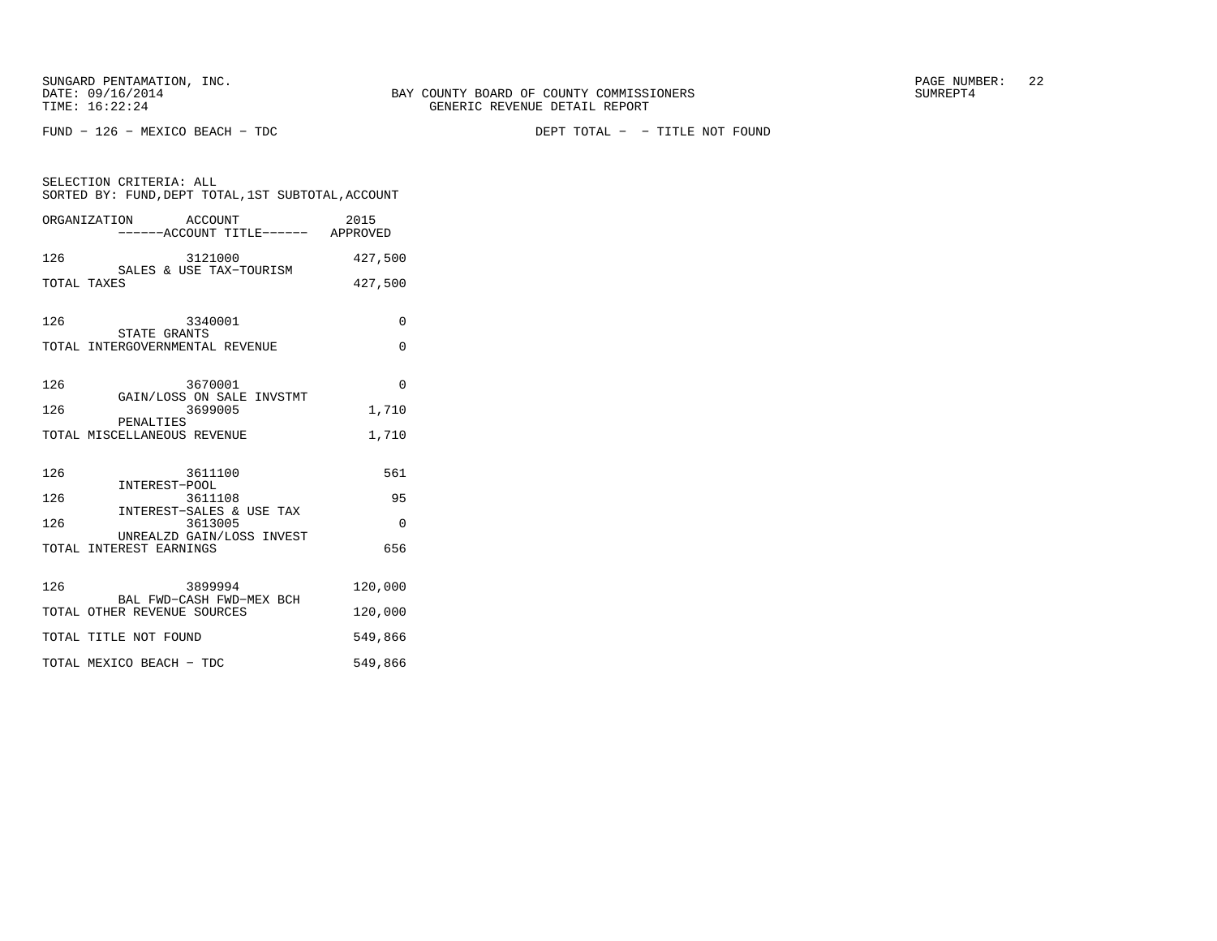BAY COUNTY BOARD OF COUNTY COMMISSIONERS
GENERIC REVENUE DETAIL REPORT

FUND - 126 - MEXICO BEACH - TDC

DEPT TOTAL - - TITLE NOT FOUND

SELECTION CRITERIA: ALL
SORTED BY: FUND,DEPT TOTAL,1ST SUBTOTAL,ACCOUNT

| ORGANIZATION | ACCOUNT / ------ACCOUNT TITLE------ | 2015 APPROVED |
|---|---|---|
| 126 | 3121000 SALES & USE TAX-TOURISM | 427,500 |
| TOTAL TAXES | | 427,500 |
| 126 | 3340001 STATE GRANTS | 0 |
| TOTAL INTERGOVERNMENTAL REVENUE | | 0 |
| 126 | 3670001 GAIN/LOSS ON SALE INVSTMT | 0 |
| 126 | 3699005 PENALTIES | 1,710 |
| TOTAL MISCELLANEOUS REVENUE | | 1,710 |
| 126 | 3611100 INTEREST-POOL | 561 |
| 126 | 3611108 INTEREST-SALES & USE TAX | 95 |
| 126 | 3613005 UNREALZD GAIN/LOSS INVEST | 0 |
| TOTAL INTEREST EARNINGS | | 656 |
| 126 | 3899994 BAL FWD-CASH FWD-MEX BCH | 120,000 |
| TOTAL OTHER REVENUE SOURCES | | 120,000 |
| TOTAL TITLE NOT FOUND | | 549,866 |
| TOTAL MEXICO BEACH - TDC | | 549,866 |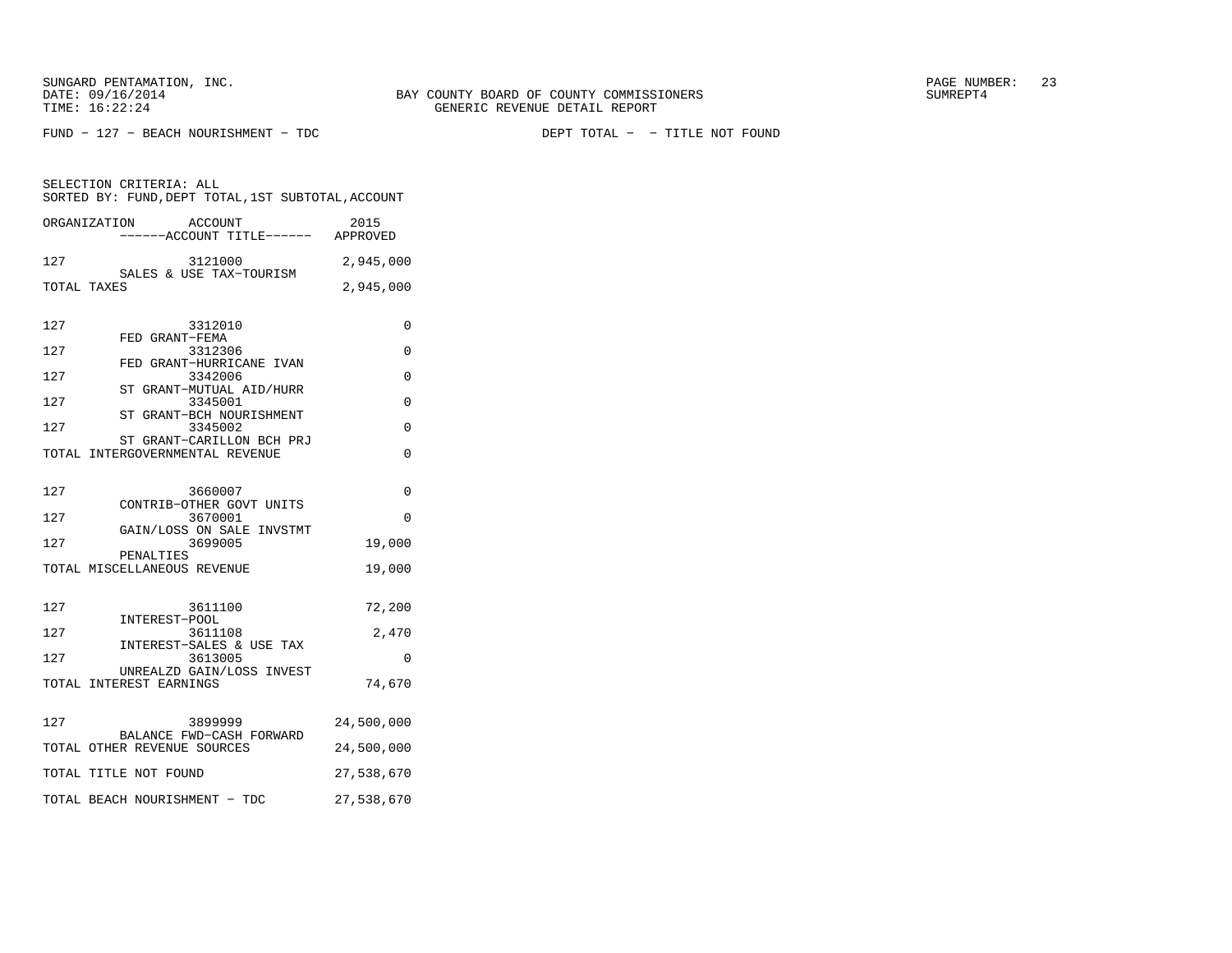SUNGARD PENTAMATION, INC.
DATE: 09/16/2014
TIME: 16:22:24

BAY COUNTY BOARD OF COUNTY COMMISSIONERS
GENERIC REVENUE DETAIL REPORT

SUMREPT4

FUND - 127 - BEACH NOURISHMENT - TDC

DEPT TOTAL - - TITLE NOT FOUND

SELECTION CRITERIA: ALL
SORTED BY: FUND,DEPT TOTAL,1ST SUBTOTAL,ACCOUNT

| ORGANIZATION | ACCOUNT / ------ACCOUNT TITLE------ | 2015 APPROVED |
|---|---|---|
| 127 | 3121000 SALES & USE TAX-TOURISM | 2,945,000 |
| TOTAL TAXES | | 2,945,000 |
| 127 | 3312010 FED GRANT-FEMA | 0 |
| 127 | 3312306 FED GRANT-HURRICANE IVAN | 0 |
| 127 | 3342006 ST GRANT-MUTUAL AID/HURR | 0 |
| 127 | 3345001 ST GRANT-BCH NOURISHMENT | 0 |
| 127 | 3345002 ST GRANT-CARILLON BCH PRJ | 0 |
| TOTAL INTERGOVERNMENTAL REVENUE | | 0 |
| 127 | 3660007 CONTRIB-OTHER GOVT UNITS | 0 |
| 127 | 3670001 GAIN/LOSS ON SALE INVSTMT | 0 |
| 127 | 3699005 PENALTIES | 19,000 |
| TOTAL MISCELLANEOUS REVENUE | | 19,000 |
| 127 | 3611100 INTEREST-POOL | 72,200 |
| 127 | 3611108 INTEREST-SALES & USE TAX | 2,470 |
| 127 | 3613005 UNREALZD GAIN/LOSS INVEST | 0 |
| TOTAL INTEREST EARNINGS | | 74,670 |
| 127 | 3899999 BALANCE FWD-CASH FORWARD | 24,500,000 |
| TOTAL OTHER REVENUE SOURCES | | 24,500,000 |
| TOTAL TITLE NOT FOUND | | 27,538,670 |
| TOTAL BEACH NOURISHMENT - TDC | | 27,538,670 |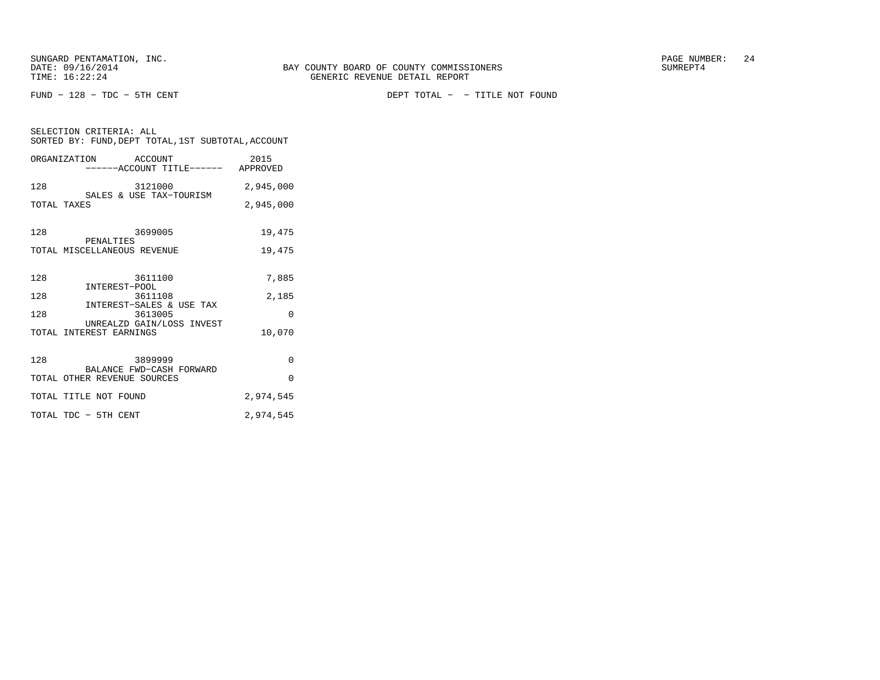SUNGARD PENTAMATION, INC.
DATE: 09/16/2014
TIME: 16:22:24

BAY COUNTY BOARD OF COUNTY COMMISSIONERS
GENERIC REVENUE DETAIL REPORT

PAGE NUMBER: 24
SUMREPT4

FUND - 128 - TDC - 5TH CENT

DEPT TOTAL - - TITLE NOT FOUND

SELECTION CRITERIA: ALL
SORTED BY: FUND,DEPT TOTAL,1ST SUBTOTAL,ACCOUNT

| ORGANIZATION | ACCOUNT / ------ACCOUNT TITLE------ | 2015 APPROVED |
|---|---|---|
| 128 | 3121000 SALES & USE TAX-TOURISM | 2,945,000 |
| TOTAL TAXES | | 2,945,000 |
| 128 | 3699005 PENALTIES | 19,475 |
| TOTAL MISCELLANEOUS REVENUE | | 19,475 |
| 128 | 3611100 INTEREST-POOL | 7,885 |
| 128 | 3611108 INTEREST-SALES & USE TAX | 2,185 |
| 128 | 3613005 UNREALZD GAIN/LOSS INVEST | 0 |
| TOTAL INTEREST EARNINGS | | 10,070 |
| 128 | 3899999 BALANCE FWD-CASH FORWARD | 0 |
| TOTAL OTHER REVENUE SOURCES | | 0 |
| TOTAL TITLE NOT FOUND | | 2,974,545 |
| TOTAL TDC - 5TH CENT | | 2,974,545 |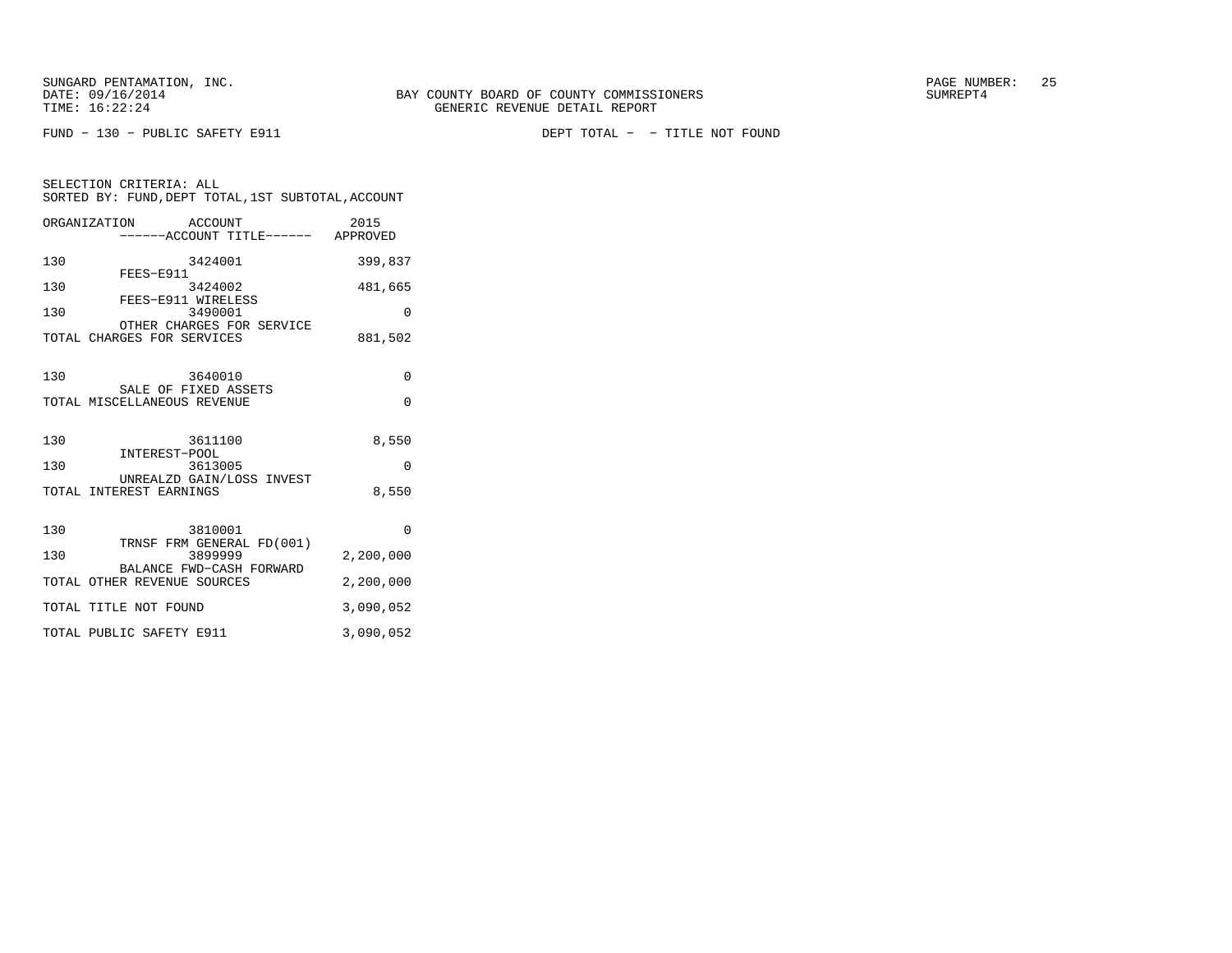SUNGARD PENTAMATION, INC.
DATE: 09/16/2014
TIME: 16:22:24

BAY COUNTY BOARD OF COUNTY COMMISSIONERS
GENERIC REVENUE DETAIL REPORT

SUMREPT4

FUND − 130 − PUBLIC SAFETY E911 DEPT TOTAL − − TITLE NOT FOUND

SELECTION CRITERIA: ALL
SORTED BY: FUND,DEPT TOTAL,1ST SUBTOTAL,ACCOUNT

| ORGANIZATION | ACCOUNT / ------ACCOUNT TITLE------ | 2015 APPROVED |
|---|---|---|
| 130 | 3424001 FEES−E911 | 399,837 |
| 130 | 3424002 FEES−E911 WIRELESS | 481,665 |
| 130 | 3490001 OTHER CHARGES FOR SERVICE | 0 |
| TOTAL CHARGES FOR SERVICES | | 881,502 |
| 130 | 3640010 SALE OF FIXED ASSETS | 0 |
| TOTAL MISCELLANEOUS REVENUE | | 0 |
| 130 | 3611100 INTEREST−POOL | 8,550 |
| 130 | 3613005 UNREALZD GAIN/LOSS INVEST | 0 |
| TOTAL INTEREST EARNINGS | | 8,550 |
| 130 | 3810001 TRNSF FRM GENERAL FD(001) | 0 |
| 130 | 3899999 BALANCE FWD−CASH FORWARD | 2,200,000 |
| TOTAL OTHER REVENUE SOURCES | | 2,200,000 |
| TOTAL TITLE NOT FOUND | | 3,090,052 |
| TOTAL PUBLIC SAFETY E911 | | 3,090,052 |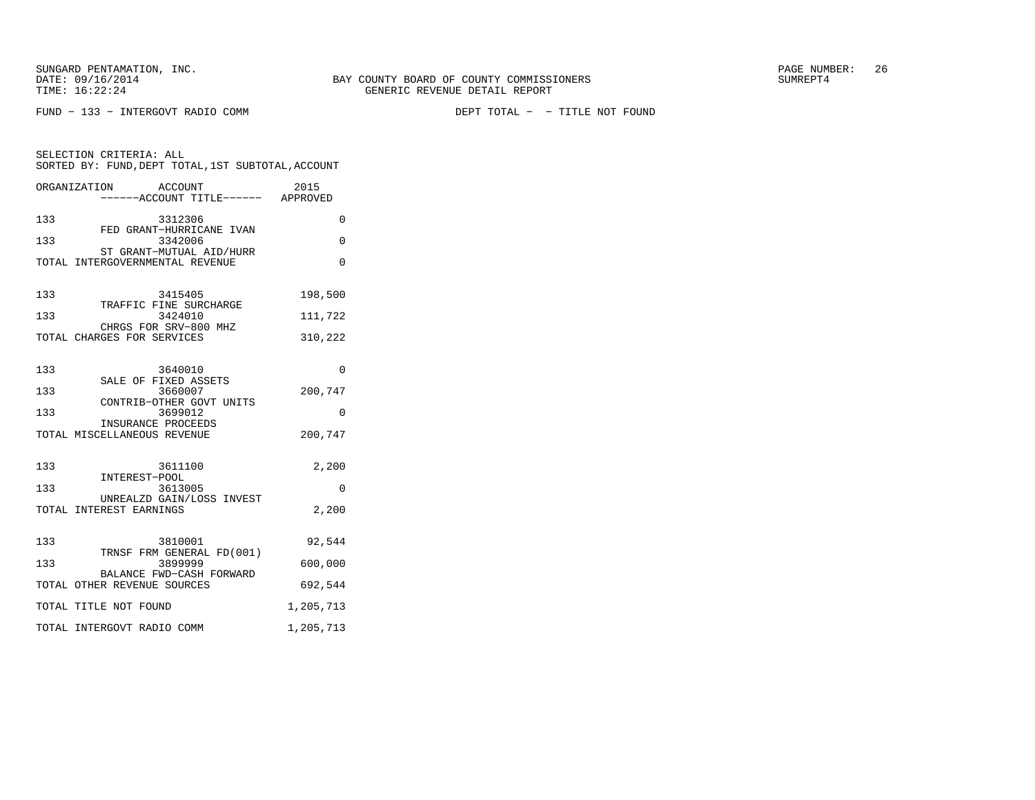SUNGARD PENTAMATION, INC.
DATE: 09/16/2014
TIME: 16:22:24

BAY COUNTY BOARD OF COUNTY COMMISSIONERS
GENERIC REVENUE DETAIL REPORT

SUMREPT4

FUND − 133 − INTERGOVT RADIO COMM

DEPT TOTAL − − TITLE NOT FOUND

SELECTION CRITERIA: ALL
SORTED BY: FUND,DEPT TOTAL,1ST SUBTOTAL,ACCOUNT

| ORGANIZATION | ACCOUNT / ------ACCOUNT TITLE------ | 2015 APPROVED |
|---|---|---|
| 133 | 3312306 FED GRANT−HURRICANE IVAN | 0 |
| 133 | 3342006 ST GRANT−MUTUAL AID/HURR | 0 |
| TOTAL INTERGOVERNMENTAL REVENUE | | 0 |
| 133 | 3415405 TRAFFIC FINE SURCHARGE | 198,500 |
| 133 | 3424010 CHRGS FOR SRV−800 MHZ | 111,722 |
| TOTAL CHARGES FOR SERVICES | | 310,222 |
| 133 | 3640010 SALE OF FIXED ASSETS | 0 |
| 133 | 3660007 CONTRIB−OTHER GOVT UNITS | 200,747 |
| 133 | 3699012 INSURANCE PROCEEDS | 0 |
| TOTAL MISCELLANEOUS REVENUE | | 200,747 |
| 133 | 3611100 INTEREST−POOL | 2,200 |
| 133 | 3613005 UNREALZD GAIN/LOSS INVEST | 0 |
| TOTAL INTEREST EARNINGS | | 2,200 |
| 133 | 3810001 TRNSF FRM GENERAL FD(001) | 92,544 |
| 133 | 3899999 BALANCE FWD−CASH FORWARD | 600,000 |
| TOTAL OTHER REVENUE SOURCES | | 692,544 |
| TOTAL TITLE NOT FOUND | | 1,205,713 |
| TOTAL INTERGOVT RADIO COMM | | 1,205,713 |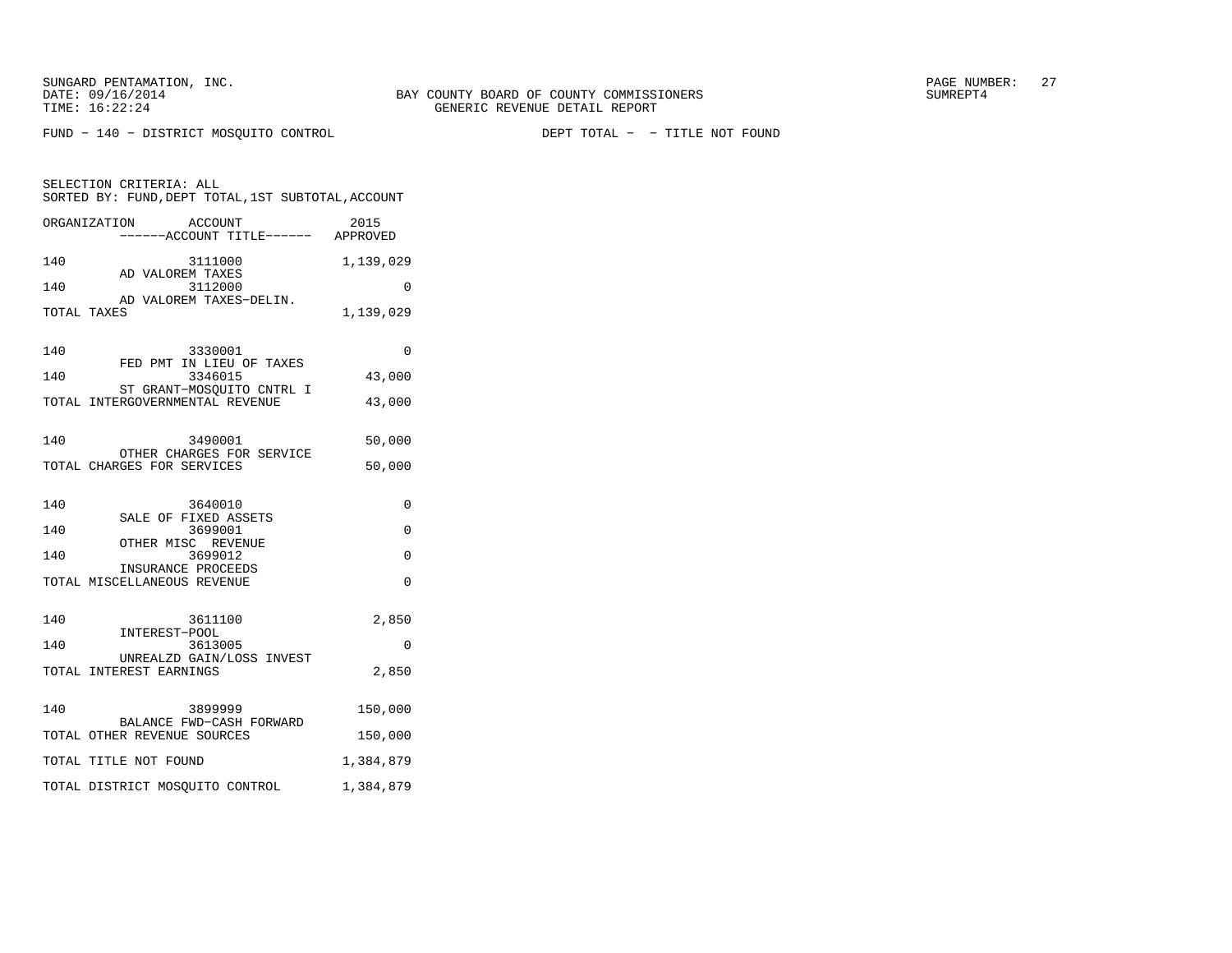SUNGARD PENTAMATION, INC.
DATE: 09/16/2014
TIME: 16:22:24

BAY COUNTY BOARD OF COUNTY COMMISSIONERS
GENERIC REVENUE DETAIL REPORT

SUMREPT4

FUND - 140 - DISTRICT MOSQUITO CONTROL        DEPT TOTAL -  - TITLE NOT FOUND

SELECTION CRITERIA: ALL
SORTED BY: FUND,DEPT TOTAL,1ST SUBTOTAL,ACCOUNT

| ORGANIZATION | ACCOUNT / ------ACCOUNT TITLE------ | 2015 APPROVED |
|---|---|---|
| 140 | 3111000 AD VALOREM TAXES | 1,139,029 |
| 140 | 3112000 AD VALOREM TAXES-DELIN. | 0 |
| TOTAL TAXES | | 1,139,029 |
| 140 | 3330001 FED PMT IN LIEU OF TAXES | 0 |
| 140 | 3346015 ST GRANT-MOSQUITO CNTRL I | 43,000 |
| TOTAL INTERGOVERNMENTAL REVENUE | | 43,000 |
| 140 | 3490001 OTHER CHARGES FOR SERVICE | 50,000 |
| TOTAL CHARGES FOR SERVICES | | 50,000 |
| 140 | 3640010 SALE OF FIXED ASSETS | 0 |
| 140 | 3699001 OTHER MISC REVENUE | 0 |
| 140 | 3699012 INSURANCE PROCEEDS | 0 |
| TOTAL MISCELLANEOUS REVENUE | | 0 |
| 140 | 3611100 INTEREST-POOL | 2,850 |
| 140 | 3613005 UNREALZD GAIN/LOSS INVEST | 0 |
| TOTAL INTEREST EARNINGS | | 2,850 |
| 140 | 3899999 BALANCE FWD-CASH FORWARD | 150,000 |
| TOTAL OTHER REVENUE SOURCES | | 150,000 |
| TOTAL TITLE NOT FOUND | | 1,384,879 |
| TOTAL DISTRICT MOSQUITO CONTROL | | 1,384,879 |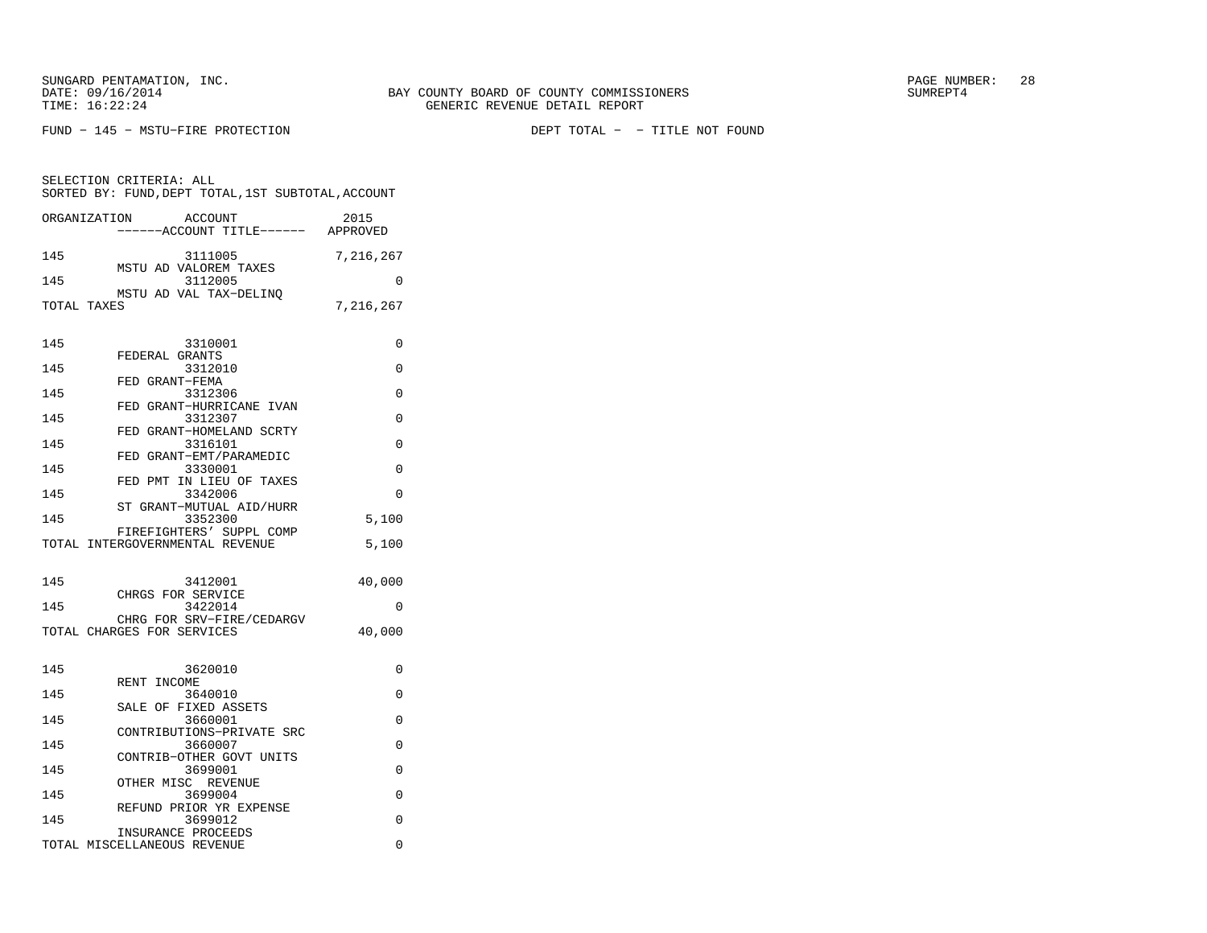SUNGARD PENTAMATION, INC.
DATE: 09/16/2014
TIME: 16:22:24

BAY COUNTY BOARD OF COUNTY COMMISSIONERS
GENERIC REVENUE DETAIL REPORT

SUMREPT4

FUND - 145 - MSTU-FIRE PROTECTION

DEPT TOTAL - - TITLE NOT FOUND

SELECTION CRITERIA: ALL
SORTED BY: FUND,DEPT TOTAL,1ST SUBTOTAL,ACCOUNT

| ORGANIZATION | ACCOUNT / ------ACCOUNT TITLE------ | 2015 APPROVED |
|---|---|---|
| 145 | 3111005 MSTU AD VALOREM TAXES | 7,216,267 |
| 145 | 3112005 MSTU AD VAL TAX-DELINQ | 0 |
| TOTAL TAXES | | 7,216,267 |
| 145 | 3310001 FEDERAL GRANTS | 0 |
| 145 | 3312010 FED GRANT-FEMA | 0 |
| 145 | 3312306 FED GRANT-HURRICANE IVAN | 0 |
| 145 | 3312307 FED GRANT-HOMELAND SCRTY | 0 |
| 145 | 3316101 FED GRANT-EMT/PARAMEDIC | 0 |
| 145 | 3330001 FED PMT IN LIEU OF TAXES | 0 |
| 145 | 3342006 ST GRANT-MUTUAL AID/HURR | 0 |
| 145 | 3352300 FIREFIGHTERS' SUPPL COMP | 5,100 |
| TOTAL INTERGOVERNMENTAL REVENUE | | 5,100 |
| 145 | 3412001 CHRGS FOR SERVICE | 40,000 |
| 145 | 3422014 CHRG FOR SRV-FIRE/CEDARGV | 0 |
| TOTAL CHARGES FOR SERVICES | | 40,000 |
| 145 | 3620010 RENT INCOME | 0 |
| 145 | 3640010 SALE OF FIXED ASSETS | 0 |
| 145 | 3660001 CONTRIBUTIONS-PRIVATE SRC | 0 |
| 145 | 3660007 CONTRIB-OTHER GOVT UNITS | 0 |
| 145 | 3699001 OTHER MISC REVENUE | 0 |
| 145 | 3699004 REFUND PRIOR YR EXPENSE | 0 |
| 145 | 3699012 INSURANCE PROCEEDS | 0 |
| TOTAL MISCELLANEOUS REVENUE | | 0 |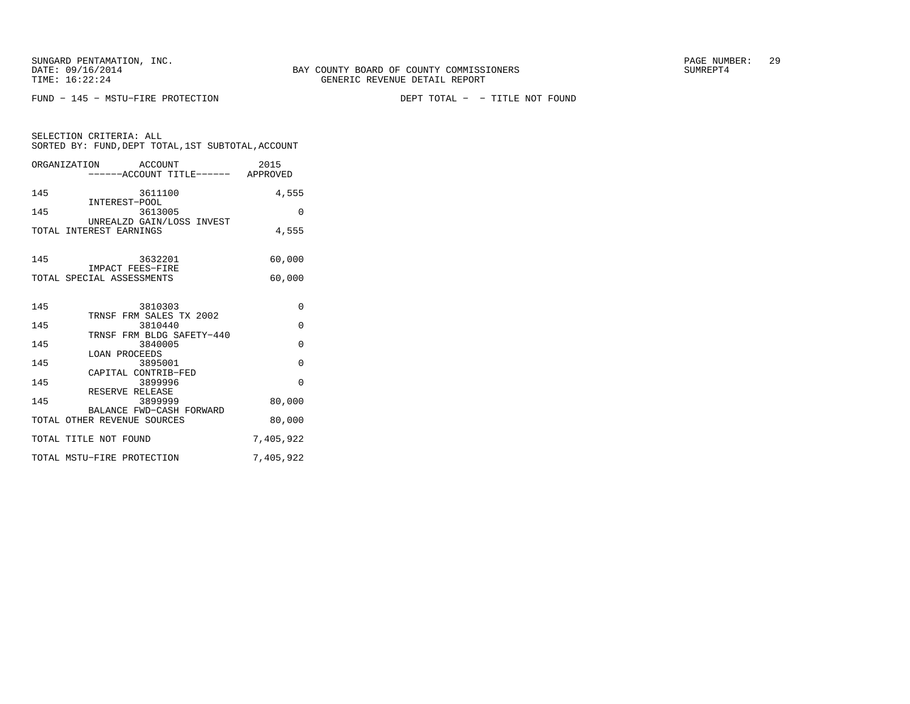SUNGARD PENTAMATION, INC.
DATE: 09/16/2014
TIME: 16:22:24

BAY COUNTY BOARD OF COUNTY COMMISSIONERS
GENERIC REVENUE DETAIL REPORT

SUMREPT4

FUND − 145 − MSTU−FIRE PROTECTION

DEPT TOTAL − − TITLE NOT FOUND

SELECTION CRITERIA: ALL
SORTED BY: FUND,DEPT TOTAL,1ST SUBTOTAL,ACCOUNT

| ORGANIZATION | ACCOUNT / ------ACCOUNT TITLE------ | 2015 APPROVED |
|---|---|---|
| 145 | 3611100 INTEREST−POOL | 4,555 |
| 145 | 3613005 UNREALZD GAIN/LOSS INVEST | 0 |
| TOTAL INTEREST EARNINGS | | 4,555 |
| 145 | 3632201 IMPACT FEES−FIRE | 60,000 |
| TOTAL SPECIAL ASSESSMENTS | | 60,000 |
| 145 | 3810303 TRNSF FRM SALES TX 2002 | 0 |
| 145 | 3810440 TRNSF FRM BLDG SAFETY−440 | 0 |
| 145 | 3840005 LOAN PROCEEDS | 0 |
| 145 | 3895001 CAPITAL CONTRIB−FED | 0 |
| 145 | 3899996 RESERVE RELEASE | 0 |
| 145 | 3899999 BALANCE FWD−CASH FORWARD | 80,000 |
| TOTAL OTHER REVENUE SOURCES | | 80,000 |
| TOTAL TITLE NOT FOUND | | 7,405,922 |
| TOTAL MSTU−FIRE PROTECTION | | 7,405,922 |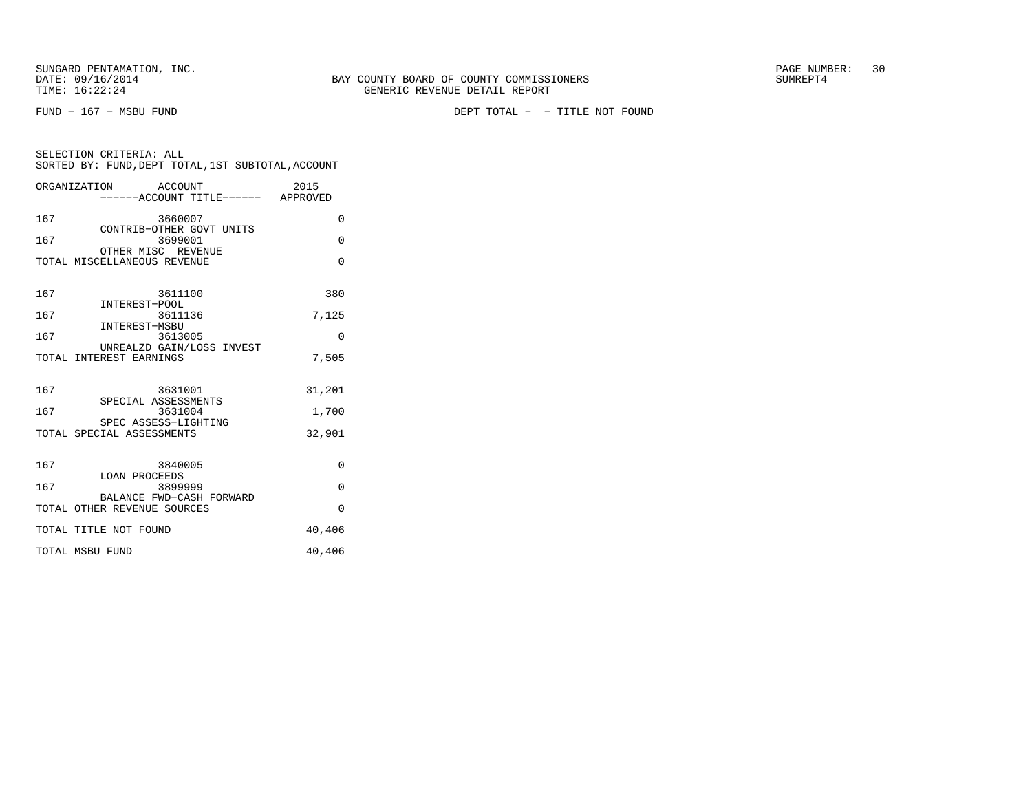SUNGARD PENTAMATION, INC.
DATE: 09/16/2014
TIME: 16:22:24

BAY COUNTY BOARD OF COUNTY COMMISSIONERS
GENERIC REVENUE DETAIL REPORT

SUMREPT4

FUND − 167 − MSBU FUND

DEPT TOTAL − − TITLE NOT FOUND

SELECTION CRITERIA: ALL
SORTED BY: FUND,DEPT TOTAL,1ST SUBTOTAL,ACCOUNT

| ORGANIZATION | ACCOUNT / ACCOUNT TITLE | 2015 APPROVED |
|---|---|---|
| 167 | 3660007 CONTRIB−OTHER GOVT UNITS | 0 |
| 167 | 3699001 OTHER MISC REVENUE | 0 |
| TOTAL MISCELLANEOUS REVENUE | | 0 |
| 167 | 3611100 INTEREST−POOL | 380 |
| 167 | 3611136 INTEREST−MSBU | 7,125 |
| 167 | 3613005 UNREALZD GAIN/LOSS INVEST | 0 |
| TOTAL INTEREST EARNINGS | | 7,505 |
| 167 | 3631001 SPECIAL ASSESSMENTS | 31,201 |
| 167 | 3631004 SPEC ASSESS−LIGHTING | 1,700 |
| TOTAL SPECIAL ASSESSMENTS | | 32,901 |
| 167 | 3840005 LOAN PROCEEDS | 0 |
| 167 | 3899999 BALANCE FWD−CASH FORWARD | 0 |
| TOTAL OTHER REVENUE SOURCES | | 0 |
| TOTAL TITLE NOT FOUND | | 40,406 |
| TOTAL MSBU FUND | | 40,406 |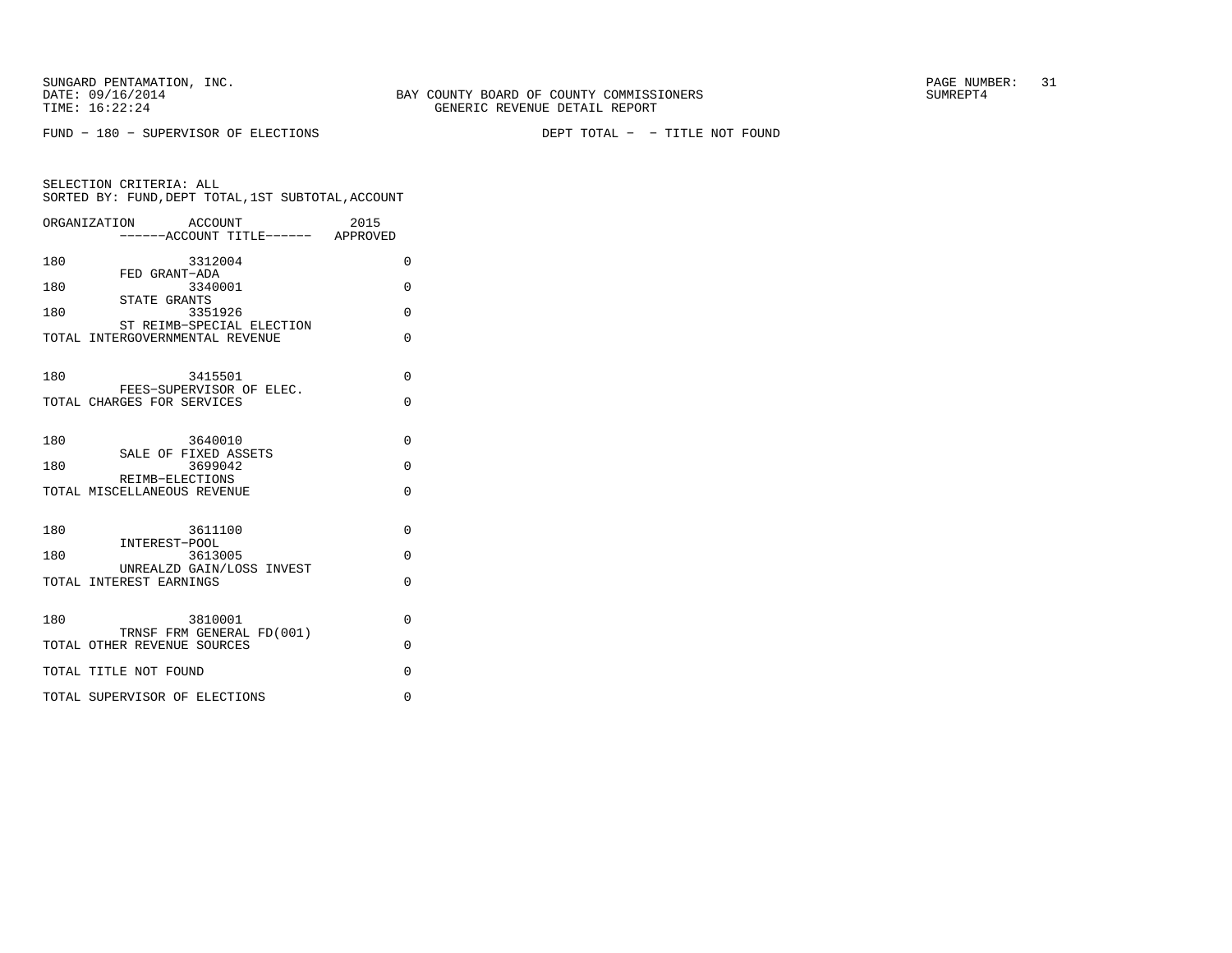SUNGARD PENTAMATION, INC.
DATE: 09/16/2014
TIME: 16:22:24

BAY COUNTY BOARD OF COUNTY COMMISSIONERS
GENERIC REVENUE DETAIL REPORT

SUMREPT4

FUND - 180 - SUPERVISOR OF ELECTIONS     DEPT TOTAL - - TITLE NOT FOUND

SELECTION CRITERIA: ALL
SORTED BY: FUND,DEPT TOTAL,1ST SUBTOTAL,ACCOUNT

| ORGANIZATION | ACCOUNT ------ACCOUNT TITLE------ | 2015 APPROVED |
|---|---|---|
| 180 | 3312004 FED GRANT-ADA | 0 |
| 180 | 3340001 STATE GRANTS | 0 |
| 180 | 3351926 ST REIMB-SPECIAL ELECTION | 0 |
| TOTAL INTERGOVERNMENTAL REVENUE | | 0 |
| 180 | 3415501 FEES-SUPERVISOR OF ELEC. | 0 |
| TOTAL CHARGES FOR SERVICES | | 0 |
| 180 | 3640010 SALE OF FIXED ASSETS | 0 |
| 180 | 3699042 REIMB-ELECTIONS | 0 |
| TOTAL MISCELLANEOUS REVENUE | | 0 |
| 180 | 3611100 INTEREST-POOL | 0 |
| 180 | 3613005 UNREALZD GAIN/LOSS INVEST | 0 |
| TOTAL INTEREST EARNINGS | | 0 |
| 180 | 3810001 TRNSF FRM GENERAL FD(001) | 0 |
| TOTAL OTHER REVENUE SOURCES | | 0 |
| TOTAL TITLE NOT FOUND | | 0 |
| TOTAL SUPERVISOR OF ELECTIONS | | 0 |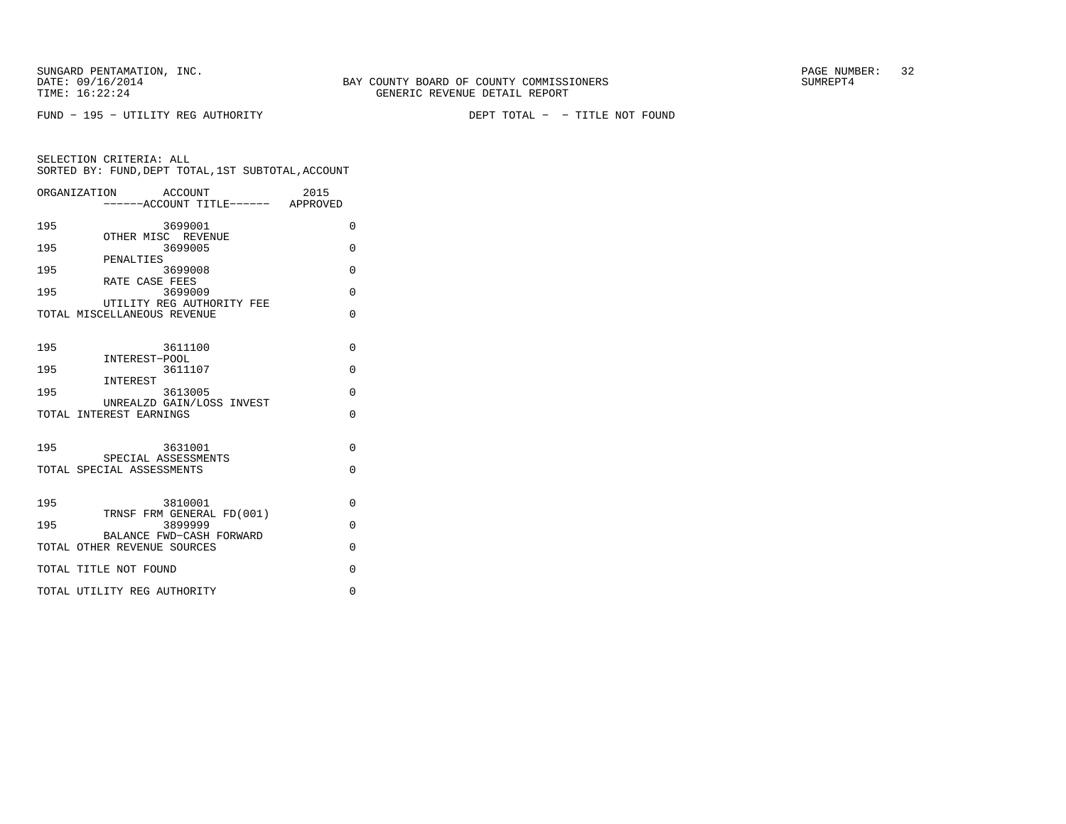SUNGARD PENTAMATION, INC.
DATE: 09/16/2014 BAY COUNTY BOARD OF COUNTY COMMISSIONERS SUMREPT4
TIME: 16:22:24 GENERIC REVENUE DETAIL REPORT

FUND − 195 − UTILITY REG AUTHORITY DEPT TOTAL − − TITLE NOT FOUND

SELECTION CRITERIA: ALL
SORTED BY: FUND,DEPT TOTAL,1ST SUBTOTAL,ACCOUNT

| ORGANIZATION | ACCOUNT ------ACCOUNT TITLE------ | 2015 APPROVED |
|---|---|---|
| 195 | 3699001 OTHER MISC REVENUE | 0 |
| 195 | 3699005 PENALTIES | 0 |
| 195 | 3699008 RATE CASE FEES | 0 |
| 195 | 3699009 UTILITY REG AUTHORITY FEE | 0 |
| TOTAL MISCELLANEOUS REVENUE | | 0 |
| 195 | 3611100 INTEREST−POOL | 0 |
| 195 | 3611107 INTEREST | 0 |
| 195 | 3613005 UNREALZD GAIN/LOSS INVEST | 0 |
| TOTAL INTEREST EARNINGS | | 0 |
| 195 | 3631001 SPECIAL ASSESSMENTS | 0 |
| TOTAL SPECIAL ASSESSMENTS | | 0 |
| 195 | 3810001 TRNSF FRM GENERAL FD(001) | 0 |
| 195 | 3899999 BALANCE FWD−CASH FORWARD | 0 |
| TOTAL OTHER REVENUE SOURCES | | 0 |
| TOTAL TITLE NOT FOUND | | 0 |
| TOTAL UTILITY REG AUTHORITY | | 0 |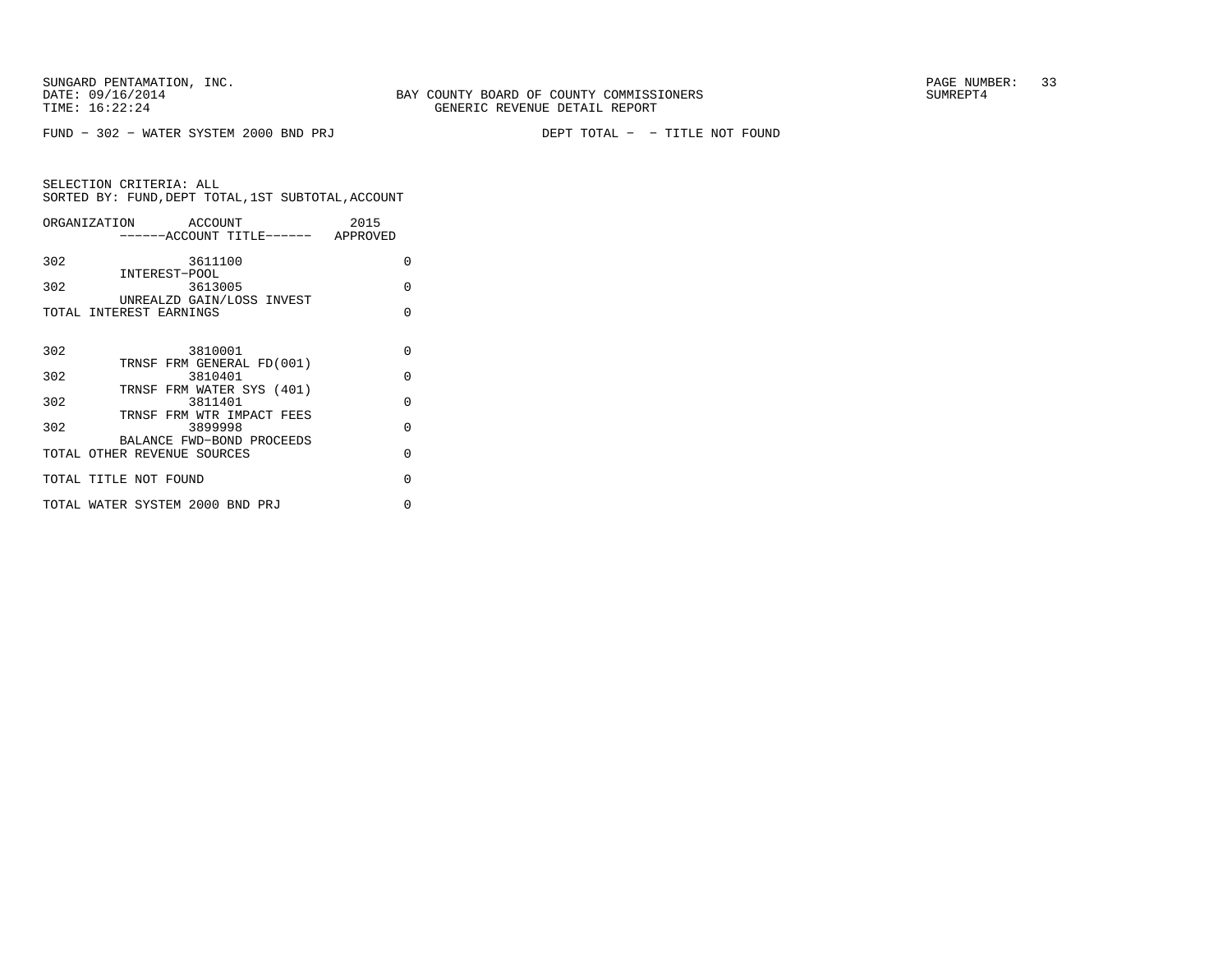SUNGARD PENTAMATION, INC.
DATE: 09/16/2014
TIME: 16:22:24

BAY COUNTY BOARD OF COUNTY COMMISSIONERS
GENERIC REVENUE DETAIL REPORT

SUMREPT4

FUND - 302 - WATER SYSTEM 2000 BND PRJ                DEPT TOTAL -  - TITLE NOT FOUND

SELECTION CRITERIA: ALL
SORTED BY: FUND,DEPT TOTAL,1ST SUBTOTAL,ACCOUNT

| ORGANIZATION | ACCOUNT / ------ACCOUNT TITLE------ | 2015 APPROVED |
|---|---|---|
| 302 | 3611100 INTEREST-POOL | 0 |
| 302 | 3613005 UNREALZD GAIN/LOSS INVEST | 0 |
| TOTAL INTEREST EARNINGS | | 0 |
| 302 | 3810001 TRNSF FRM GENERAL FD(001) | 0 |
| 302 | 3810401 TRNSF FRM WATER SYS (401) | 0 |
| 302 | 3811401 TRNSF FRM WTR IMPACT FEES | 0 |
| 302 | 3899998 BALANCE FWD-BOND PROCEEDS | 0 |
| TOTAL OTHER REVENUE SOURCES | | 0 |
| TOTAL TITLE NOT FOUND | | 0 |
| TOTAL WATER SYSTEM 2000 BND PRJ | | 0 |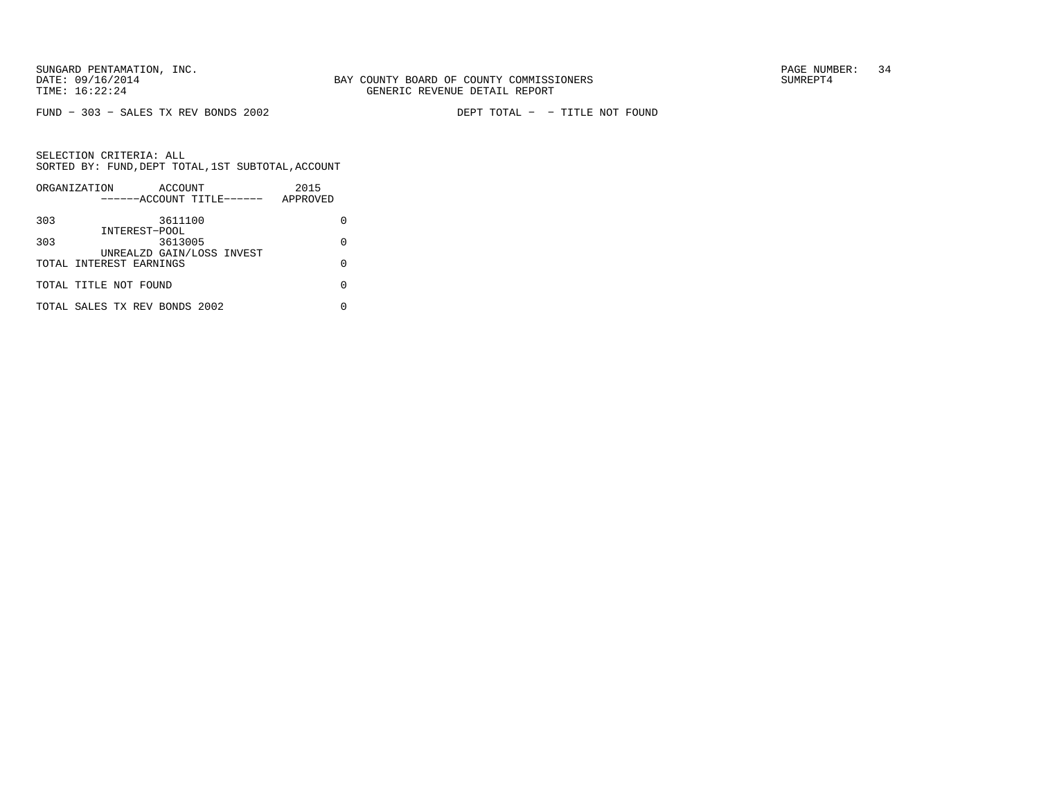FUND − 303 − SALES TX REV BONDS 2002 DEPT TOTAL − − TITLE NOT FOUND

SELECTION CRITERIA: ALL
SORTED BY: FUND, DEPT TOTAL, 1ST SUBTOTAL, ACCOUNT

| ORGANIZATION | ACCOUNT ------ACCOUNT TITLE------ | 2015 APPROVED |
|---|---|---|
| 303 | 3611100 INTEREST−POOL | 0 |
| 303 | 3613005 UNREALZD GAIN/LOSS INVEST | 0 |
| TOTAL INTEREST EARNINGS | | 0 |
| TOTAL TITLE NOT FOUND | | 0 |
| TOTAL SALES TX REV BONDS 2002 | | 0 |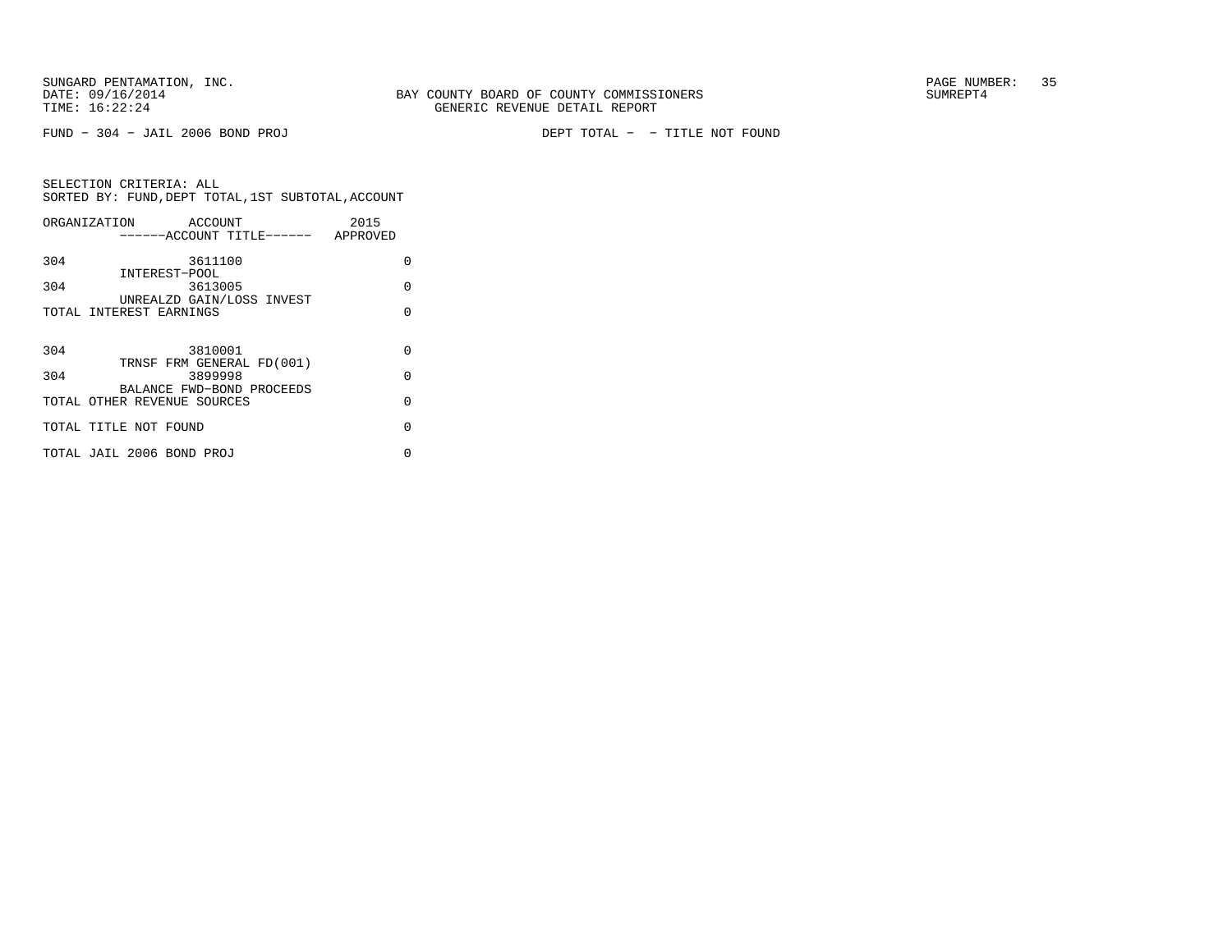SUNGARD PENTAMATION, INC.
DATE: 09/16/2014
TIME: 16:22:24

BAY COUNTY BOARD OF COUNTY COMMISSIONERS
GENERIC REVENUE DETAIL REPORT

SUMREPT4

FUND − 304 − JAIL 2006 BOND PROJ

DEPT TOTAL − − TITLE NOT FOUND

SELECTION CRITERIA: ALL
SORTED BY: FUND,DEPT TOTAL,1ST SUBTOTAL,ACCOUNT

| ORGANIZATION | ACCOUNT ------ACCOUNT TITLE------ | 2015 APPROVED |
|---|---|---|
| 304 | 3611100 INTEREST−POOL | 0 |
| 304 | 3613005 UNREALZD GAIN/LOSS INVEST | 0 |
| TOTAL INTEREST EARNINGS | | 0 |
| 304 | 3810001 TRNSF FRM GENERAL FD(001) | 0 |
| 304 | 3899998 BALANCE FWD−BOND PROCEEDS | 0 |
| TOTAL OTHER REVENUE SOURCES | | 0 |
| TOTAL TITLE NOT FOUND | | 0 |
| TOTAL JAIL 2006 BOND PROJ | | 0 |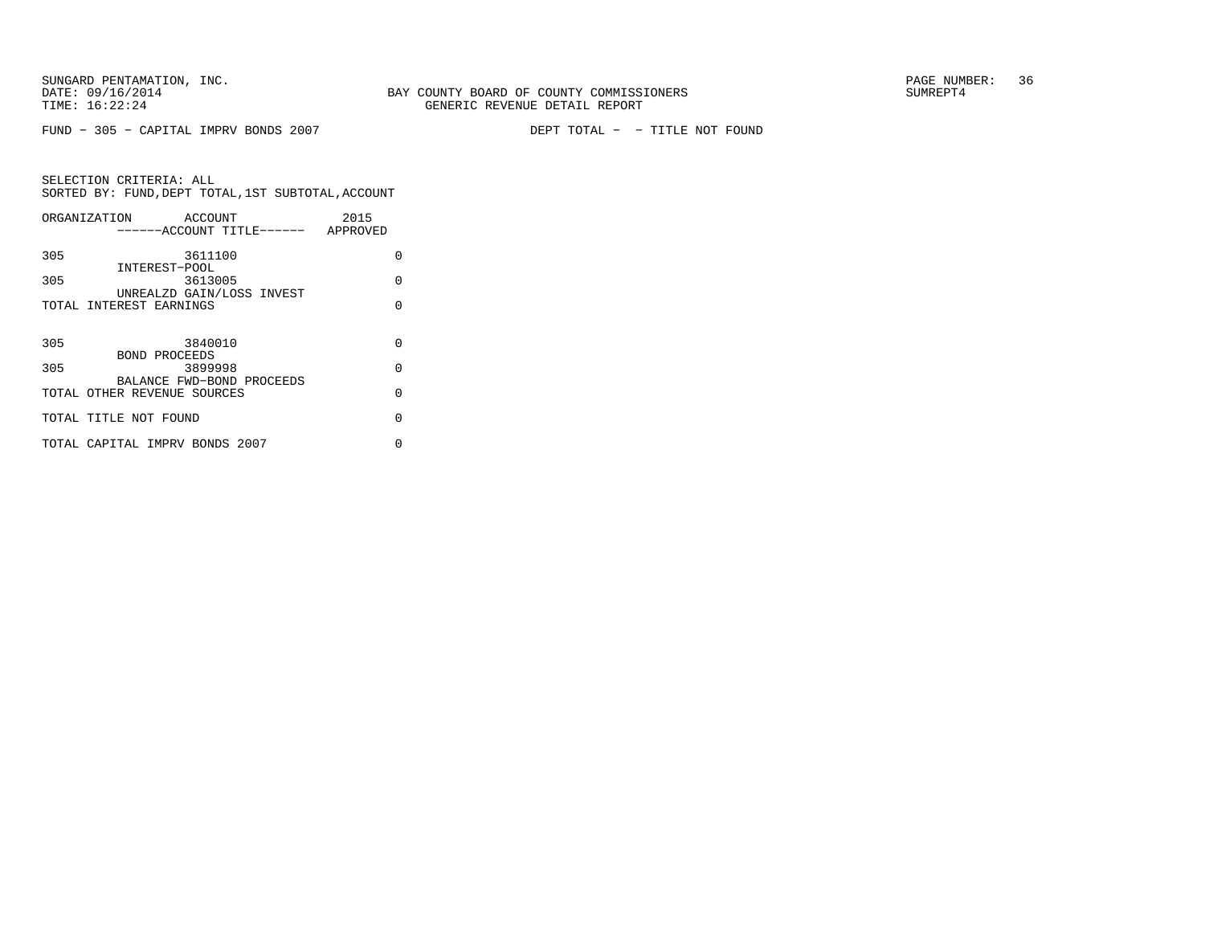SUNGARD PENTAMATION, INC.
DATE: 09/16/2014
TIME: 16:22:24

BAY COUNTY BOARD OF COUNTY COMMISSIONERS
GENERIC REVENUE DETAIL REPORT

SUMREPT4

FUND - 305 - CAPITAL IMPRV BONDS 2007　　　　DEPT TOTAL - - TITLE NOT FOUND

SELECTION CRITERIA: ALL
SORTED BY: FUND,DEPT TOTAL,1ST SUBTOTAL,ACCOUNT

| ORGANIZATION | ACCOUNT<br>------ACCOUNT TITLE------ | 2015<br>APPROVED |
|---|---|---|
| 305 | 3611100<br>INTEREST-POOL | 0 |
| 305 | 3613005<br>UNREALZD GAIN/LOSS INVEST | 0 |
| TOTAL INTEREST EARNINGS | | 0 |
| 305 | 3840010<br>BOND PROCEEDS | 0 |
| 305 | 3899998<br>BALANCE FWD-BOND PROCEEDS | 0 |
| TOTAL OTHER REVENUE SOURCES | | 0 |
| TOTAL TITLE NOT FOUND | | 0 |
| TOTAL CAPITAL IMPRV BONDS 2007 | | 0 |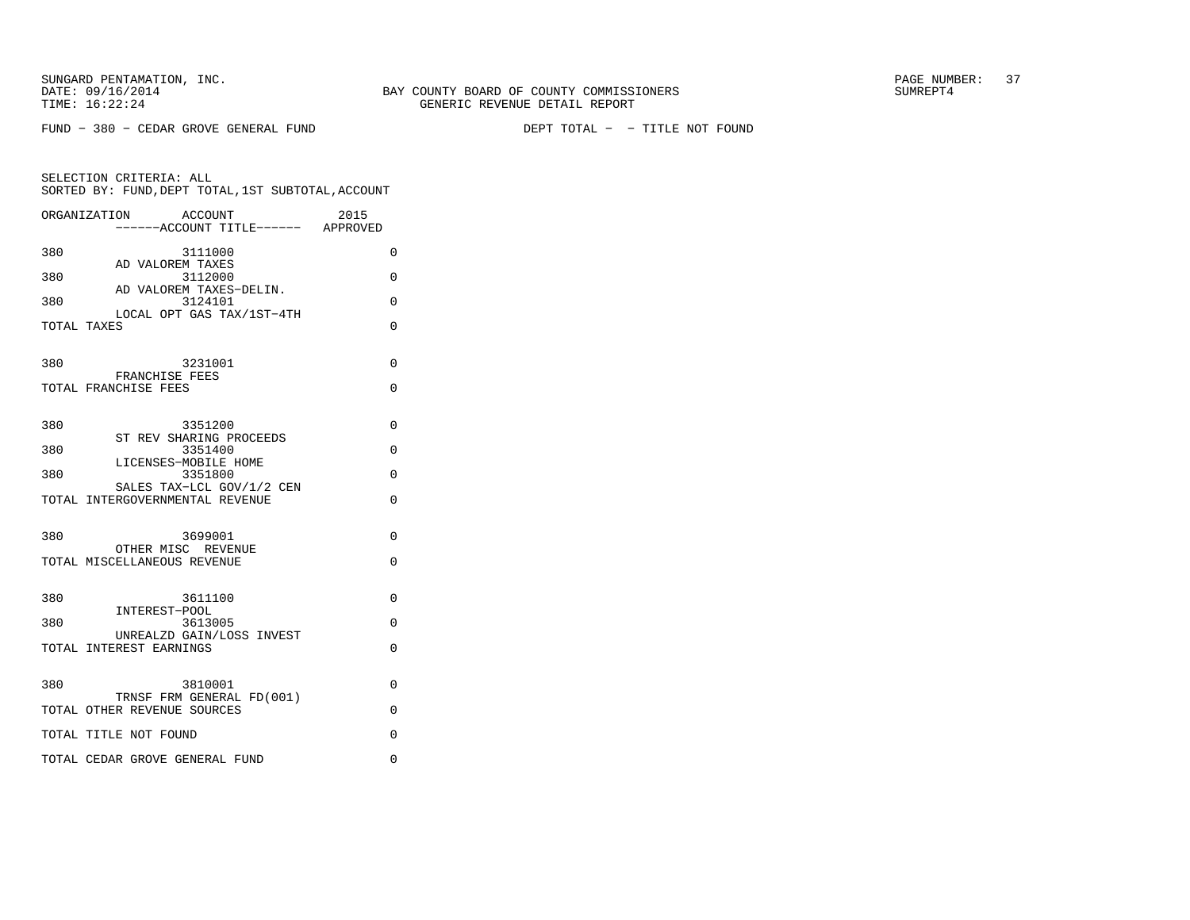SUNGARD PENTAMATION, INC.
DATE: 09/16/2014
TIME: 16:22:24

BAY COUNTY BOARD OF COUNTY COMMISSIONERS
GENERIC REVENUE DETAIL REPORT

SUMREPT4

FUND − 380 − CEDAR GROVE GENERAL FUND    DEPT TOTAL − − TITLE NOT FOUND

SELECTION CRITERIA: ALL
SORTED BY: FUND,DEPT TOTAL,1ST SUBTOTAL,ACCOUNT

| ORGANIZATION | ACCOUNT / ------ACCOUNT TITLE------ | 2015 APPROVED |
|---|---|---|
| 380 | 3111000 AD VALOREM TAXES | 0 |
| 380 | 3112000 AD VALOREM TAXES−DELIN. | 0 |
| 380 | 3124101 LOCAL OPT GAS TAX/1ST−4TH | 0 |
| TOTAL TAXES | | 0 |
| 380 | 3231001 FRANCHISE FEES | 0 |
| TOTAL FRANCHISE FEES | | 0 |
| 380 | 3351200 ST REV SHARING PROCEEDS | 0 |
| 380 | 3351400 LICENSES−MOBILE HOME | 0 |
| 380 | 3351800 SALES TAX−LCL GOV/1/2 CEN | 0 |
| TOTAL INTERGOVERNMENTAL REVENUE | | 0 |
| 380 | 3699001 OTHER MISC REVENUE | 0 |
| TOTAL MISCELLANEOUS REVENUE | | 0 |
| 380 | 3611100 INTEREST−POOL | 0 |
| 380 | 3613005 UNREALZD GAIN/LOSS INVEST | 0 |
| TOTAL INTEREST EARNINGS | | 0 |
| 380 | 3810001 TRNSF FRM GENERAL FD(001) | 0 |
| TOTAL OTHER REVENUE SOURCES | | 0 |
| TOTAL TITLE NOT FOUND | | 0 |
| TOTAL CEDAR GROVE GENERAL FUND | | 0 |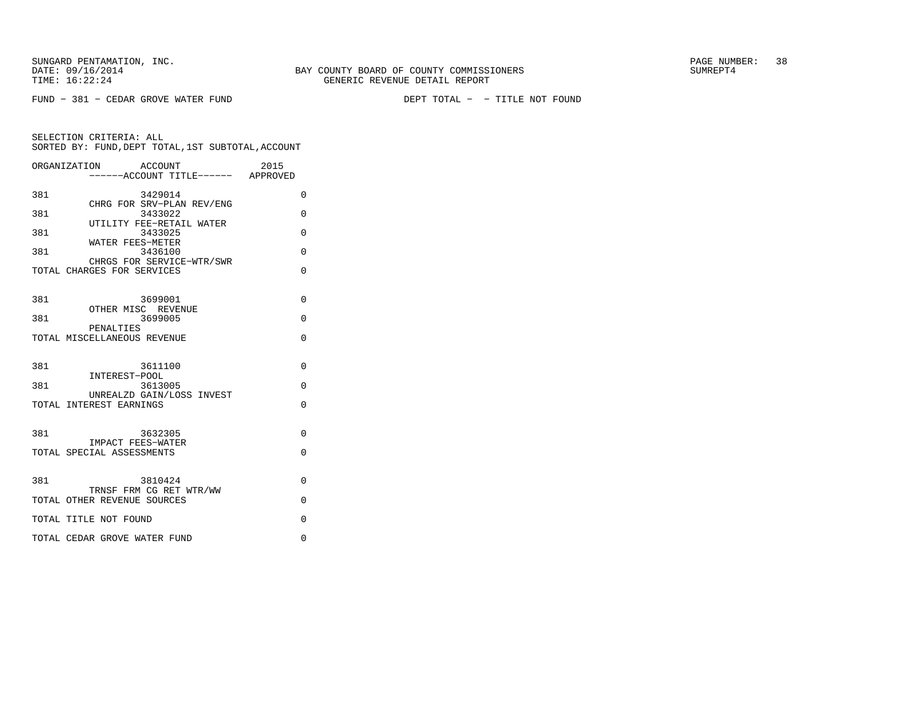FUND - 381 - CEDAR GROVE WATER FUND　　　　　　DEPT TOTAL - - TITLE NOT FOUND

SELECTION CRITERIA: ALL
SORTED BY: FUND,DEPT TOTAL,1ST SUBTOTAL,ACCOUNT

| ORGANIZATION | ACCOUNT ------ACCOUNT TITLE------ | 2015 APPROVED |
|---|---|---|
| 381 | 3429014 CHRG FOR SRV-PLAN REV/ENG | 0 |
| 381 | 3433022 UTILITY FEE-RETAIL WATER | 0 |
| 381 | 3433025 WATER FEES-METER | 0 |
| 381 | 3436100 CHRGS FOR SERVICE-WTR/SWR | 0 |
| TOTAL CHARGES FOR SERVICES | | 0 |
| 381 | 3699001 OTHER MISC REVENUE | 0 |
| 381 | 3699005 PENALTIES | 0 |
| TOTAL MISCELLANEOUS REVENUE | | 0 |
| 381 | 3611100 INTEREST-POOL | 0 |
| 381 | 3613005 UNREALZD GAIN/LOSS INVEST | 0 |
| TOTAL INTEREST EARNINGS | | 0 |
| 381 | 3632305 IMPACT FEES-WATER | 0 |
| TOTAL SPECIAL ASSESSMENTS | | 0 |
| 381 | 3810424 TRNSF FRM CG RET WTR/WW | 0 |
| TOTAL OTHER REVENUE SOURCES | | 0 |
| TOTAL TITLE NOT FOUND | | 0 |
| TOTAL CEDAR GROVE WATER FUND | | 0 |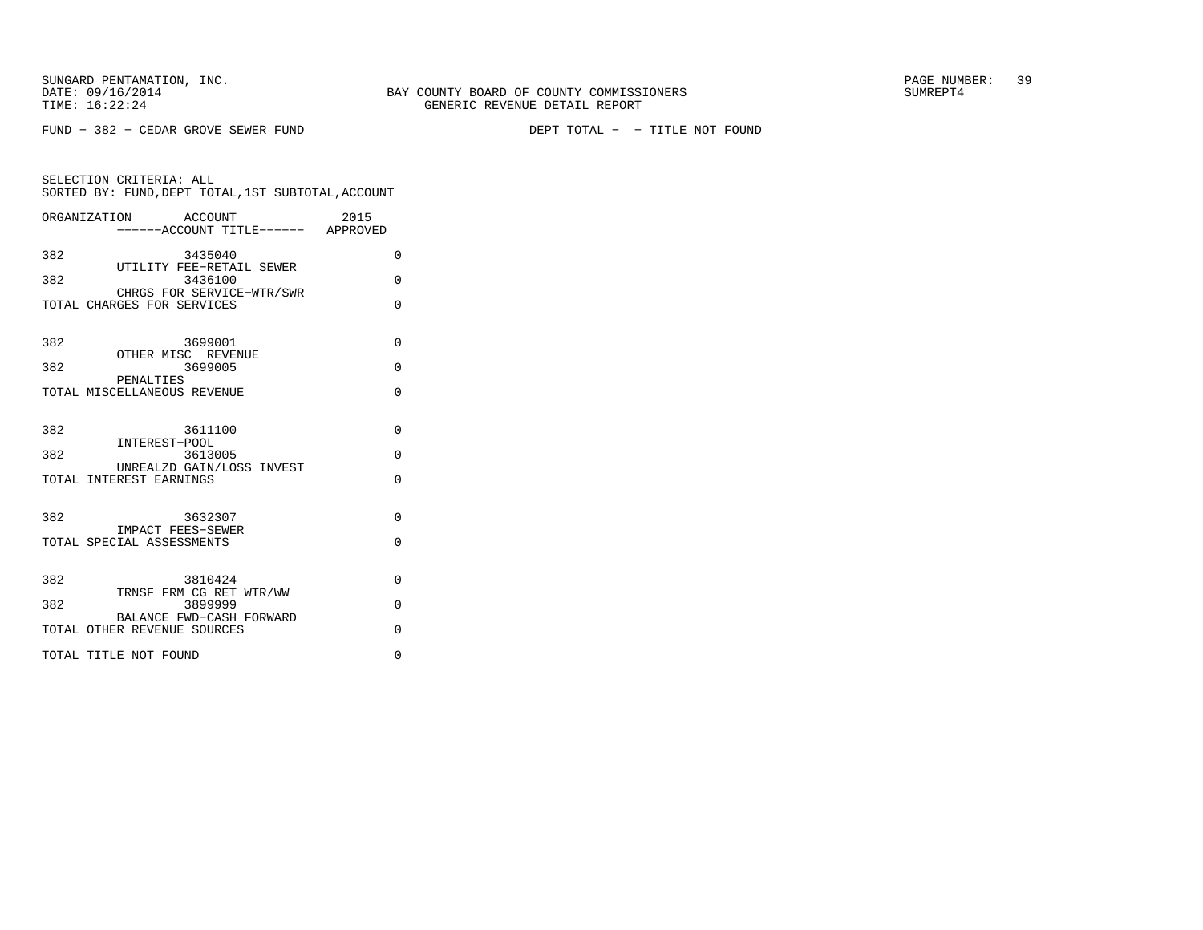SUNGARD PENTAMATION, INC.
DATE: 09/16/2014
TIME: 16:22:24

BAY COUNTY BOARD OF COUNTY COMMISSIONERS
GENERIC REVENUE DETAIL REPORT

SUMREPT4

FUND - 382 - CEDAR GROVE SEWER FUND　　　　DEPT TOTAL - - TITLE NOT FOUND

SELECTION CRITERIA: ALL
SORTED BY: FUND,DEPT TOTAL,1ST SUBTOTAL,ACCOUNT

| ORGANIZATION | ACCOUNT ------ACCOUNT TITLE------ | 2015 APPROVED |
|---|---|---|
| 382 | 3435040 UTILITY FEE-RETAIL SEWER | 0 |
| 382 | 3436100 CHRGS FOR SERVICE-WTR/SWR | 0 |
| TOTAL CHARGES FOR SERVICES | | 0 |
| 382 | 3699001 OTHER MISC REVENUE | 0 |
| 382 | 3699005 PENALTIES | 0 |
| TOTAL MISCELLANEOUS REVENUE | | 0 |
| 382 | 3611100 INTEREST-POOL | 0 |
| 382 | 3613005 UNREALZD GAIN/LOSS INVEST | 0 |
| TOTAL INTEREST EARNINGS | | 0 |
| 382 | 3632307 IMPACT FEES-SEWER | 0 |
| TOTAL SPECIAL ASSESSMENTS | | 0 |
| 382 | 3810424 TRNSF FRM CG RET WTR/WW | 0 |
| 382 | 3899999 BALANCE FWD-CASH FORWARD | 0 |
| TOTAL OTHER REVENUE SOURCES | | 0 |
| TOTAL TITLE NOT FOUND | | 0 |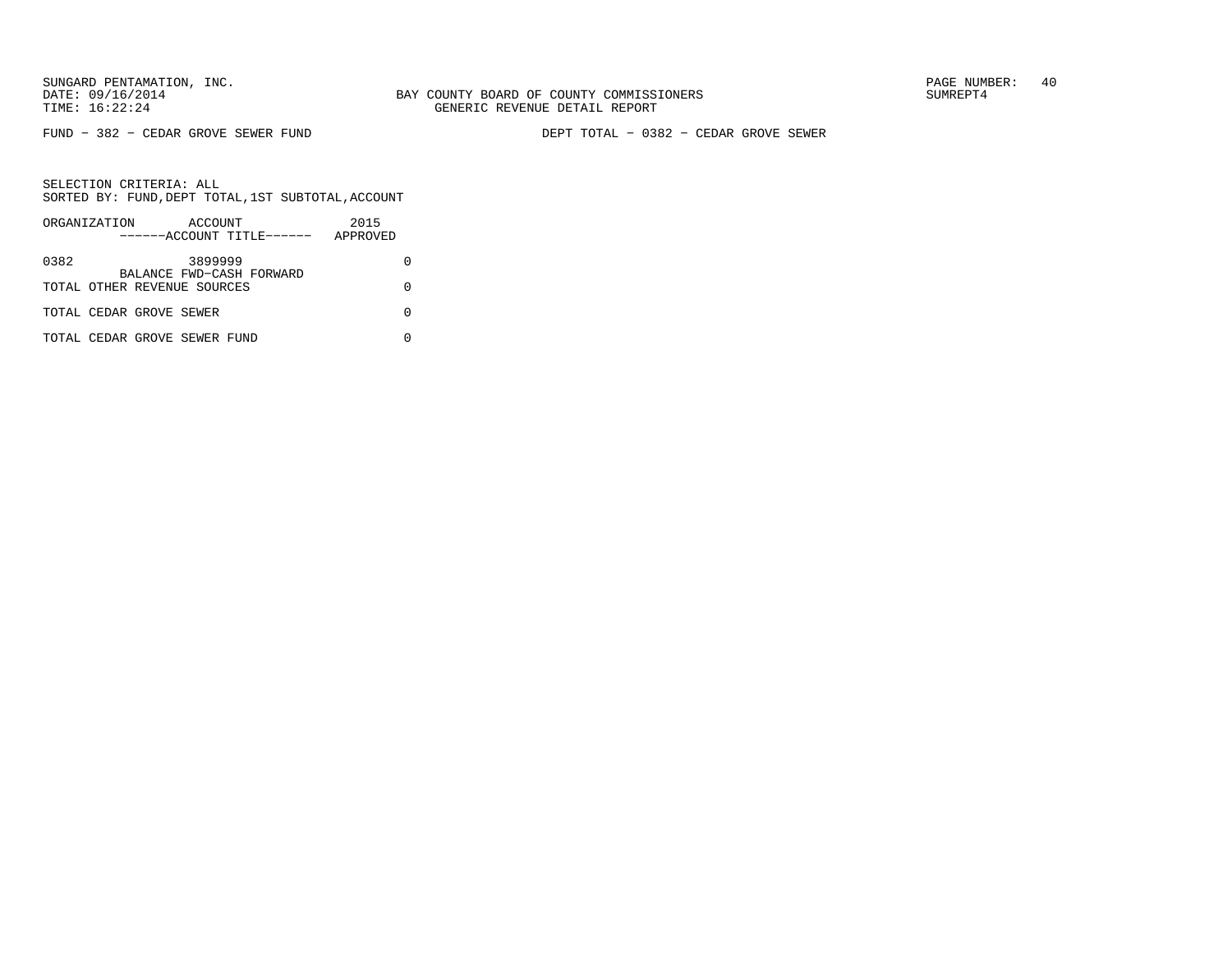FUND − 382 − CEDAR GROVE SEWER FUND

DEPT TOTAL − 0382 − CEDAR GROVE SEWER

SELECTION CRITERIA: ALL
SORTED BY: FUND,DEPT TOTAL,1ST SUBTOTAL,ACCOUNT

| ORGANIZATION | ACCOUNT ------ACCOUNT TITLE------ | 2015 APPROVED |
|---|---|---|
| 0382 | 3899999 BALANCE FWD−CASH FORWARD | 0 |
| TOTAL OTHER REVENUE SOURCES | | 0 |
| TOTAL CEDAR GROVE SEWER | | 0 |
| TOTAL CEDAR GROVE SEWER FUND | | 0 |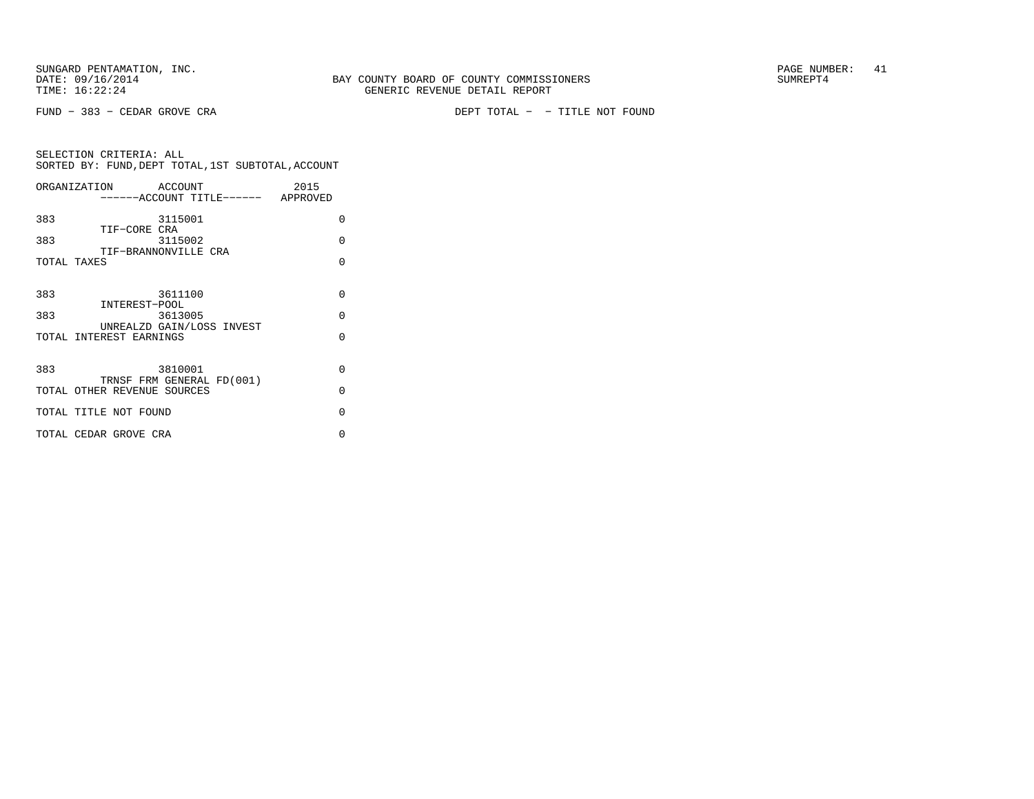SUNGARD PENTAMATION, INC.
DATE: 09/16/2014 BAY COUNTY BOARD OF COUNTY COMMISSIONERS SUMREPT4
TIME: 16:22:24 GENERIC REVENUE DETAIL REPORT

FUND - 383 - CEDAR GROVE CRA DEPT TOTAL - - TITLE NOT FOUND

SELECTION CRITERIA: ALL
SORTED BY: FUND,DEPT TOTAL,1ST SUBTOTAL,ACCOUNT

| ORGANIZATION | ACCOUNT / ------ACCOUNT TITLE------ | 2015 APPROVED |
|---|---|---|
| 383 | 3115001 TIF-CORE CRA | 0 |
| 383 | 3115002 TIF-BRANNONVILLE CRA | 0 |
| TOTAL TAXES | | 0 |
| 383 | 3611100 INTEREST-POOL | 0 |
| 383 | 3613005 UNREALZD GAIN/LOSS INVEST | 0 |
| TOTAL INTEREST EARNINGS | | 0 |
| 383 | 3810001 TRNSF FRM GENERAL FD(001) | 0 |
| TOTAL OTHER REVENUE SOURCES | | 0 |
| TOTAL TITLE NOT FOUND | | 0 |
| TOTAL CEDAR GROVE CRA | | 0 |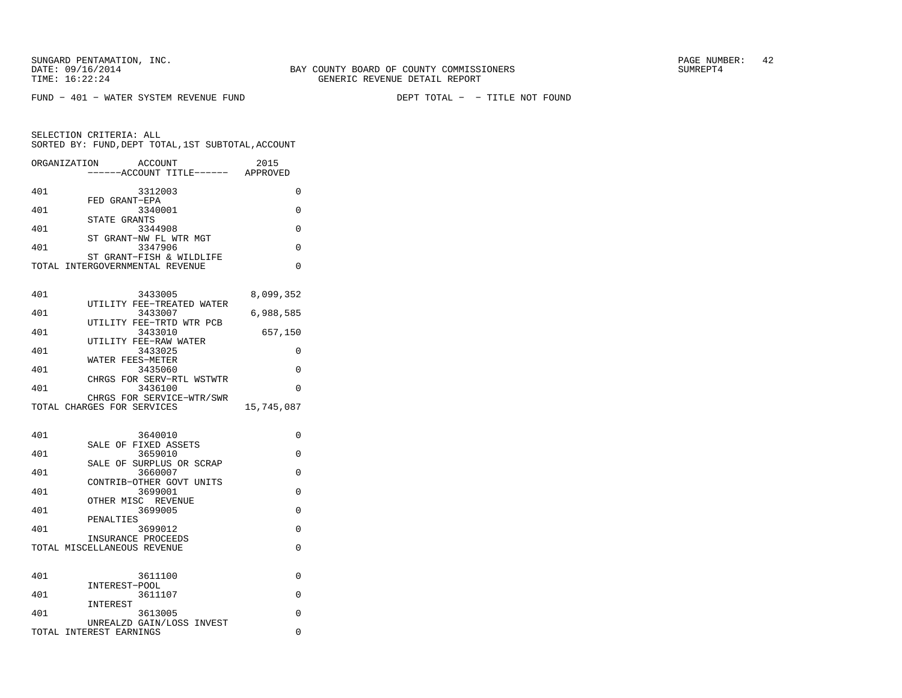SUNGARD PENTAMATION, INC.
DATE: 09/16/2014
TIME: 16:22:24

BAY COUNTY BOARD OF COUNTY COMMISSIONERS
GENERIC REVENUE DETAIL REPORT

SUMREPT4

FUND - 401 - WATER SYSTEM REVENUE FUND    DEPT TOTAL - - TITLE NOT FOUND

SELECTION CRITERIA: ALL
SORTED BY: FUND,DEPT TOTAL,1ST SUBTOTAL,ACCOUNT

| ORGANIZATION | ACCOUNT / ------ACCOUNT TITLE------ | 2015 APPROVED |
|---|---|---|
| 401 | 3312003 FED GRANT-EPA | 0 |
| 401 | 3340001 STATE GRANTS | 0 |
| 401 | 3344908 ST GRANT-NW FL WTR MGT | 0 |
| 401 | 3347906 ST GRANT-FISH & WILDLIFE | 0 |
| TOTAL INTERGOVERNMENTAL REVENUE | | 0 |
| 401 | 3433005 UTILITY FEE-TREATED WATER | 8,099,352 |
| 401 | 3433007 UTILITY FEE-TRTD WTR PCB | 6,988,585 |
| 401 | 3433010 UTILITY FEE-RAW WATER | 657,150 |
| 401 | 3433025 WATER FEES-METER | 0 |
| 401 | 3435060 CHRGS FOR SERV-RTL WSTWTR | 0 |
| 401 | 3436100 CHRGS FOR SERVICE-WTR/SWR | 0 |
| TOTAL CHARGES FOR SERVICES | | 15,745,087 |
| 401 | 3640010 SALE OF FIXED ASSETS | 0 |
| 401 | 3659010 SALE OF SURPLUS OR SCRAP | 0 |
| 401 | 3660007 CONTRIB-OTHER GOVT UNITS | 0 |
| 401 | 3699001 OTHER MISC REVENUE | 0 |
| 401 | 3699005 PENALTIES | 0 |
| 401 | 3699012 INSURANCE PROCEEDS | 0 |
| TOTAL MISCELLANEOUS REVENUE | | 0 |
| 401 | 3611100 INTEREST-POOL | 0 |
| 401 | 3611107 INTEREST | 0 |
| 401 | 3613005 UNREALZD GAIN/LOSS INVEST | 0 |
| TOTAL INTEREST EARNINGS | | 0 |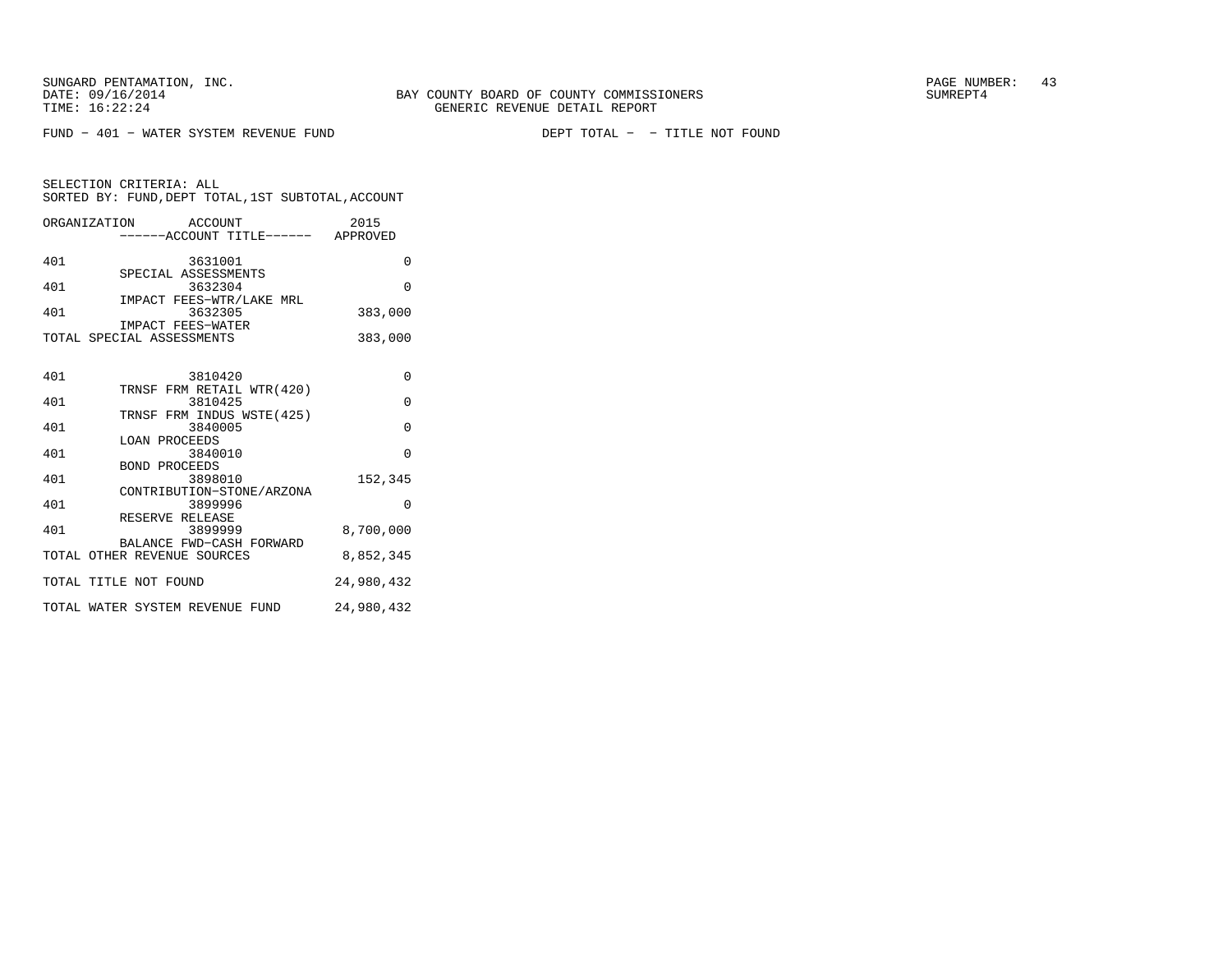SUNGARD PENTAMATION, INC.
DATE: 09/16/2014
TIME: 16:22:24

BAY COUNTY BOARD OF COUNTY COMMISSIONERS
GENERIC REVENUE DETAIL REPORT

SUMREPT4

FUND - 401 - WATER SYSTEM REVENUE FUND　　　　DEPT TOTAL - - TITLE NOT FOUND

SELECTION CRITERIA: ALL
SORTED BY: FUND,DEPT TOTAL,1ST SUBTOTAL,ACCOUNT

| ORGANIZATION | ACCOUNT ------ACCOUNT TITLE------ | 2015 APPROVED |
|---|---|---|
| 401 | 3631001 SPECIAL ASSESSMENTS | 0 |
| 401 | 3632304 IMPACT FEES-WTR/LAKE MRL | 0 |
| 401 | 3632305 IMPACT FEES-WATER | 383,000 |
| TOTAL SPECIAL ASSESSMENTS | | 383,000 |
| | | |
| 401 | 3810420 TRNSF FRM RETAIL WTR(420) | 0 |
| 401 | 3810425 TRNSF FRM INDUS WSTE(425) | 0 |
| 401 | 3840005 LOAN PROCEEDS | 0 |
| 401 | 3840010 BOND PROCEEDS | 0 |
| 401 | 3898010 CONTRIBUTION-STONE/ARZONA | 152,345 |
| 401 | 3899996 RESERVE RELEASE | 0 |
| 401 | 3899999 BALANCE FWD-CASH FORWARD | 8,700,000 |
| TOTAL OTHER REVENUE SOURCES | | 8,852,345 |
| TOTAL TITLE NOT FOUND | | 24,980,432 |
| TOTAL WATER SYSTEM REVENUE FUND | | 24,980,432 |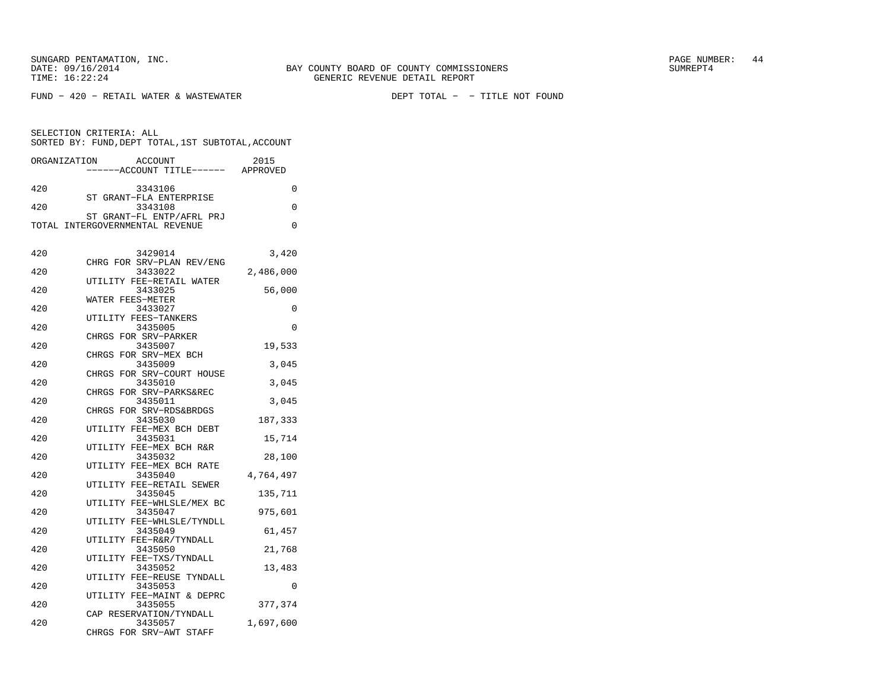SUNGARD PENTAMATION, INC.
DATE: 09/16/2014
TIME: 16:22:24

BAY COUNTY BOARD OF COUNTY COMMISSIONERS
GENERIC REVENUE DETAIL REPORT

SUMREPT4

FUND - 420 - RETAIL WATER & WASTEWATER    DEPT TOTAL - - TITLE NOT FOUND

SELECTION CRITERIA: ALL
SORTED BY: FUND,DEPT TOTAL,1ST SUBTOTAL,ACCOUNT

| ORGANIZATION | ACCOUNT / ------ACCOUNT TITLE------ | 2015 APPROVED |
|---|---|---|
| 420 | 3343106 ST GRANT-FLA ENTERPRISE | 0 |
| 420 | 3343108 ST GRANT-FL ENTP/AFRL PRJ | 0 |
| TOTAL INTERGOVERNMENTAL REVENUE | | 0 |
| 420 | 3429014 CHRG FOR SRV-PLAN REV/ENG | 3,420 |
| 420 | 3433022 UTILITY FEE-RETAIL WATER | 2,486,000 |
| 420 | 3433025 WATER FEES-METER | 56,000 |
| 420 | 3433027 UTILITY FEES-TANKERS | 0 |
| 420 | 3435005 CHRGS FOR SRV-PARKER | 0 |
| 420 | 3435007 CHRGS FOR SRV-MEX BCH | 19,533 |
| 420 | 3435009 CHRGS FOR SRV-COURT HOUSE | 3,045 |
| 420 | 3435010 CHRGS FOR SRV-PARKS&REC | 3,045 |
| 420 | 3435011 CHRGS FOR SRV-RDS&BRDGS | 3,045 |
| 420 | 3435030 UTILITY FEE-MEX BCH DEBT | 187,333 |
| 420 | 3435031 UTILITY FEE-MEX BCH R&R | 15,714 |
| 420 | 3435032 UTILITY FEE-MEX BCH RATE | 28,100 |
| 420 | 3435040 UTILITY FEE-RETAIL SEWER | 4,764,497 |
| 420 | 3435045 UTILITY FEE-WHLSLE/MEX BC | 135,711 |
| 420 | 3435047 UTILITY FEE-WHLSLE/TYNDLL | 975,601 |
| 420 | 3435049 UTILITY FEE-R&R/TYNDALL | 61,457 |
| 420 | 3435050 UTILITY FEE-TXS/TYNDALL | 21,768 |
| 420 | 3435052 UTILITY FEE-REUSE TYNDALL | 13,483 |
| 420 | 3435053 UTILITY FEE-MAINT & DEPRC | 0 |
| 420 | 3435055 CAP RESERVATION/TYNDALL | 377,374 |
| 420 | 3435057 CHRGS FOR SRV-AWT STAFF | 1,697,600 |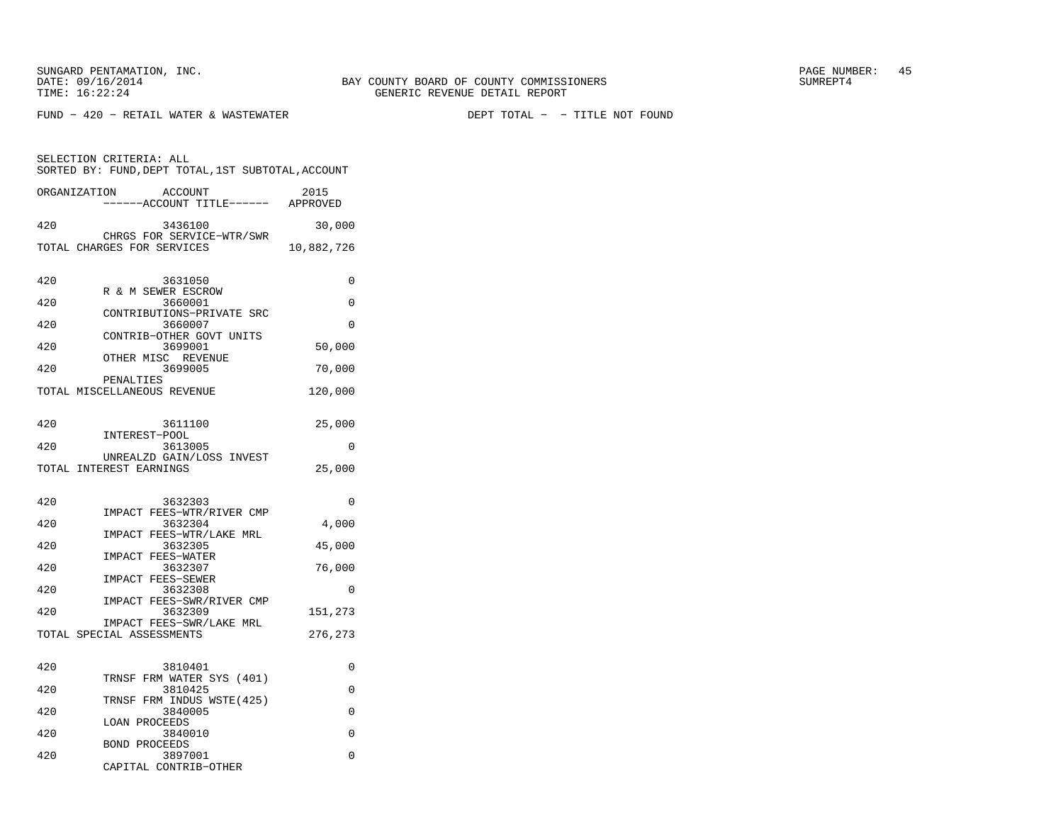FUND - 420 - RETAIL WATER & WASTEWATER DEPT TOTAL - - TITLE NOT FOUND

SELECTION CRITERIA: ALL
SORTED BY: FUND,DEPT TOTAL,1ST SUBTOTAL,ACCOUNT

| ORGANIZATION | ACCOUNT / ACCOUNT TITLE | 2015 APPROVED |
|---|---|---|
| 420 | 3436100 CHRGS FOR SERVICE-WTR/SWR | 30,000 |
| TOTAL CHARGES FOR SERVICES | | 10,882,726 |
| 420 | 3631050 R & M SEWER ESCROW | 0 |
| 420 | 3660001 CONTRIBUTIONS-PRIVATE SRC | 0 |
| 420 | 3660007 CONTRIB-OTHER GOVT UNITS | 0 |
| 420 | 3699001 OTHER MISC REVENUE | 50,000 |
| 420 | 3699005 PENALTIES | 70,000 |
| TOTAL MISCELLANEOUS REVENUE | | 120,000 |
| 420 | 3611100 INTEREST-POOL | 25,000 |
| 420 | 3613005 UNREALZD GAIN/LOSS INVEST | 0 |
| TOTAL INTEREST EARNINGS | | 25,000 |
| 420 | 3632303 IMPACT FEES-WTR/RIVER CMP | 0 |
| 420 | 3632304 IMPACT FEES-WTR/LAKE MRL | 4,000 |
| 420 | 3632305 IMPACT FEES-WATER | 45,000 |
| 420 | 3632307 IMPACT FEES-SEWER | 76,000 |
| 420 | 3632308 IMPACT FEES-SWR/RIVER CMP | 0 |
| 420 | 3632309 IMPACT FEES-SWR/LAKE MRL | 151,273 |
| TOTAL SPECIAL ASSESSMENTS | | 276,273 |
| 420 | 3810401 TRNSF FRM WATER SYS (401) | 0 |
| 420 | 3810425 TRNSF FRM INDUS WSTE(425) | 0 |
| 420 | 3840005 LOAN PROCEEDS | 0 |
| 420 | 3840010 BOND PROCEEDS | 0 |
| 420 | 3897001 CAPITAL CONTRIB-OTHER | 0 |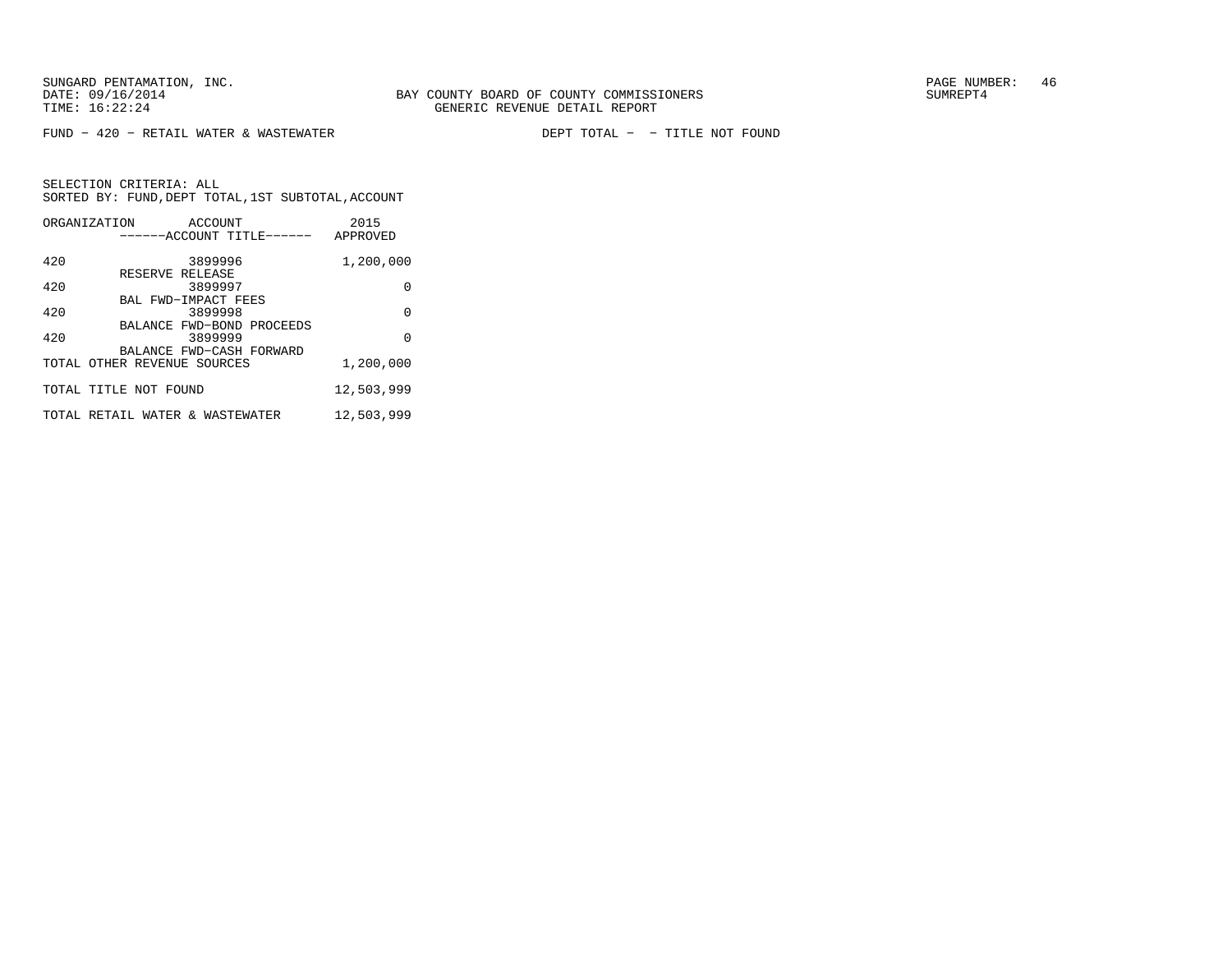SUNGARD PENTAMATION, INC.
DATE: 09/16/2014
TIME: 16:22:24

BAY COUNTY BOARD OF COUNTY COMMISSIONERS
GENERIC REVENUE DETAIL REPORT

SUMREPT4

FUND − 420 − RETAIL WATER & WASTEWATER　　　　DEPT TOTAL − − TITLE NOT FOUND

SELECTION CRITERIA: ALL
SORTED BY: FUND,DEPT TOTAL,1ST SUBTOTAL,ACCOUNT

| ORGANIZATION | ACCOUNT / ------ACCOUNT TITLE------ | 2015 APPROVED |
|---|---|---|
| 420 | 3899996 RESERVE RELEASE | 1,200,000 |
| 420 | 3899997 BAL FWD−IMPACT FEES | 0 |
| 420 | 3899998 BALANCE FWD−BOND PROCEEDS | 0 |
| 420 | 3899999 BALANCE FWD−CASH FORWARD | 0 |
| TOTAL OTHER REVENUE SOURCES | | 1,200,000 |
| TOTAL TITLE NOT FOUND | | 12,503,999 |
| TOTAL RETAIL WATER & WASTEWATER | | 12,503,999 |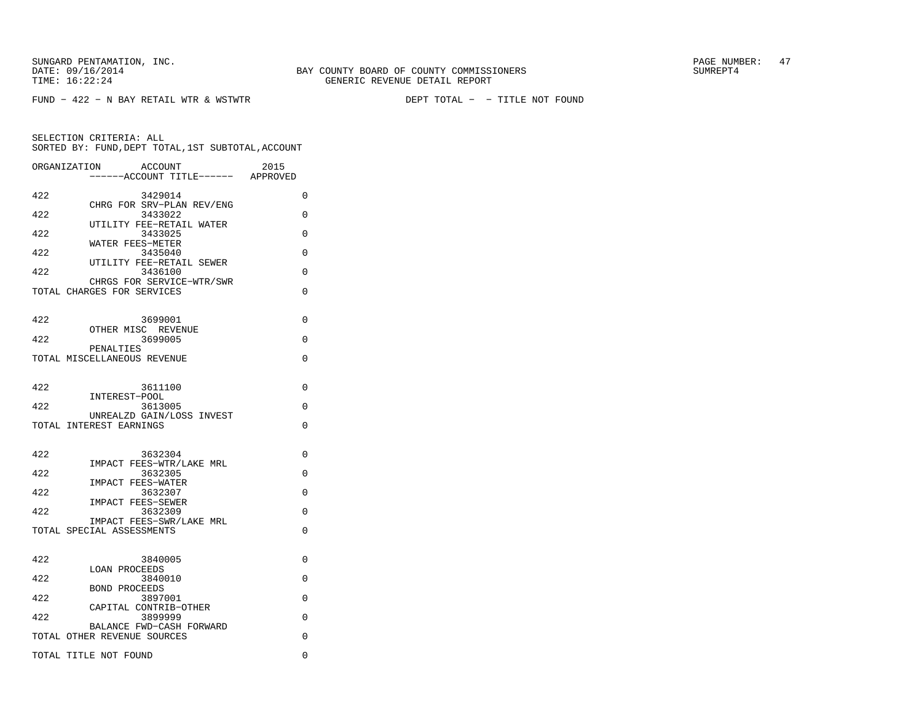BAY COUNTY BOARD OF COUNTY COMMISSIONERS
GENERIC REVENUE DETAIL REPORT

FUND − 422 − N BAY RETAIL WTR & WSTWTR    DEPT TOTAL − − TITLE NOT FOUND

SELECTION CRITERIA: ALL
SORTED BY: FUND,DEPT TOTAL,1ST SUBTOTAL,ACCOUNT

| ORGANIZATION | ACCOUNT / ------ACCOUNT TITLE------ | 2015 APPROVED |
|---|---|---|
| 422 | 3429014 CHRG FOR SRV−PLAN REV/ENG | 0 |
| 422 | 3433022 UTILITY FEE−RETAIL WATER | 0 |
| 422 | 3433025 WATER FEES−METER | 0 |
| 422 | 3435040 UTILITY FEE−RETAIL SEWER | 0 |
| 422 | 3436100 CHRGS FOR SERVICE−WTR/SWR | 0 |
| TOTAL CHARGES FOR SERVICES | | 0 |
| 422 | 3699001 OTHER MISC REVENUE | 0 |
| 422 | 3699005 PENALTIES | 0 |
| TOTAL MISCELLANEOUS REVENUE | | 0 |
| 422 | 3611100 INTEREST−POOL | 0 |
| 422 | 3613005 UNREALZD GAIN/LOSS INVEST | 0 |
| TOTAL INTEREST EARNINGS | | 0 |
| 422 | 3632304 IMPACT FEES−WTR/LAKE MRL | 0 |
| 422 | 3632305 IMPACT FEES−WATER | 0 |
| 422 | 3632307 IMPACT FEES−SEWER | 0 |
| 422 | 3632309 IMPACT FEES−SWR/LAKE MRL | 0 |
| TOTAL SPECIAL ASSESSMENTS | | 0 |
| 422 | 3840005 LOAN PROCEEDS | 0 |
| 422 | 3840010 BOND PROCEEDS | 0 |
| 422 | 3897001 CAPITAL CONTRIB−OTHER | 0 |
| 422 | 3899999 BALANCE FWD−CASH FORWARD | 0 |
| TOTAL OTHER REVENUE SOURCES | | 0 |
| TOTAL TITLE NOT FOUND | | 0 |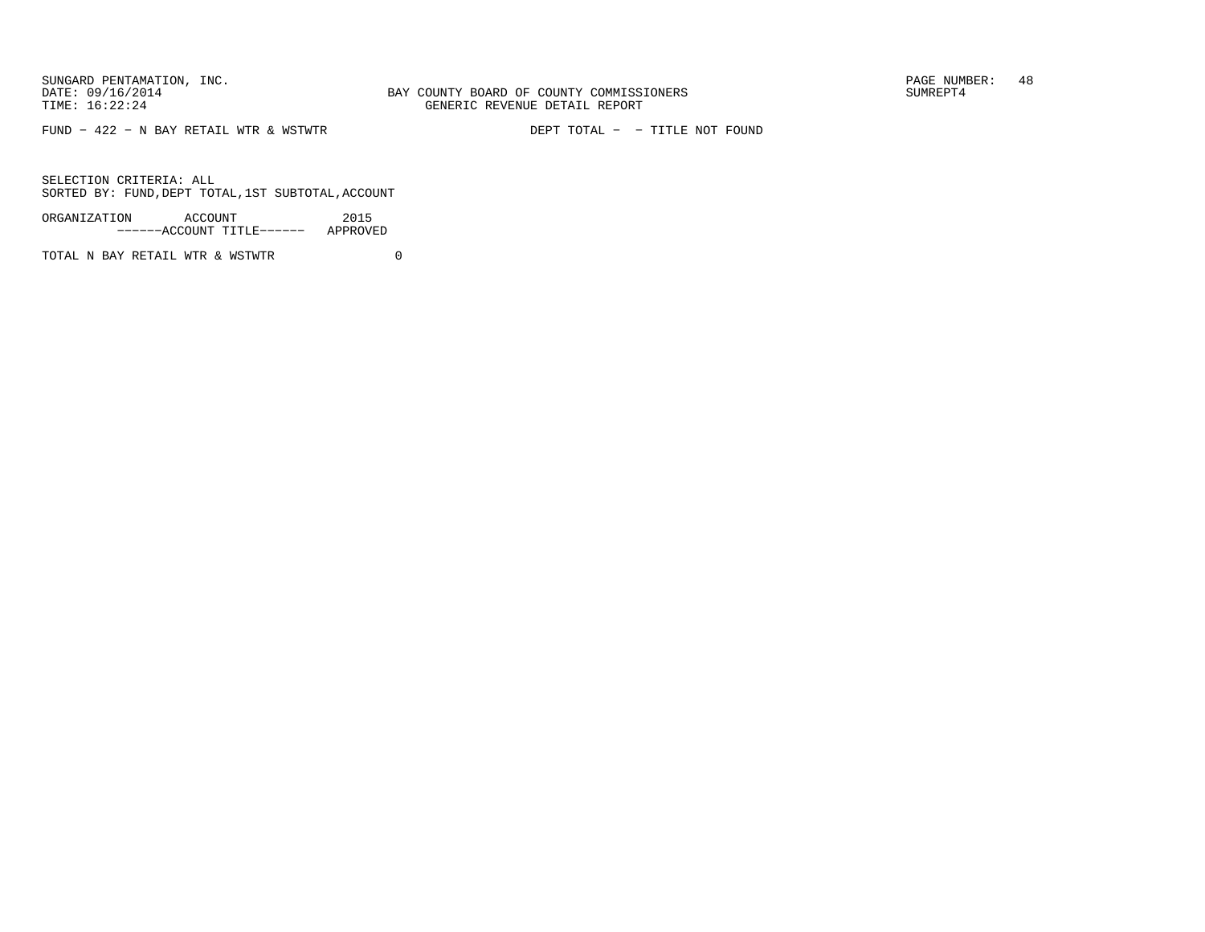FUND - 422 - N BAY RETAIL WTR & WSTWTR

DEPT TOTAL - - TITLE NOT FOUND

SELECTION CRITERIA: ALL
SORTED BY: FUND,DEPT TOTAL,1ST SUBTOTAL,ACCOUNT

| ORGANIZATION | ACCOUNT ------ACCOUNT TITLE------ | 2015 APPROVED |
|---|---|---|
| TOTAL N BAY RETAIL WTR & WSTWTR | | 0 |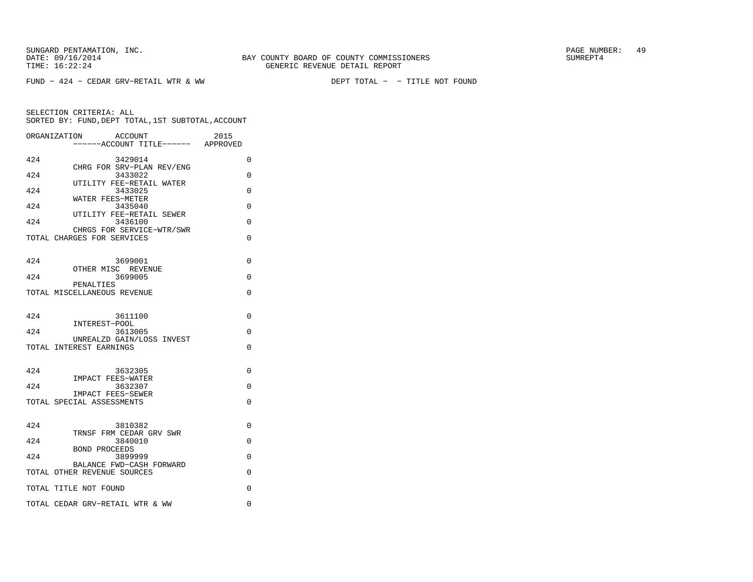BAY COUNTY BOARD OF COUNTY COMMISSIONERS
GENERIC REVENUE DETAIL REPORT

SUNGARD PENTAMATION, INC.
DATE: 09/16/2014
TIME: 16:22:24

SUMREPT4

FUND - 424 - CEDAR GRV-RETAIL WTR & WW    DEPT TOTAL - - TITLE NOT FOUND

SELECTION CRITERIA: ALL
SORTED BY: FUND,DEPT TOTAL,1ST SUBTOTAL,ACCOUNT

| ORGANIZATION | ACCOUNT / ACCOUNT TITLE | 2015 APPROVED |
|---|---|---|
| 424 | 3429014 CHRG FOR SRV-PLAN REV/ENG | 0 |
| 424 | 3433022 UTILITY FEE-RETAIL WATER | 0 |
| 424 | 3433025 WATER FEES-METER | 0 |
| 424 | 3435040 UTILITY FEE-RETAIL SEWER | 0 |
| 424 | 3436100 CHRGS FOR SERVICE-WTR/SWR | 0 |
| TOTAL CHARGES FOR SERVICES | | 0 |
| 424 | 3699001 OTHER MISC REVENUE | 0 |
| 424 | 3699005 PENALTIES | 0 |
| TOTAL MISCELLANEOUS REVENUE | | 0 |
| 424 | 3611100 INTEREST-POOL | 0 |
| 424 | 3613005 UNREALZD GAIN/LOSS INVEST | 0 |
| TOTAL INTEREST EARNINGS | | 0 |
| 424 | 3632305 IMPACT FEES-WATER | 0 |
| 424 | 3632307 IMPACT FEES-SEWER | 0 |
| TOTAL SPECIAL ASSESSMENTS | | 0 |
| 424 | 3810382 TRNSF FRM CEDAR GRV SWR | 0 |
| 424 | 3840010 BOND PROCEEDS | 0 |
| 424 | 3899999 BALANCE FWD-CASH FORWARD | 0 |
| TOTAL OTHER REVENUE SOURCES | | 0 |
| TOTAL TITLE NOT FOUND | | 0 |
| TOTAL CEDAR GRV-RETAIL WTR & WW | | 0 |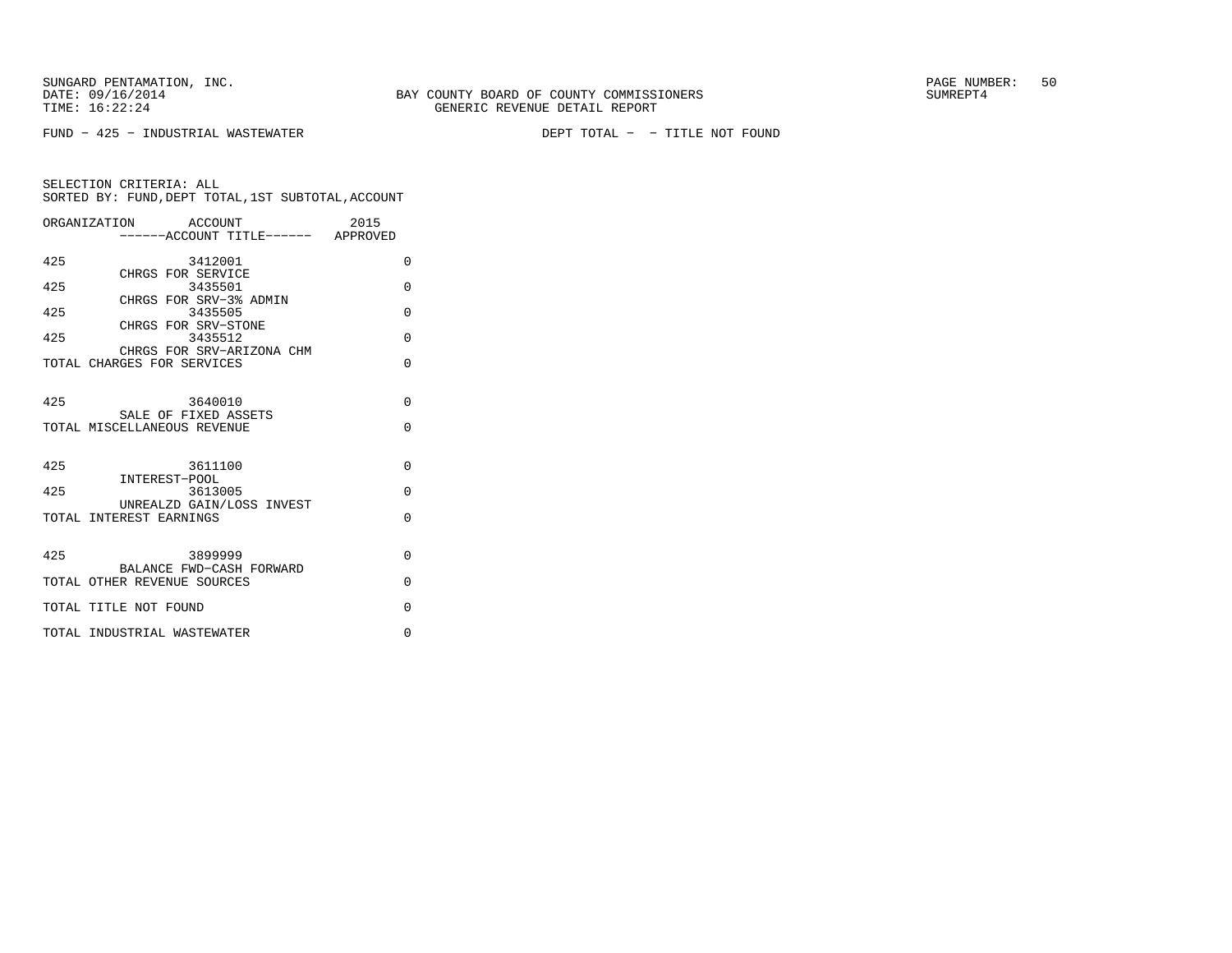FUND − 425 − INDUSTRIAL WASTEWATER DEPT TOTAL − − TITLE NOT FOUND

SELECTION CRITERIA: ALL
SORTED BY: FUND,DEPT TOTAL,1ST SUBTOTAL,ACCOUNT

| ORGANIZATION | ACCOUNT ------ACCOUNT TITLE------ | 2015 APPROVED |
|---|---|---|
| 425 | 3412001 CHRGS FOR SERVICE | 0 |
| 425 | 3435501 CHRGS FOR SRV−3% ADMIN | 0 |
| 425 | 3435505 CHRGS FOR SRV−STONE | 0 |
| 425 | 3435512 CHRGS FOR SRV−ARIZONA CHM | 0 |
| TOTAL CHARGES FOR SERVICES | | 0 |
| 425 | 3640010 SALE OF FIXED ASSETS | 0 |
| TOTAL MISCELLANEOUS REVENUE | | 0 |
| 425 | 3611100 INTEREST−POOL | 0 |
| 425 | 3613005 UNREALZD GAIN/LOSS INVEST | 0 |
| TOTAL INTEREST EARNINGS | | 0 |
| 425 | 3899999 BALANCE FWD−CASH FORWARD | 0 |
| TOTAL OTHER REVENUE SOURCES | | 0 |
| TOTAL TITLE NOT FOUND | | 0 |
| TOTAL INDUSTRIAL WASTEWATER | | 0 |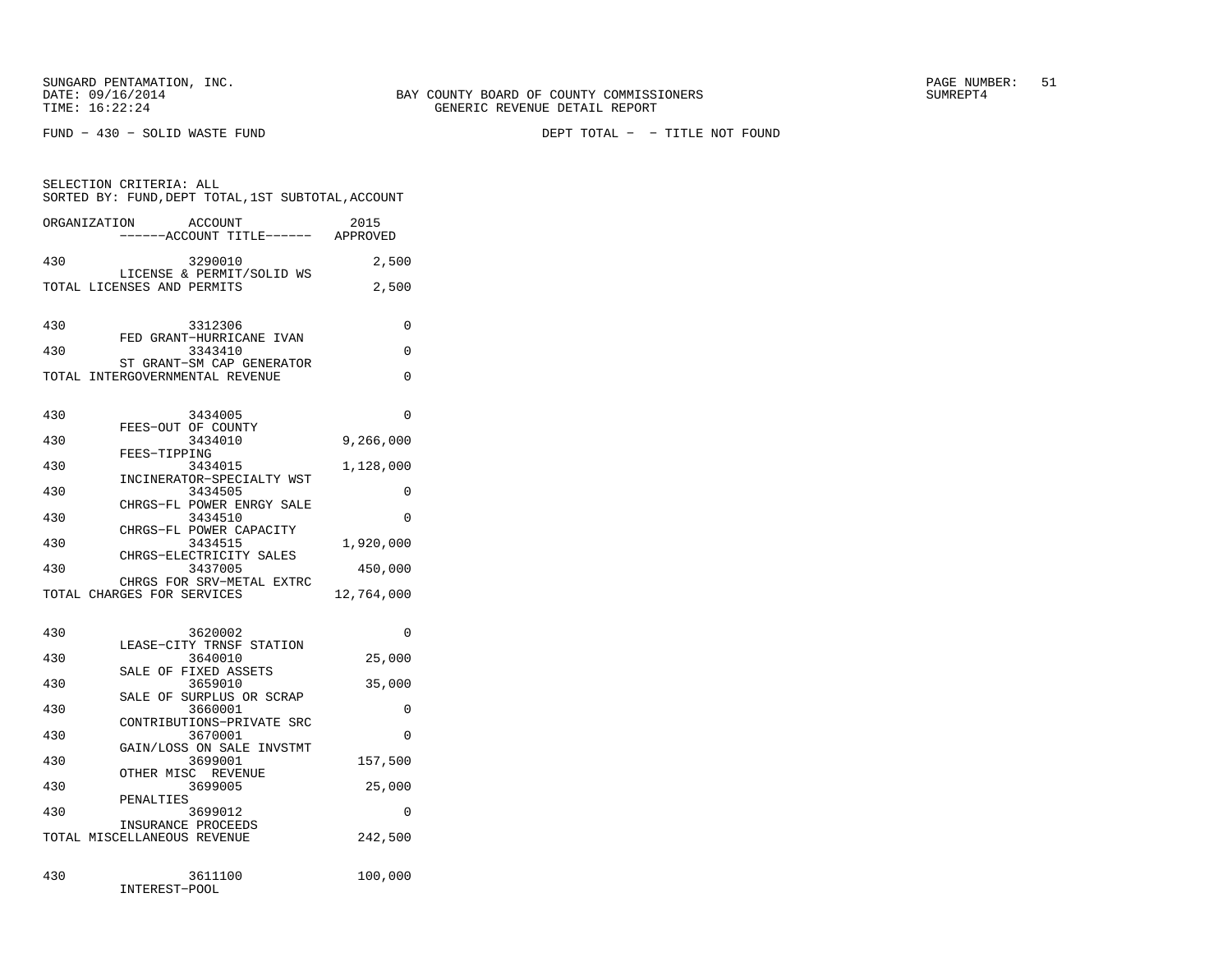SUNGARD PENTAMATION, INC.
DATE: 09/16/2014
TIME: 16:22:24

BAY COUNTY BOARD OF COUNTY COMMISSIONERS
GENERIC REVENUE DETAIL REPORT

SUMREPT4

FUND - 430 - SOLID WASTE FUND

DEPT TOTAL - - TITLE NOT FOUND

SELECTION CRITERIA: ALL
SORTED BY: FUND,DEPT TOTAL,1ST SUBTOTAL,ACCOUNT

| ORGANIZATION | ACCOUNT ------ACCOUNT TITLE------ | 2015 APPROVED |
|---|---|---|
| 430 | 3290010 LICENSE & PERMIT/SOLID WS | 2,500 |
| TOTAL LICENSES AND PERMITS | | 2,500 |
| 430 | 3312306 FED GRANT-HURRICANE IVAN | 0 |
| 430 | 3343410 ST GRANT-SM CAP GENERATOR | 0 |
| TOTAL INTERGOVERNMENTAL REVENUE | | 0 |
| 430 | 3434005 FEES-OUT OF COUNTY | 0 |
| 430 | 3434010 FEES-TIPPING | 9,266,000 |
| 430 | 3434015 INCINERATOR-SPECIALTY WST | 1,128,000 |
| 430 | 3434505 CHRGS-FL POWER ENRGY SALE | 0 |
| 430 | 3434510 CHRGS-FL POWER CAPACITY | 0 |
| 430 | 3434515 CHRGS-ELECTRICITY SALES | 1,920,000 |
| 430 | 3437005 CHRGS FOR SRV-METAL EXTRC | 450,000 |
| TOTAL CHARGES FOR SERVICES | | 12,764,000 |
| 430 | 3620002 LEASE-CITY TRNSF STATION | 0 |
| 430 | 3640010 SALE OF FIXED ASSETS | 25,000 |
| 430 | 3659010 SALE OF SURPLUS OR SCRAP | 35,000 |
| 430 | 3660001 CONTRIBUTIONS-PRIVATE SRC | 0 |
| 430 | 3670001 GAIN/LOSS ON SALE INVSTMT | 0 |
| 430 | 3699001 OTHER MISC REVENUE | 157,500 |
| 430 | 3699005 PENALTIES | 25,000 |
| 430 | 3699012 INSURANCE PROCEEDS | 0 |
| TOTAL MISCELLANEOUS REVENUE | | 242,500 |
| 430 | 3611100 INTEREST-POOL | 100,000 |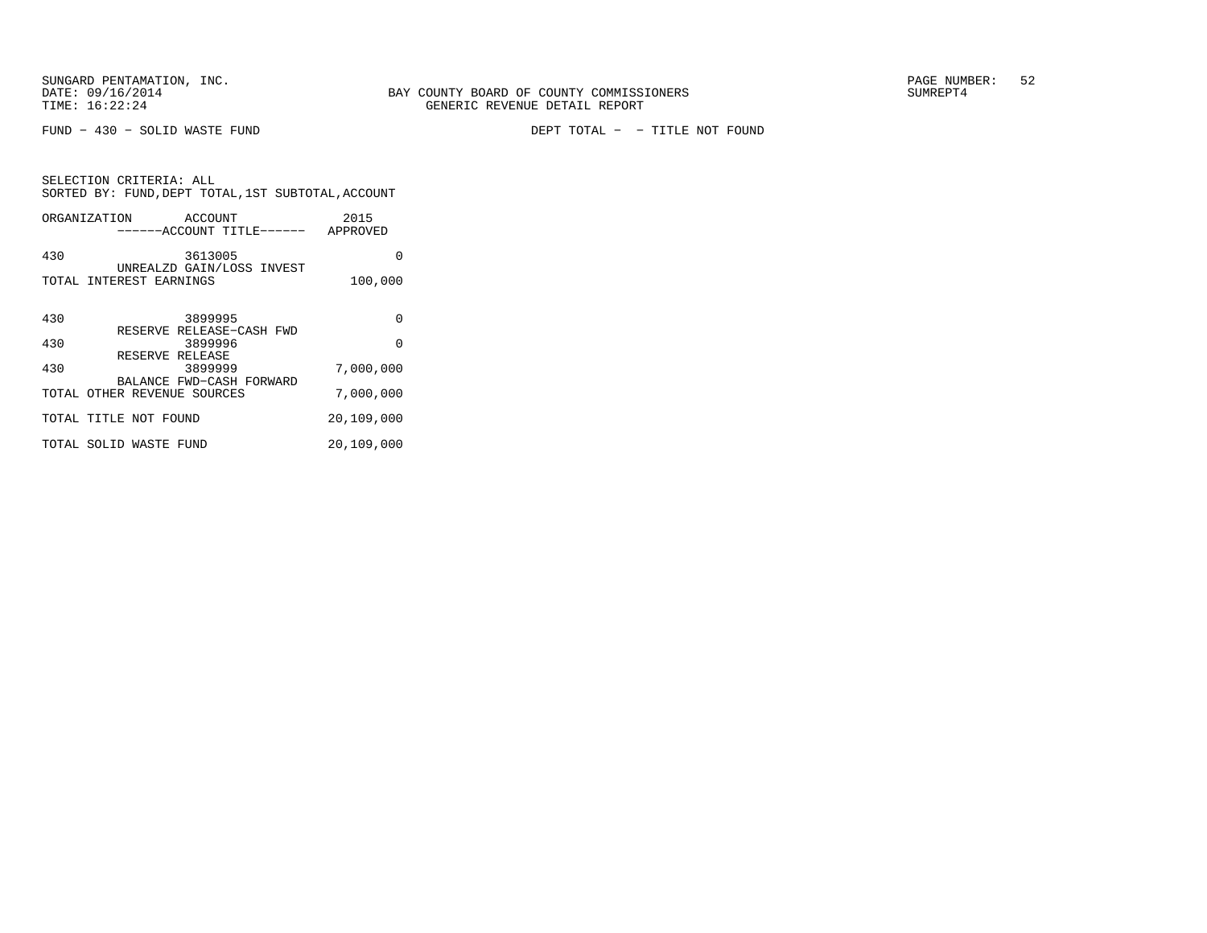FUND − 430 − SOLID WASTE FUND    DEPT TOTAL − − TITLE NOT FOUND

SELECTION CRITERIA: ALL
SORTED BY: FUND,DEPT TOTAL,1ST SUBTOTAL,ACCOUNT

| ORGANIZATION | ACCOUNT ------ACCOUNT TITLE------ | 2015 APPROVED |
|---|---|---|
| 430 | 3613005 UNREALZD GAIN/LOSS INVEST | 0 |
| TOTAL INTEREST EARNINGS | | 100,000 |
| 430 | 3899995 RESERVE RELEASE−CASH FWD | 0 |
| 430 | 3899996 RESERVE RELEASE | 0 |
| 430 | 3899999 BALANCE FWD−CASH FORWARD | 7,000,000 |
| TOTAL OTHER REVENUE SOURCES | | 7,000,000 |
| TOTAL TITLE NOT FOUND | | 20,109,000 |
| TOTAL SOLID WASTE FUND | | 20,109,000 |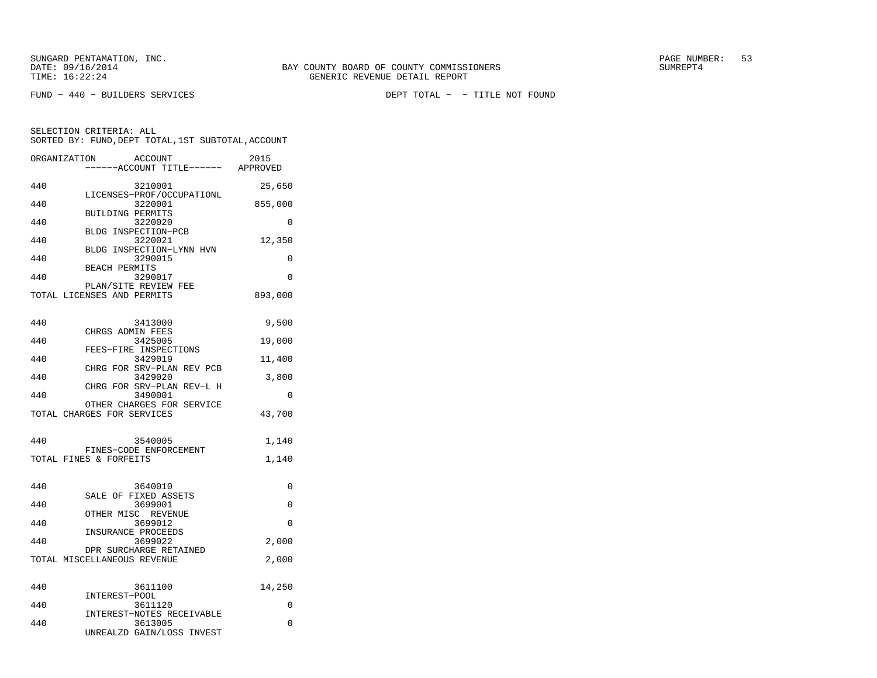SUNGARD PENTAMATION, INC.
DATE: 09/16/2014 BAY COUNTY BOARD OF COUNTY COMMISSIONERS
TIME: 16:22:24 GENERIC REVENUE DETAIL REPORT

FUND − 440 − BUILDERS SERVICES DEPT TOTAL − − TITLE NOT FOUND

SELECTION CRITERIA: ALL
SORTED BY: FUND,DEPT TOTAL,1ST SUBTOTAL,ACCOUNT

| ORGANIZATION | ACCOUNT / ACCOUNT TITLE | 2015 APPROVED |
|---|---|---|
| 440 | 3210001 LICENSES−PROF/OCCUPATIONL | 25,650 |
| 440 | 3220001 BUILDING PERMITS | 855,000 |
| 440 | 3220020 BLDG INSPECTION−PCB | 0 |
| 440 | 3220021 BLDG INSPECTION−LYNN HVN | 12,350 |
| 440 | 3290015 BEACH PERMITS | 0 |
| 440 | 3290017 PLAN/SITE REVIEW FEE | 0 |
| TOTAL LICENSES AND PERMITS | | 893,000 |
| 440 | 3413000 CHRGS ADMIN FEES | 9,500 |
| 440 | 3425005 FEES−FIRE INSPECTIONS | 19,000 |
| 440 | 3429019 CHRG FOR SRV−PLAN REV PCB | 11,400 |
| 440 | 3429020 CHRG FOR SRV−PLAN REV−L H | 3,800 |
| 440 | 3490001 OTHER CHARGES FOR SERVICE | 0 |
| TOTAL CHARGES FOR SERVICES | | 43,700 |
| 440 | 3540005 FINES−CODE ENFORCEMENT | 1,140 |
| TOTAL FINES & FORFEITS | | 1,140 |
| 440 | 3640010 SALE OF FIXED ASSETS | 0 |
| 440 | 3699001 OTHER MISC REVENUE | 0 |
| 440 | 3699012 INSURANCE PROCEEDS | 0 |
| 440 | 3699022 DPR SURCHARGE RETAINED | 2,000 |
| TOTAL MISCELLANEOUS REVENUE | | 2,000 |
| 440 | 3611100 INTEREST−POOL | 14,250 |
| 440 | 3611120 INTEREST−NOTES RECEIVABLE | 0 |
| 440 | 3613005 UNREALZD GAIN/LOSS INVEST | 0 |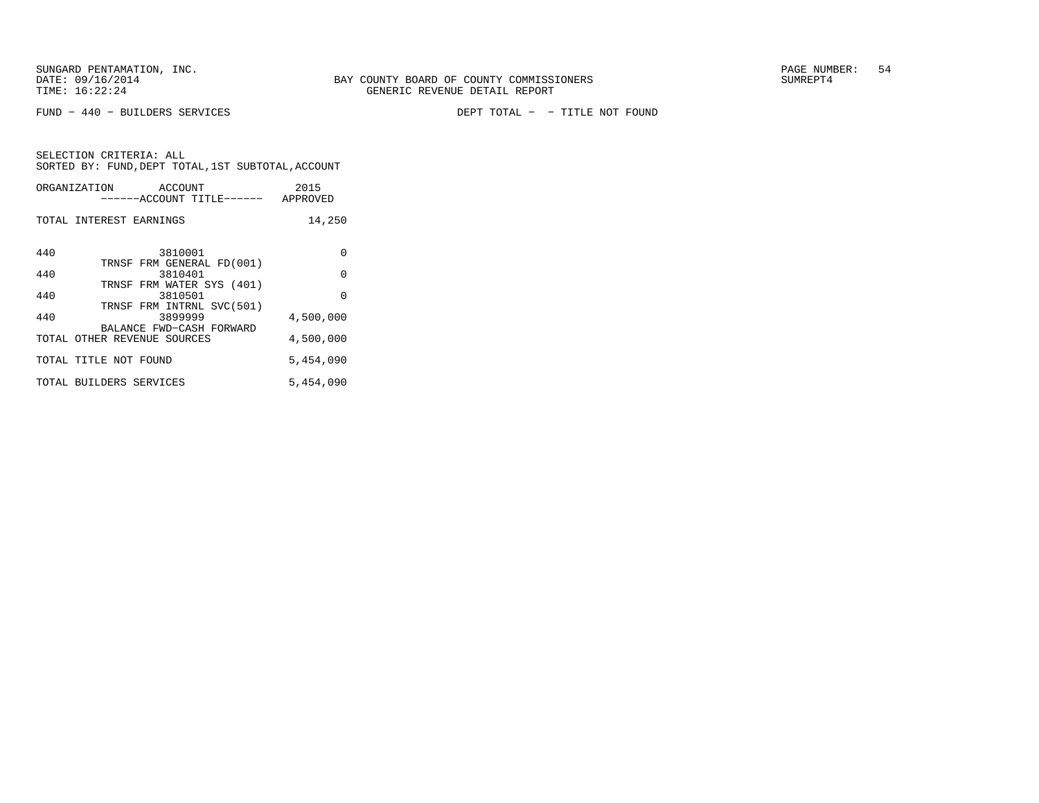BAY COUNTY BOARD OF COUNTY COMMISSIONERS
GENERIC REVENUE DETAIL REPORT

SUNGARD PENTAMATION, INC.
DATE: 09/16/2014
TIME: 16:22:24

SUMREPT4

FUND - 440 - BUILDERS SERVICES

DEPT TOTAL - - TITLE NOT FOUND

SELECTION CRITERIA: ALL
SORTED BY: FUND,DEPT TOTAL,1ST SUBTOTAL,ACCOUNT

| ORGANIZATION | ACCOUNT / ------ACCOUNT TITLE------ | 2015 APPROVED |
|---|---|---|
| TOTAL INTEREST EARNINGS | | 14,250 |
| 440 | 3810001 TRNSF FRM GENERAL FD(001) | 0 |
| 440 | 3810401 TRNSF FRM WATER SYS (401) | 0 |
| 440 | 3810501 TRNSF FRM INTRNL SVC(501) | 0 |
| 440 | 3899999 BALANCE FWD-CASH FORWARD | 4,500,000 |
| TOTAL OTHER REVENUE SOURCES | | 4,500,000 |
| TOTAL TITLE NOT FOUND | | 5,454,090 |
| TOTAL BUILDERS SERVICES | | 5,454,090 |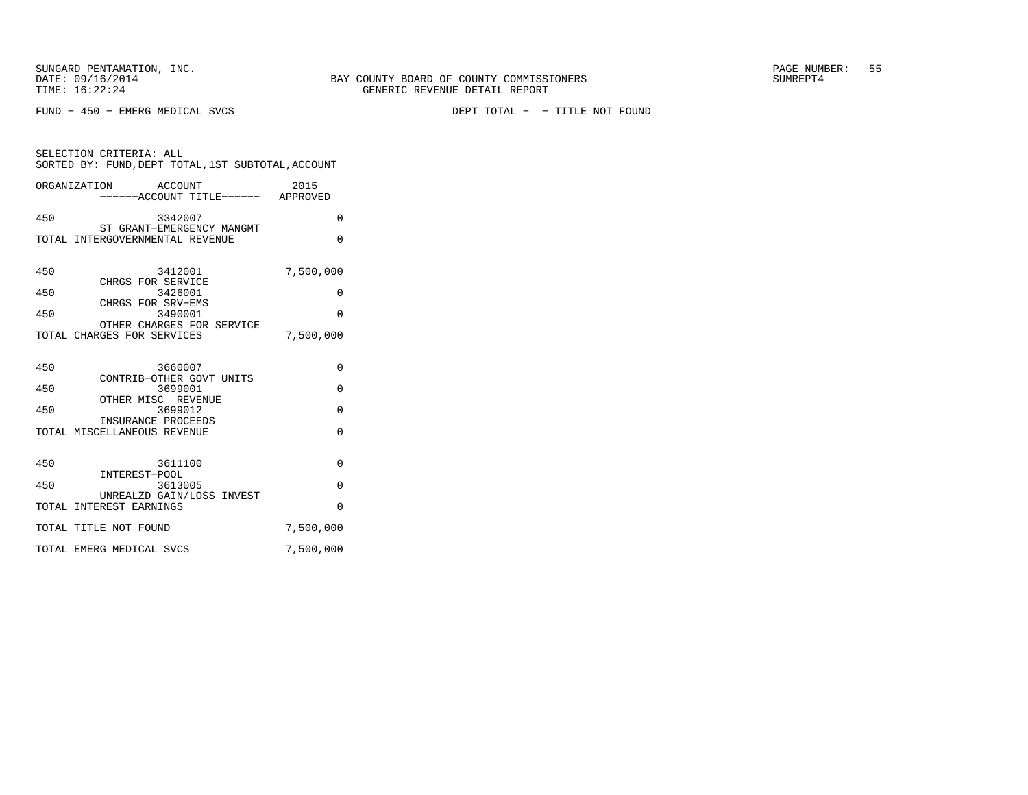FUND − 450 − EMERG MEDICAL SVCS DEPT TOTAL − − TITLE NOT FOUND

SELECTION CRITERIA: ALL
SORTED BY: FUND,DEPT TOTAL,1ST SUBTOTAL,ACCOUNT

| ORGANIZATION | ACCOUNT / ------ACCOUNT TITLE------ | 2015 APPROVED |
|---|---|---|
| 450 | 3342007 ST GRANT−EMERGENCY MANGMT | 0 |
| TOTAL INTERGOVERNMENTAL REVENUE | | 0 |
| 450 | 3412001 CHRGS FOR SERVICE | 7,500,000 |
| 450 | 3426001 CHRGS FOR SRV−EMS | 0 |
| 450 | 3490001 OTHER CHARGES FOR SERVICE | 0 |
| TOTAL CHARGES FOR SERVICES | | 7,500,000 |
| 450 | 3660007 CONTRIB−OTHER GOVT UNITS | 0 |
| 450 | 3699001 OTHER MISC REVENUE | 0 |
| 450 | 3699012 INSURANCE PROCEEDS | 0 |
| TOTAL MISCELLANEOUS REVENUE | | 0 |
| 450 | 3611100 INTEREST−POOL | 0 |
| 450 | 3613005 UNREALZD GAIN/LOSS INVEST | 0 |
| TOTAL INTEREST EARNINGS | | 0 |
| TOTAL TITLE NOT FOUND | | 7,500,000 |
| TOTAL EMERG MEDICAL SVCS | | 7,500,000 |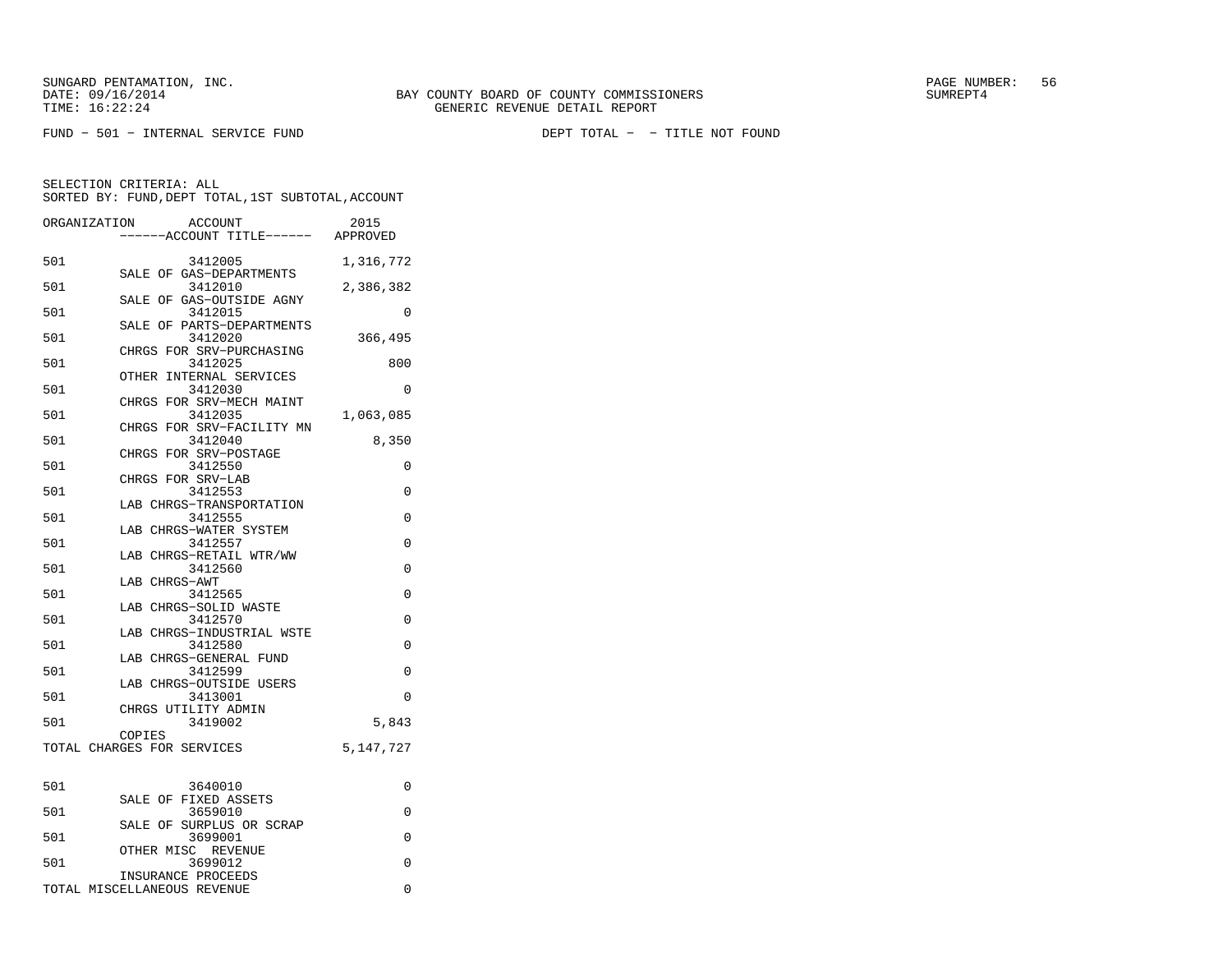SUNGARD PENTAMATION, INC.
DATE: 09/16/2014
TIME: 16:22:24

BAY COUNTY BOARD OF COUNTY COMMISSIONERS
GENERIC REVENUE DETAIL REPORT

SUMREPT4

FUND - 501 - INTERNAL SERVICE FUND

DEPT TOTAL - - TITLE NOT FOUND

SELECTION CRITERIA: ALL
SORTED BY: FUND,DEPT TOTAL,1ST SUBTOTAL,ACCOUNT

| ORGANIZATION | ACCOUNT / ------ACCOUNT TITLE------ | 2015 APPROVED |
|---|---|---|
| 501 | 3412005 SALE OF GAS-DEPARTMENTS | 1,316,772 |
| 501 | 3412010 SALE OF GAS-OUTSIDE AGNY | 2,386,382 |
| 501 | 3412015 SALE OF PARTS-DEPARTMENTS | 0 |
| 501 | 3412020 CHRGS FOR SRV-PURCHASING | 366,495 |
| 501 | 3412025 OTHER INTERNAL SERVICES | 800 |
| 501 | 3412030 CHRGS FOR SRV-MECH MAINT | 0 |
| 501 | 3412035 CHRGS FOR SRV-FACILITY MN | 1,063,085 |
| 501 | 3412040 CHRGS FOR SRV-POSTAGE | 8,350 |
| 501 | 3412550 CHRGS FOR SRV-LAB | 0 |
| 501 | 3412553 LAB CHRGS-TRANSPORTATION | 0 |
| 501 | 3412555 LAB CHRGS-WATER SYSTEM | 0 |
| 501 | 3412557 LAB CHRGS-RETAIL WTR/WW | 0 |
| 501 | 3412560 LAB CHRGS-AWT | 0 |
| 501 | 3412565 LAB CHRGS-SOLID WASTE | 0 |
| 501 | 3412570 LAB CHRGS-INDUSTRIAL WSTE | 0 |
| 501 | 3412580 LAB CHRGS-GENERAL FUND | 0 |
| 501 | 3412599 LAB CHRGS-OUTSIDE USERS | 0 |
| 501 | 3413001 CHRGS UTILITY ADMIN | 0 |
| 501 | 3419002 COPIES | 5,843 |
| TOTAL CHARGES FOR SERVICES | | 5,147,727 |

| ORGANIZATION | ACCOUNT / ------ACCOUNT TITLE------ | 2015 APPROVED |
|---|---|---|
| 501 | 3640010 SALE OF FIXED ASSETS | 0 |
| 501 | 3659010 SALE OF SURPLUS OR SCRAP | 0 |
| 501 | 3699001 OTHER MISC REVENUE | 0 |
| 501 | 3699012 INSURANCE PROCEEDS | 0 |
| TOTAL MISCELLANEOUS REVENUE | | 0 |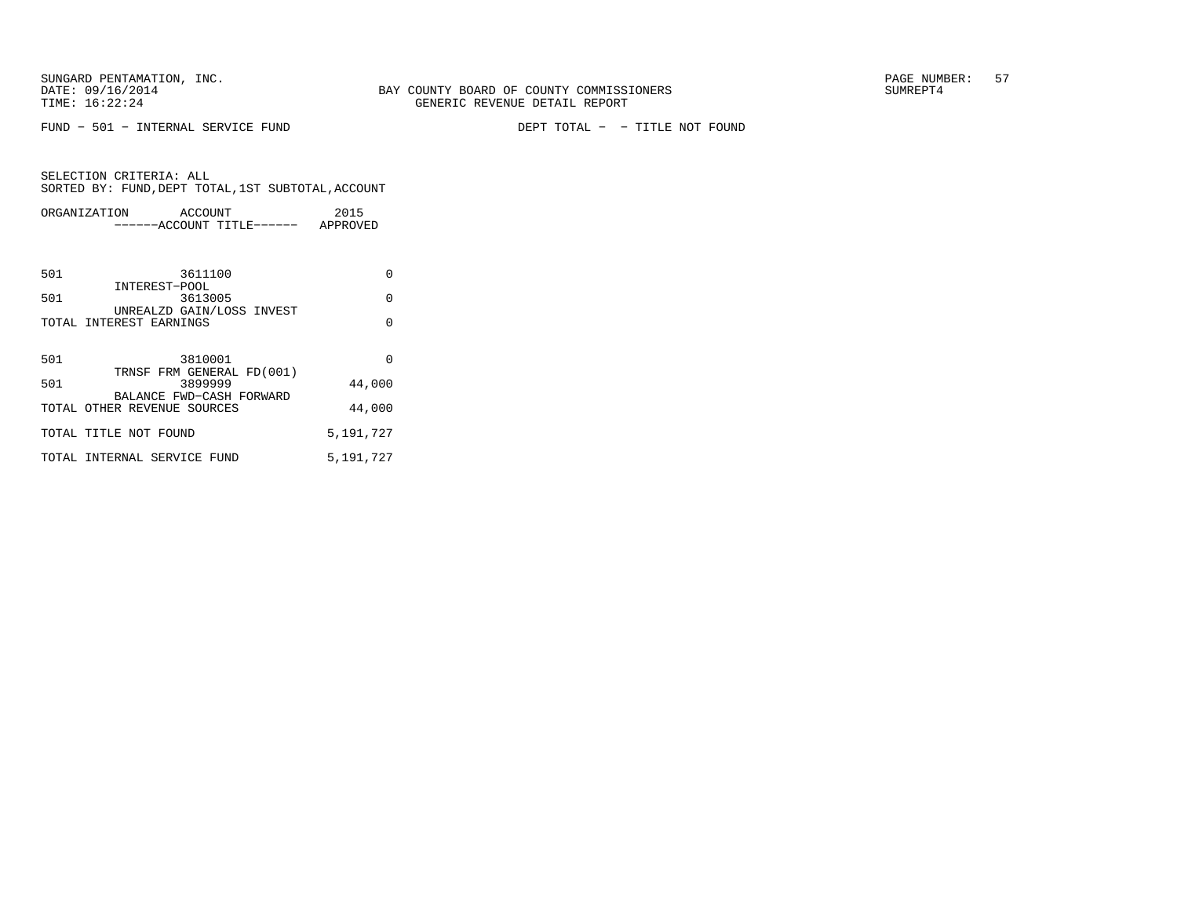SUNGARD PENTAMATION, INC.
DATE: 09/16/2014
TIME: 16:22:24

BAY COUNTY BOARD OF COUNTY COMMISSIONERS
GENERIC REVENUE DETAIL REPORT

SUMREPT4

FUND - 501 - INTERNAL SERVICE FUND

DEPT TOTAL - - TITLE NOT FOUND

SELECTION CRITERIA: ALL
SORTED BY: FUND,DEPT TOTAL,1ST SUBTOTAL,ACCOUNT

| ORGANIZATION | ACCOUNT ------ACCOUNT TITLE------ | 2015 APPROVED |
|---|---|---|
| 501 | 3611100 INTEREST-POOL | 0 |
| 501 | 3613005 UNREALZD GAIN/LOSS INVEST | 0 |
| TOTAL INTEREST EARNINGS | | 0 |
| 501 | 3810001 TRNSF FRM GENERAL FD(001) | 0 |
| 501 | 3899999 BALANCE FWD-CASH FORWARD | 44,000 |
| TOTAL OTHER REVENUE SOURCES | | 44,000 |
| TOTAL TITLE NOT FOUND | | 5,191,727 |
| TOTAL INTERNAL SERVICE FUND | | 5,191,727 |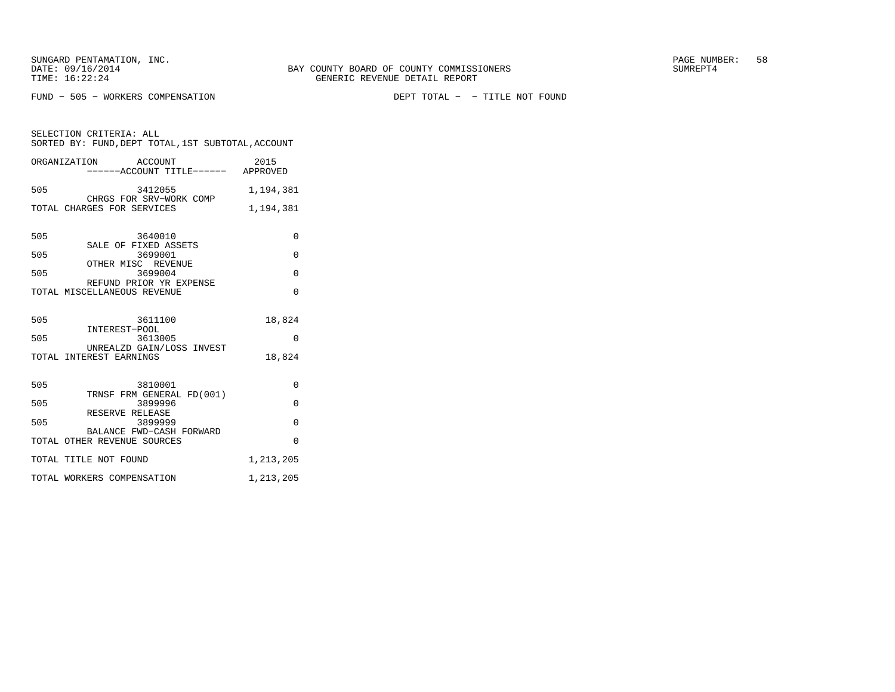BAY COUNTY BOARD OF COUNTY COMMISSIONERS
GENERIC REVENUE DETAIL REPORT

FUND – 505 – WORKERS COMPENSATION

DEPT TOTAL – – TITLE NOT FOUND

SELECTION CRITERIA: ALL
SORTED BY: FUND,DEPT TOTAL,1ST SUBTOTAL,ACCOUNT

| ORGANIZATION | ACCOUNT / ACCOUNT TITLE | 2015 APPROVED |
|---|---|---|
| 505 | 3412055 CHRGS FOR SRV–WORK COMP | 1,194,381 |
| TOTAL CHARGES FOR SERVICES | | 1,194,381 |
| 505 | 3640010 SALE OF FIXED ASSETS | 0 |
| 505 | 3699001 OTHER MISC REVENUE | 0 |
| 505 | 3699004 REFUND PRIOR YR EXPENSE | 0 |
| TOTAL MISCELLANEOUS REVENUE | | 0 |
| 505 | 3611100 INTEREST–POOL | 18,824 |
| 505 | 3613005 UNREALZD GAIN/LOSS INVEST | 0 |
| TOTAL INTEREST EARNINGS | | 18,824 |
| 505 | 3810001 TRNSF FRM GENERAL FD(001) | 0 |
| 505 | 3899996 RESERVE RELEASE | 0 |
| 505 | 3899999 BALANCE FWD–CASH FORWARD | 0 |
| TOTAL OTHER REVENUE SOURCES | | 0 |
| TOTAL TITLE NOT FOUND | | 1,213,205 |
| TOTAL WORKERS COMPENSATION | | 1,213,205 |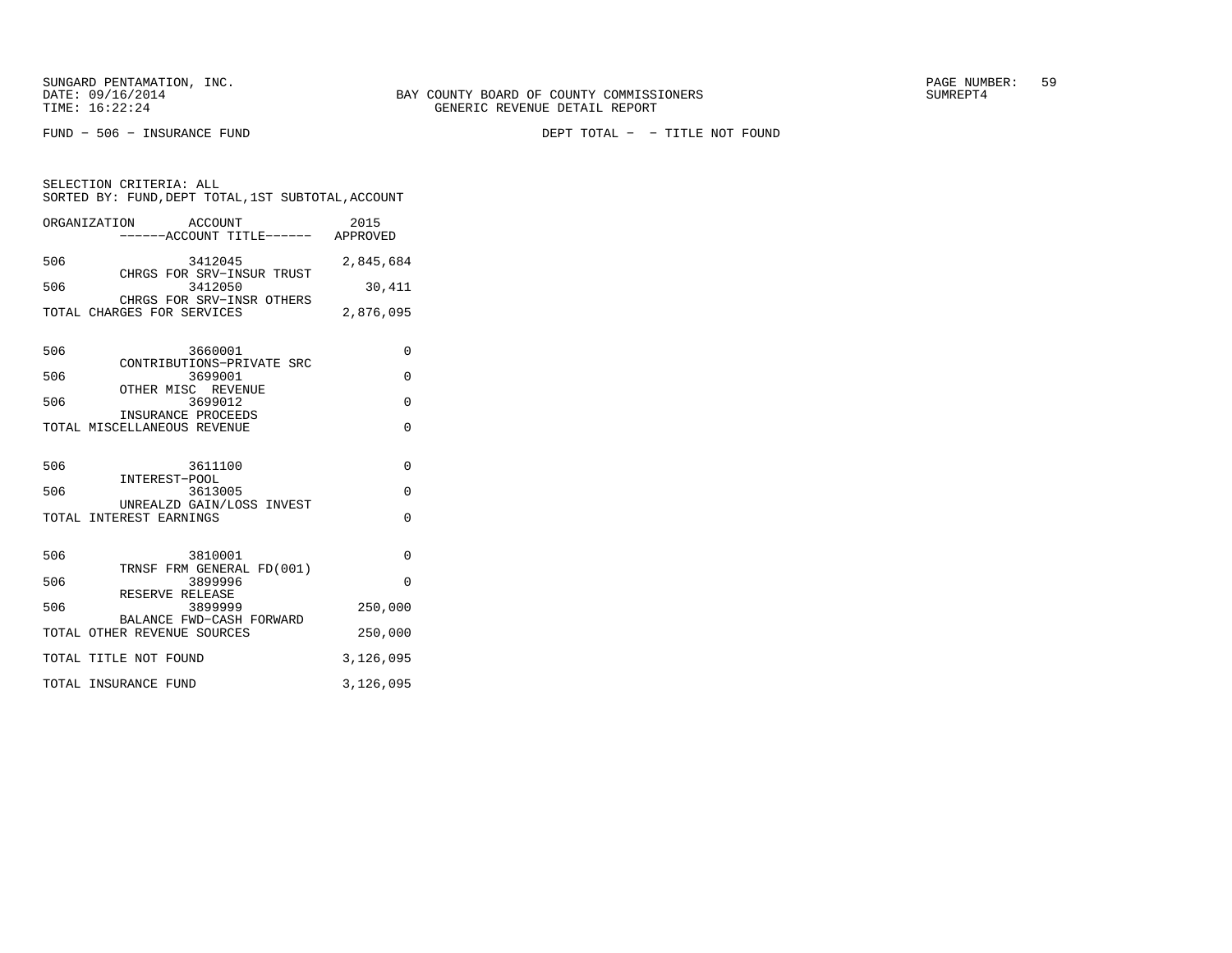SUNGARD PENTAMATION, INC.
DATE: 09/16/2014
TIME: 16:22:24

BAY COUNTY BOARD OF COUNTY COMMISSIONERS
GENERIC REVENUE DETAIL REPORT

SUMREPT4

FUND - 506 - INSURANCE FUND

DEPT TOTAL - - TITLE NOT FOUND

SELECTION CRITERIA: ALL
SORTED BY: FUND,DEPT TOTAL,1ST SUBTOTAL,ACCOUNT

| ORGANIZATION | ACCOUNT<br>------ACCOUNT TITLE------ | 2015<br>APPROVED |
|---|---|---|
| 506 | 3412045<br>CHRGS FOR SRV-INSUR TRUST | 2,845,684 |
| 506 | 3412050<br>CHRGS FOR SRV-INSR OTHERS | 30,411 |
| TOTAL CHARGES FOR SERVICES | | 2,876,095 |
| 506 | 3660001<br>CONTRIBUTIONS-PRIVATE SRC | 0 |
| 506 | 3699001<br>OTHER MISC REVENUE | 0 |
| 506 | 3699012<br>INSURANCE PROCEEDS | 0 |
| TOTAL MISCELLANEOUS REVENUE | | 0 |
| 506 | 3611100<br>INTEREST-POOL | 0 |
| 506 | 3613005<br>UNREALZD GAIN/LOSS INVEST | 0 |
| TOTAL INTEREST EARNINGS | | 0 |
| 506 | 3810001<br>TRNSF FRM GENERAL FD(001) | 0 |
| 506 | 3899996<br>RESERVE RELEASE | 0 |
| 506 | 3899999<br>BALANCE FWD-CASH FORWARD | 250,000 |
| TOTAL OTHER REVENUE SOURCES | | 250,000 |
| TOTAL TITLE NOT FOUND | | 3,126,095 |
| TOTAL INSURANCE FUND | | 3,126,095 |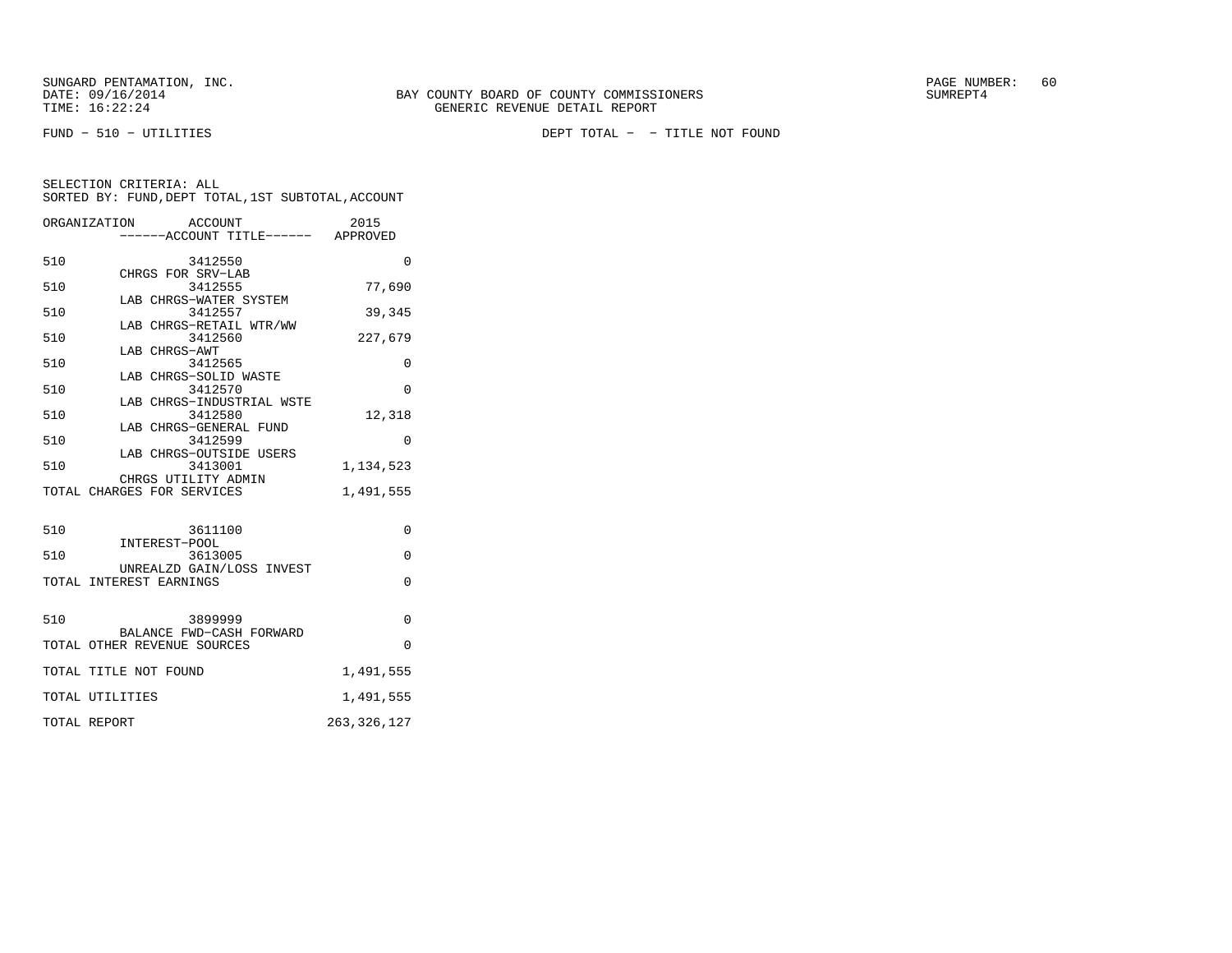FUND − 510 − UTILITIES DEPT TOTAL − − TITLE NOT FOUND

SELECTION CRITERIA: ALL
SORTED BY: FUND,DEPT TOTAL,1ST SUBTOTAL,ACCOUNT

| ORGANIZATION | ACCOUNT / ------ACCOUNT TITLE------ | 2015 APPROVED |
|---|---|---|
| 510 | 3412550 CHRGS FOR SRV−LAB | 0 |
| 510 | 3412555 LAB CHRGS−WATER SYSTEM | 77,690 |
| 510 | 3412557 LAB CHRGS−RETAIL WTR/WW | 39,345 |
| 510 | 3412560 LAB CHRGS−AWT | 227,679 |
| 510 | 3412565 LAB CHRGS−SOLID WASTE | 0 |
| 510 | 3412570 LAB CHRGS−INDUSTRIAL WSTE | 0 |
| 510 | 3412580 LAB CHRGS−GENERAL FUND | 12,318 |
| 510 | 3412599 LAB CHRGS−OUTSIDE USERS | 0 |
| 510 | 3413001 CHRGS UTILITY ADMIN | 1,134,523 |
| TOTAL CHARGES FOR SERVICES | | 1,491,555 |
| 510 | 3611100 INTEREST−POOL | 0 |
| 510 | 3613005 UNREALZD GAIN/LOSS INVEST | 0 |
| TOTAL INTEREST EARNINGS | | 0 |
| 510 | 3899999 BALANCE FWD−CASH FORWARD | 0 |
| TOTAL OTHER REVENUE SOURCES | | 0 |
| TOTAL TITLE NOT FOUND | | 1,491,555 |
| TOTAL UTILITIES | | 1,491,555 |
| TOTAL REPORT | | 263,326,127 |